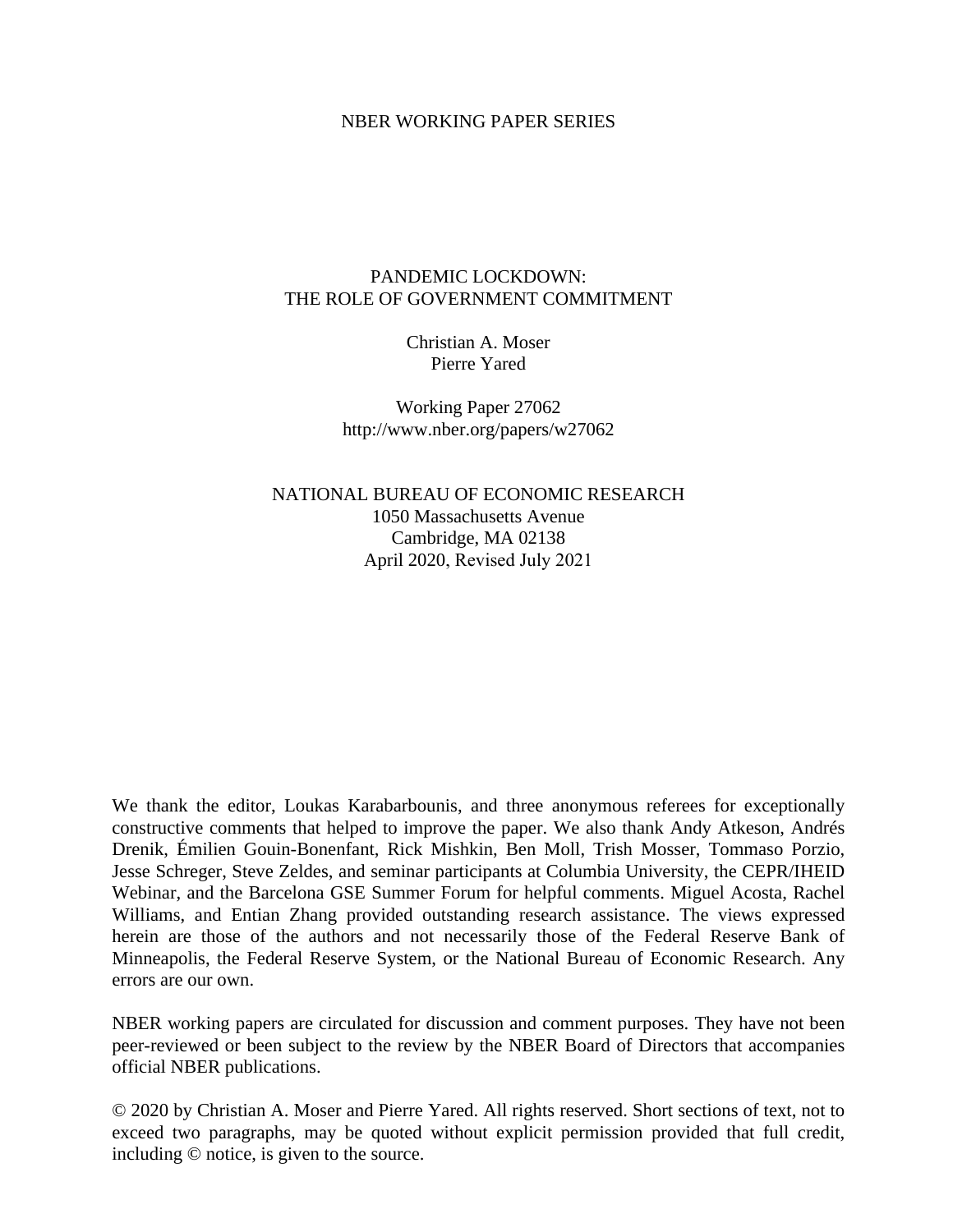NBER WORKING PAPER SERIES

# PANDEMIC LOCKDOWN: THE ROLE OF GOVERNMENT COMMITMENT

Christian A. Moser
Pierre Yared

Working Paper 27062
http://www.nber.org/papers/w27062

NATIONAL BUREAU OF ECONOMIC RESEARCH
1050 Massachusetts Avenue
Cambridge, MA 02138
April 2020, Revised July 2021

We thank the editor, Loukas Karabarbounis, and three anonymous referees for exceptionally constructive comments that helped to improve the paper. We also thank Andy Atkeson, Andrés Drenik, Émilien Gouin-Bonenfant, Rick Mishkin, Ben Moll, Trish Mosser, Tommaso Porzio, Jesse Schreger, Steve Zeldes, and seminar participants at Columbia University, the CEPR/IHEID Webinar, and the Barcelona GSE Summer Forum for helpful comments. Miguel Acosta, Rachel Williams, and Entian Zhang provided outstanding research assistance. The views expressed herein are those of the authors and not necessarily those of the Federal Reserve Bank of Minneapolis, the Federal Reserve System, or the National Bureau of Economic Research. Any errors are our own.

NBER working papers are circulated for discussion and comment purposes. They have not been peer-reviewed or been subject to the review by the NBER Board of Directors that accompanies official NBER publications.

© 2020 by Christian A. Moser and Pierre Yared. All rights reserved. Short sections of text, not to exceed two paragraphs, may be quoted without explicit permission provided that full credit, including © notice, is given to the source.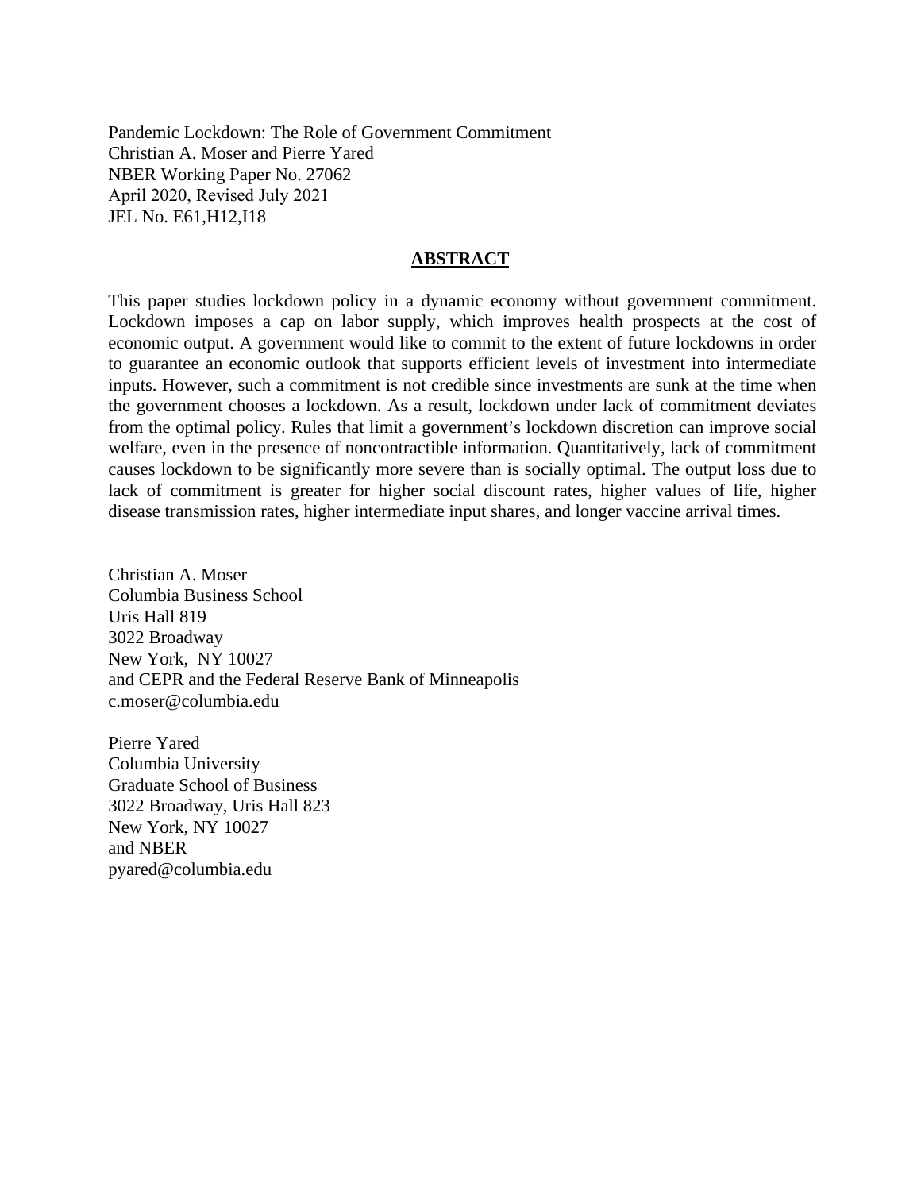Pandemic Lockdown: The Role of Government Commitment
Christian A. Moser and Pierre Yared
NBER Working Paper No. 27062
April 2020, Revised July 2021
JEL No. E61,H12,I18

## ABSTRACT

This paper studies lockdown policy in a dynamic economy without government commitment. Lockdown imposes a cap on labor supply, which improves health prospects at the cost of economic output. A government would like to commit to the extent of future lockdowns in order to guarantee an economic outlook that supports efficient levels of investment into intermediate inputs. However, such a commitment is not credible since investments are sunk at the time when the government chooses a lockdown. As a result, lockdown under lack of commitment deviates from the optimal policy. Rules that limit a government's lockdown discretion can improve social welfare, even in the presence of noncontractible information. Quantitatively, lack of commitment causes lockdown to be significantly more severe than is socially optimal. The output loss due to lack of commitment is greater for higher social discount rates, higher values of life, higher disease transmission rates, higher intermediate input shares, and longer vaccine arrival times.

Christian A. Moser
Columbia Business School
Uris Hall 819
3022 Broadway
New York, NY 10027
and CEPR and the Federal Reserve Bank of Minneapolis
c.moser@columbia.edu

Pierre Yared
Columbia University
Graduate School of Business
3022 Broadway, Uris Hall 823
New York, NY 10027
and NBER
pyared@columbia.edu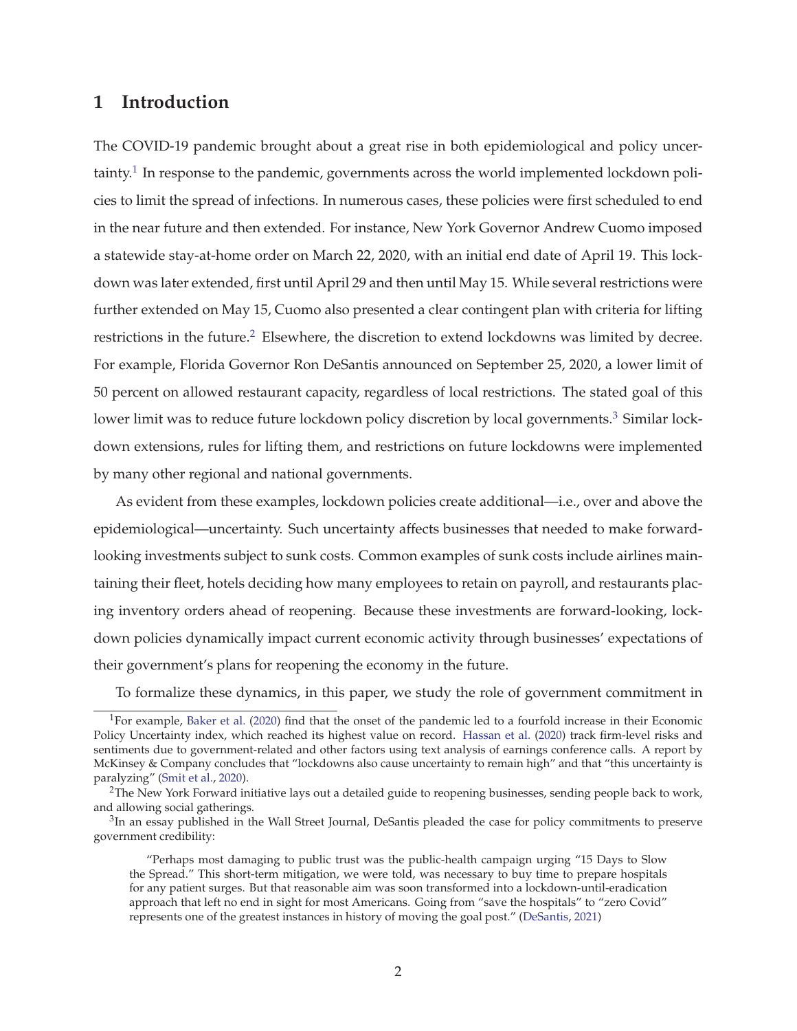# 1 Introduction

The COVID-19 pandemic brought about a great rise in both epidemiological and policy uncertainty.[1] In response to the pandemic, governments across the world implemented lockdown policies to limit the spread of infections. In numerous cases, these policies were first scheduled to end in the near future and then extended. For instance, New York Governor Andrew Cuomo imposed a statewide stay-at-home order on March 22, 2020, with an initial end date of April 19. This lockdown was later extended, first until April 29 and then until May 15. While several restrictions were further extended on May 15, Cuomo also presented a clear contingent plan with criteria for lifting restrictions in the future.[2] Elsewhere, the discretion to extend lockdowns was limited by decree. For example, Florida Governor Ron DeSantis announced on September 25, 2020, a lower limit of 50 percent on allowed restaurant capacity, regardless of local restrictions. The stated goal of this lower limit was to reduce future lockdown policy discretion by local governments.[3] Similar lockdown extensions, rules for lifting them, and restrictions on future lockdowns were implemented by many other regional and national governments.

As evident from these examples, lockdown policies create additional—i.e., over and above the epidemiological—uncertainty. Such uncertainty affects businesses that needed to make forward-looking investments subject to sunk costs. Common examples of sunk costs include airlines maintaining their fleet, hotels deciding how many employees to retain on payroll, and restaurants placing inventory orders ahead of reopening. Because these investments are forward-looking, lockdown policies dynamically impact current economic activity through businesses' expectations of their government's plans for reopening the economy in the future.

To formalize these dynamics, in this paper, we study the role of government commitment in

---

[1] For example, Baker et al. (2020) find that the onset of the pandemic led to a fourfold increase in their Economic Policy Uncertainty index, which reached its highest value on record. Hassan et al. (2020) track firm-level risks and sentiments due to government-related and other factors using text analysis of earnings conference calls. A report by McKinsey & Company concludes that "lockdowns also cause uncertainty to remain high" and that "this uncertainty is paralyzing" (Smit et al., 2020).

[2] The New York Forward initiative lays out a detailed guide to reopening businesses, sending people back to work, and allowing social gatherings.

[3] In an essay published in the Wall Street Journal, DeSantis pleaded the case for policy commitments to preserve government credibility:

> "Perhaps most damaging to public trust was the public-health campaign urging "15 Days to Slow the Spread." This short-term mitigation, we were told, was necessary to buy time to prepare hospitals for any patient surges. But that reasonable aim was soon transformed into a lockdown-until-eradication approach that left no end in sight for most Americans. Going from "save the hospitals" to "zero Covid" represents one of the greatest instances in history of moving the goal post." (DeSantis, 2021)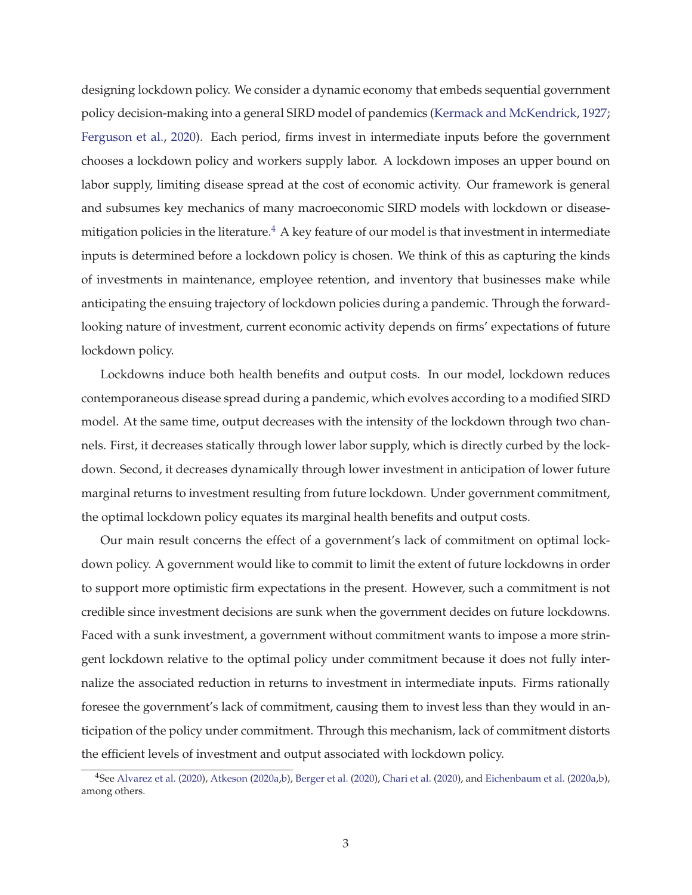designing lockdown policy. We consider a dynamic economy that embeds sequential government policy decision-making into a general SIRD model of pandemics (Kermack and McKendrick, 1927; Ferguson et al., 2020). Each period, firms invest in intermediate inputs before the government chooses a lockdown policy and workers supply labor. A lockdown imposes an upper bound on labor supply, limiting disease spread at the cost of economic activity. Our framework is general and subsumes key mechanics of many macroeconomic SIRD models with lockdown or disease-mitigation policies in the literature.[4] A key feature of our model is that investment in intermediate inputs is determined before a lockdown policy is chosen. We think of this as capturing the kinds of investments in maintenance, employee retention, and inventory that businesses make while anticipating the ensuing trajectory of lockdown policies during a pandemic. Through the forward-looking nature of investment, current economic activity depends on firms' expectations of future lockdown policy.

Lockdowns induce both health benefits and output costs. In our model, lockdown reduces contemporaneous disease spread during a pandemic, which evolves according to a modified SIRD model. At the same time, output decreases with the intensity of the lockdown through two channels. First, it decreases statically through lower labor supply, which is directly curbed by the lockdown. Second, it decreases dynamically through lower investment in anticipation of lower future marginal returns to investment resulting from future lockdown. Under government commitment, the optimal lockdown policy equates its marginal health benefits and output costs.

Our main result concerns the effect of a government's lack of commitment on optimal lockdown policy. A government would like to commit to limit the extent of future lockdowns in order to support more optimistic firm expectations in the present. However, such a commitment is not credible since investment decisions are sunk when the government decides on future lockdowns. Faced with a sunk investment, a government without commitment wants to impose a more stringent lockdown relative to the optimal policy under commitment because it does not fully internalize the associated reduction in returns to investment in intermediate inputs. Firms rationally foresee the government's lack of commitment, causing them to invest less than they would in anticipation of the policy under commitment. Through this mechanism, lack of commitment distorts the efficient levels of investment and output associated with lockdown policy.

[4] See Alvarez et al. (2020), Atkeson (2020a,b), Berger et al. (2020), Chari et al. (2020), and Eichenbaum et al. (2020a,b), among others.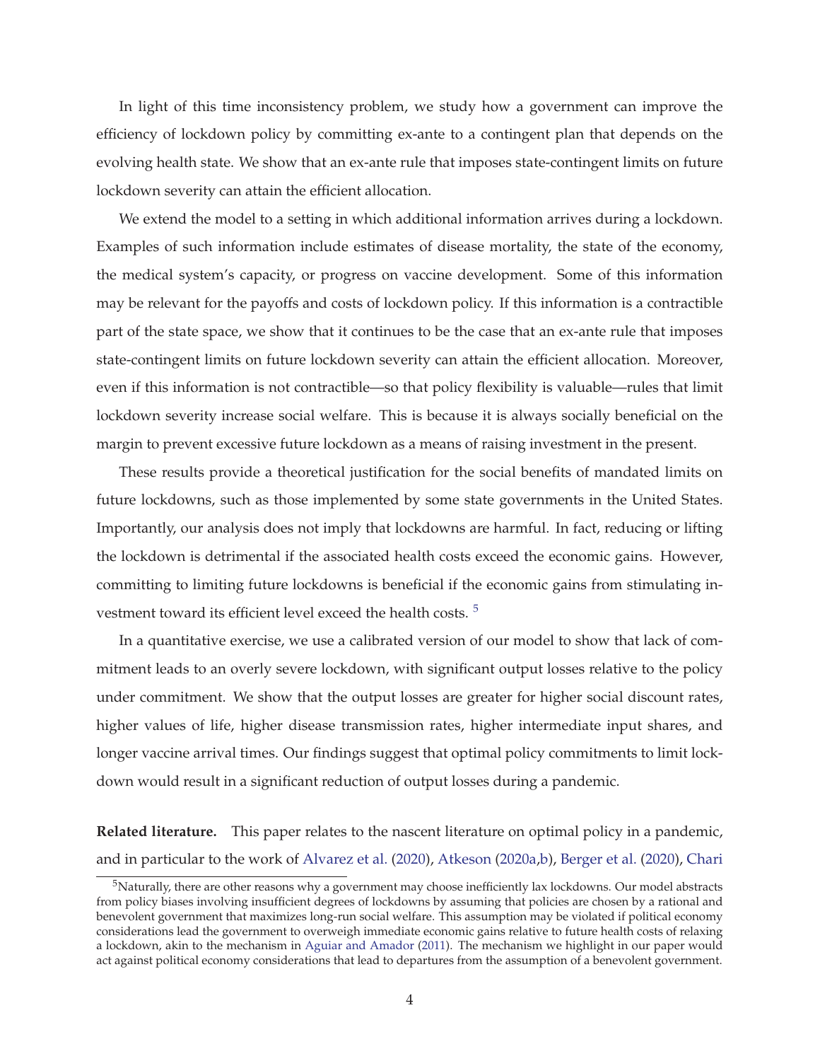In light of this time inconsistency problem, we study how a government can improve the efficiency of lockdown policy by committing ex-ante to a contingent plan that depends on the evolving health state. We show that an ex-ante rule that imposes state-contingent limits on future lockdown severity can attain the efficient allocation.

We extend the model to a setting in which additional information arrives during a lockdown. Examples of such information include estimates of disease mortality, the state of the economy, the medical system's capacity, or progress on vaccine development. Some of this information may be relevant for the payoffs and costs of lockdown policy. If this information is a contractible part of the state space, we show that it continues to be the case that an ex-ante rule that imposes state-contingent limits on future lockdown severity can attain the efficient allocation. Moreover, even if this information is not contractible—so that policy flexibility is valuable—rules that limit lockdown severity increase social welfare. This is because it is always socially beneficial on the margin to prevent excessive future lockdown as a means of raising investment in the present.

These results provide a theoretical justification for the social benefits of mandated limits on future lockdowns, such as those implemented by some state governments in the United States. Importantly, our analysis does not imply that lockdowns are harmful. In fact, reducing or lifting the lockdown is detrimental if the associated health costs exceed the economic gains. However, committing to limiting future lockdowns is beneficial if the economic gains from stimulating investment toward its efficient level exceed the health costs. [5]

In a quantitative exercise, we use a calibrated version of our model to show that lack of commitment leads to an overly severe lockdown, with significant output losses relative to the policy under commitment. We show that the output losses are greater for higher social discount rates, higher values of life, higher disease transmission rates, higher intermediate input shares, and longer vaccine arrival times. Our findings suggest that optimal policy commitments to limit lockdown would result in a significant reduction of output losses during a pandemic.

**Related literature.** This paper relates to the nascent literature on optimal policy in a pandemic, and in particular to the work of Alvarez et al. (2020), Atkeson (2020a,b), Berger et al. (2020), Chari

[5] Naturally, there are other reasons why a government may choose inefficiently lax lockdowns. Our model abstracts from policy biases involving insufficient degrees of lockdowns by assuming that policies are chosen by a rational and benevolent government that maximizes long-run social welfare. This assumption may be violated if political economy considerations lead the government to overweigh immediate economic gains relative to future health costs of relaxing a lockdown, akin to the mechanism in Aguiar and Amador (2011). The mechanism we highlight in our paper would act against political economy considerations that lead to departures from the assumption of a benevolent government.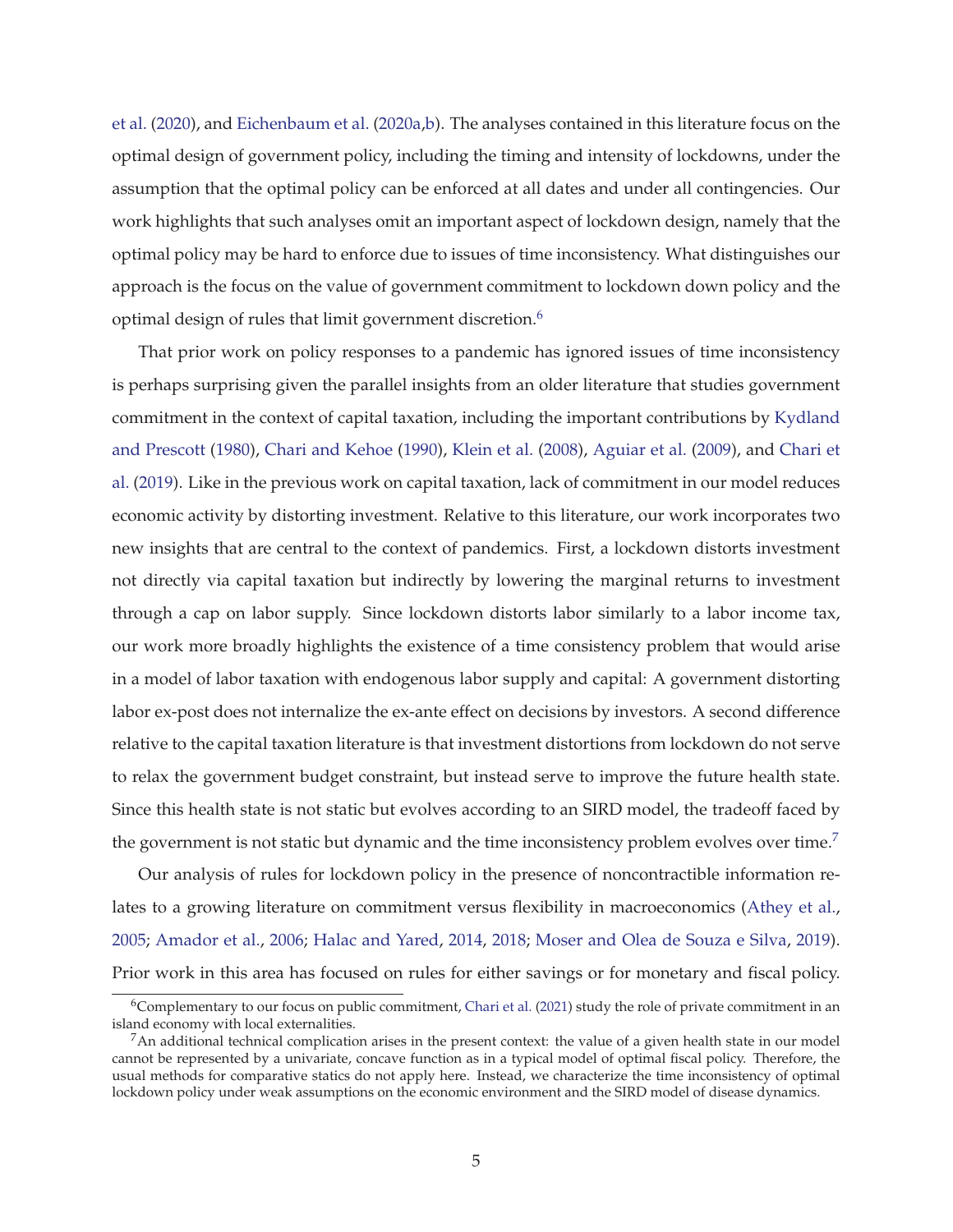et al. (2020), and Eichenbaum et al. (2020a,b). The analyses contained in this literature focus on the optimal design of government policy, including the timing and intensity of lockdowns, under the assumption that the optimal policy can be enforced at all dates and under all contingencies. Our work highlights that such analyses omit an important aspect of lockdown design, namely that the optimal policy may be hard to enforce due to issues of time inconsistency. What distinguishes our approach is the focus on the value of government commitment to lockdown down policy and the optimal design of rules that limit government discretion.[6]

That prior work on policy responses to a pandemic has ignored issues of time inconsistency is perhaps surprising given the parallel insights from an older literature that studies government commitment in the context of capital taxation, including the important contributions by Kydland and Prescott (1980), Chari and Kehoe (1990), Klein et al. (2008), Aguiar et al. (2009), and Chari et al. (2019). Like in the previous work on capital taxation, lack of commitment in our model reduces economic activity by distorting investment. Relative to this literature, our work incorporates two new insights that are central to the context of pandemics. First, a lockdown distorts investment not directly via capital taxation but indirectly by lowering the marginal returns to investment through a cap on labor supply. Since lockdown distorts labor similarly to a labor income tax, our work more broadly highlights the existence of a time consistency problem that would arise in a model of labor taxation with endogenous labor supply and capital: A government distorting labor ex-post does not internalize the ex-ante effect on decisions by investors. A second difference relative to the capital taxation literature is that investment distortions from lockdown do not serve to relax the government budget constraint, but instead serve to improve the future health state. Since this health state is not static but evolves according to an SIRD model, the tradeoff faced by the government is not static but dynamic and the time inconsistency problem evolves over time.[7]

Our analysis of rules for lockdown policy in the presence of noncontractible information relates to a growing literature on commitment versus flexibility in macroeconomics (Athey et al., 2005; Amador et al., 2006; Halac and Yared, 2014, 2018; Moser and Olea de Souza e Silva, 2019). Prior work in this area has focused on rules for either savings or for monetary and fiscal policy.

[6] Complementary to our focus on public commitment, Chari et al. (2021) study the role of private commitment in an island economy with local externalities.

[7] An additional technical complication arises in the present context: the value of a given health state in our model cannot be represented by a univariate, concave function as in a typical model of optimal fiscal policy. Therefore, the usual methods for comparative statics do not apply here. Instead, we characterize the time inconsistency of optimal lockdown policy under weak assumptions on the economic environment and the SIRD model of disease dynamics.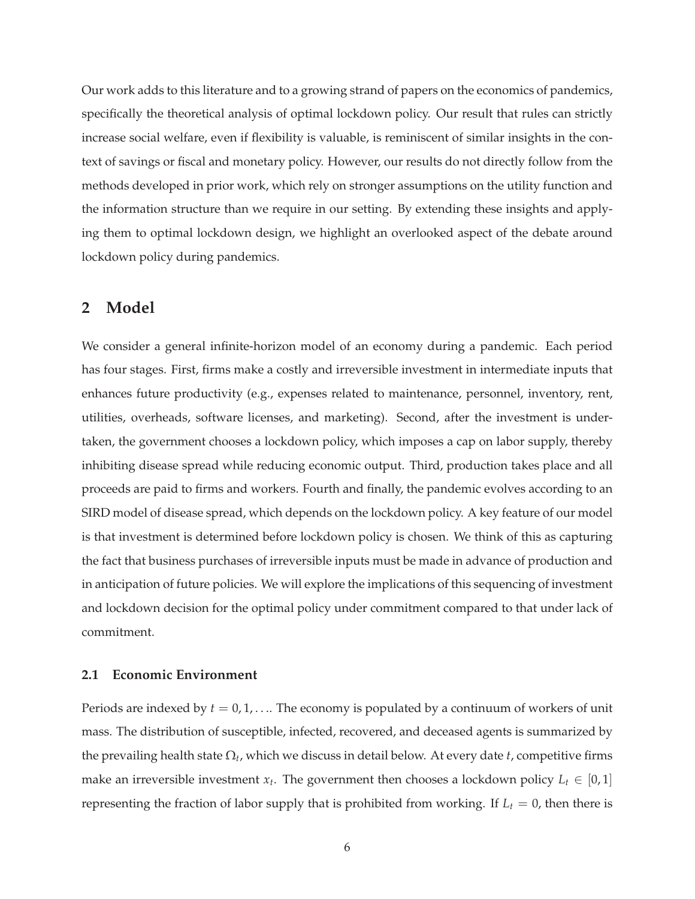Our work adds to this literature and to a growing strand of papers on the economics of pandemics, specifically the theoretical analysis of optimal lockdown policy. Our result that rules can strictly increase social welfare, even if flexibility is valuable, is reminiscent of similar insights in the context of savings or fiscal and monetary policy. However, our results do not directly follow from the methods developed in prior work, which rely on stronger assumptions on the utility function and the information structure than we require in our setting. By extending these insights and applying them to optimal lockdown design, we highlight an overlooked aspect of the debate around lockdown policy during pandemics.

## 2 Model

We consider a general infinite-horizon model of an economy during a pandemic. Each period has four stages. First, firms make a costly and irreversible investment in intermediate inputs that enhances future productivity (e.g., expenses related to maintenance, personnel, inventory, rent, utilities, overheads, software licenses, and marketing). Second, after the investment is undertaken, the government chooses a lockdown policy, which imposes a cap on labor supply, thereby inhibiting disease spread while reducing economic output. Third, production takes place and all proceeds are paid to firms and workers. Fourth and finally, the pandemic evolves according to an SIRD model of disease spread, which depends on the lockdown policy. A key feature of our model is that investment is determined before lockdown policy is chosen. We think of this as capturing the fact that business purchases of irreversible inputs must be made in advance of production and in anticipation of future policies. We will explore the implications of this sequencing of investment and lockdown decision for the optimal policy under commitment compared to that under lack of commitment.

### 2.1 Economic Environment

Periods are indexed by $t = 0, 1, \ldots$. The economy is populated by a continuum of workers of unit mass. The distribution of susceptible, infected, recovered, and deceased agents is summarized by the prevailing health state $\Omega_t$, which we discuss in detail below. At every date $t$, competitive firms make an irreversible investment $x_t$. The government then chooses a lockdown policy $L_t \in [0, 1]$ representing the fraction of labor supply that is prohibited from working. If $L_t = 0$, then there is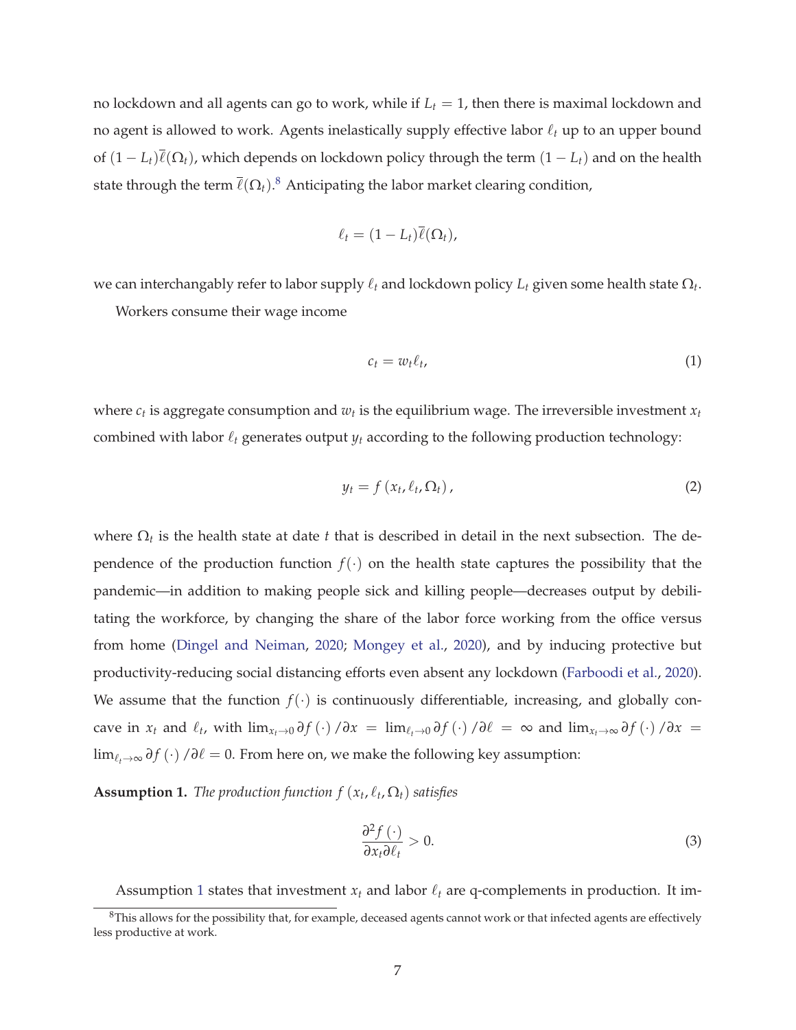no lockdown and all agents can go to work, while if $L_t = 1$, then there is maximal lockdown and no agent is allowed to work. Agents inelastically supply effective labor $\ell_t$ up to an upper bound of $(1 - L_t)\overline{\ell}(\Omega_t)$, which depends on lockdown policy through the term $(1 - L_t)$ and on the health state through the term $\overline{\ell}(\Omega_t)$.[8] Anticipating the labor market clearing condition,

$$\ell_t = (1 - L_t)\overline{\ell}(\Omega_t),$$

we can interchangably refer to labor supply $\ell_t$ and lockdown policy $L_t$ given some health state $\Omega_t$.

Workers consume their wage income

$$c_t = w_t \ell_t, \tag{1}$$

where $c_t$ is aggregate consumption and $w_t$ is the equilibrium wage. The irreversible investment $x_t$ combined with labor $\ell_t$ generates output $y_t$ according to the following production technology:

$$y_t = f\left(x_t, \ell_t, \Omega_t\right), \tag{2}$$

where $\Omega_t$ is the health state at date $t$ that is described in detail in the next subsection. The dependence of the production function $f(\cdot)$ on the health state captures the possibility that the pandemic—in addition to making people sick and killing people—decreases output by debilitating the workforce, by changing the share of the labor force working from the office versus from home (Dingel and Neiman, 2020; Mongey et al., 2020), and by inducing protective but productivity-reducing social distancing efforts even absent any lockdown (Farboodi et al., 2020). We assume that the function $f(\cdot)$ is continuously differentiable, increasing, and globally concave in $x_t$ and $\ell_t$, with $\lim_{x_t \to 0} \partial f\left(\cdot\right)/\partial x = \lim_{\ell_t \to 0} \partial f\left(\cdot\right)/\partial \ell = \infty$ and $\lim_{x_t \to \infty} \partial f\left(\cdot\right)/\partial x = \lim_{\ell_t \to \infty} \partial f\left(\cdot\right)/\partial \ell = 0$. From here on, we make the following key assumption:

**Assumption 1.** *The production function $f\left(x_t, \ell_t, \Omega_t\right)$ satisfies*

$$\frac{\partial^2 f\left(\cdot\right)}{\partial x_t \partial \ell_t} > 0. \tag{3}$$

Assumption 1 states that investment $x_t$ and labor $\ell_t$ are q-complements in production. It im-

[8] This allows for the possibility that, for example, deceased agents cannot work or that infected agents are effectively less productive at work.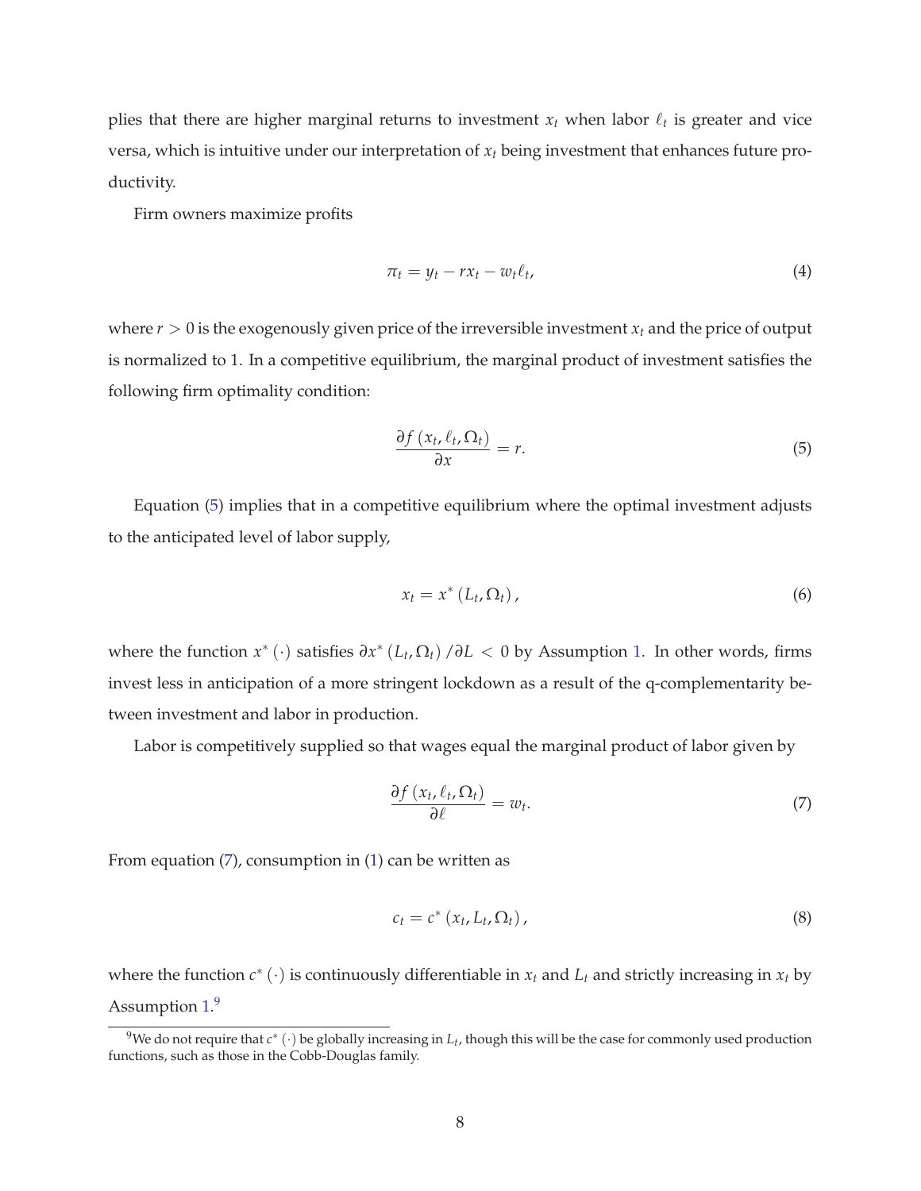plies that there are higher marginal returns to investment $x_t$ when labor $\ell_t$ is greater and vice versa, which is intuitive under our interpretation of $x_t$ being investment that enhances future productivity.

Firm owners maximize profits

$$\pi_t = y_t - rx_t - w_t \ell_t, \tag{4}$$

where $r > 0$ is the exogenously given price of the irreversible investment $x_t$ and the price of output is normalized to 1. In a competitive equilibrium, the marginal product of investment satisfies the following firm optimality condition:

$$\frac{\partial f\left(x_t, \ell_t, \Omega_t\right)}{\partial x} = r. \tag{5}$$

Equation (5) implies that in a competitive equilibrium where the optimal investment adjusts to the anticipated level of labor supply,

$$x_t = x^*\left(L_t, \Omega_t\right), \tag{6}$$

where the function $x^*\left(\cdot\right)$ satisfies $\partial x^*\left(L_t, \Omega_t\right)/\partial L < 0$ by Assumption 1. In other words, firms invest less in anticipation of a more stringent lockdown as a result of the q-complementarity between investment and labor in production.

Labor is competitively supplied so that wages equal the marginal product of labor given by

$$\frac{\partial f\left(x_t, \ell_t, \Omega_t\right)}{\partial \ell} = w_t. \tag{7}$$

From equation (7), consumption in (1) can be written as

$$c_t = c^*\left(x_t, L_t, \Omega_t\right), \tag{8}$$

where the function $c^*\left(\cdot\right)$ is continuously differentiable in $x_t$ and $L_t$ and strictly increasing in $x_t$ by Assumption 1.[9]

[9] We do not require that $c^*\left(\cdot\right)$ be globally increasing in $L_t$, though this will be the case for commonly used production functions, such as those in the Cobb-Douglas family.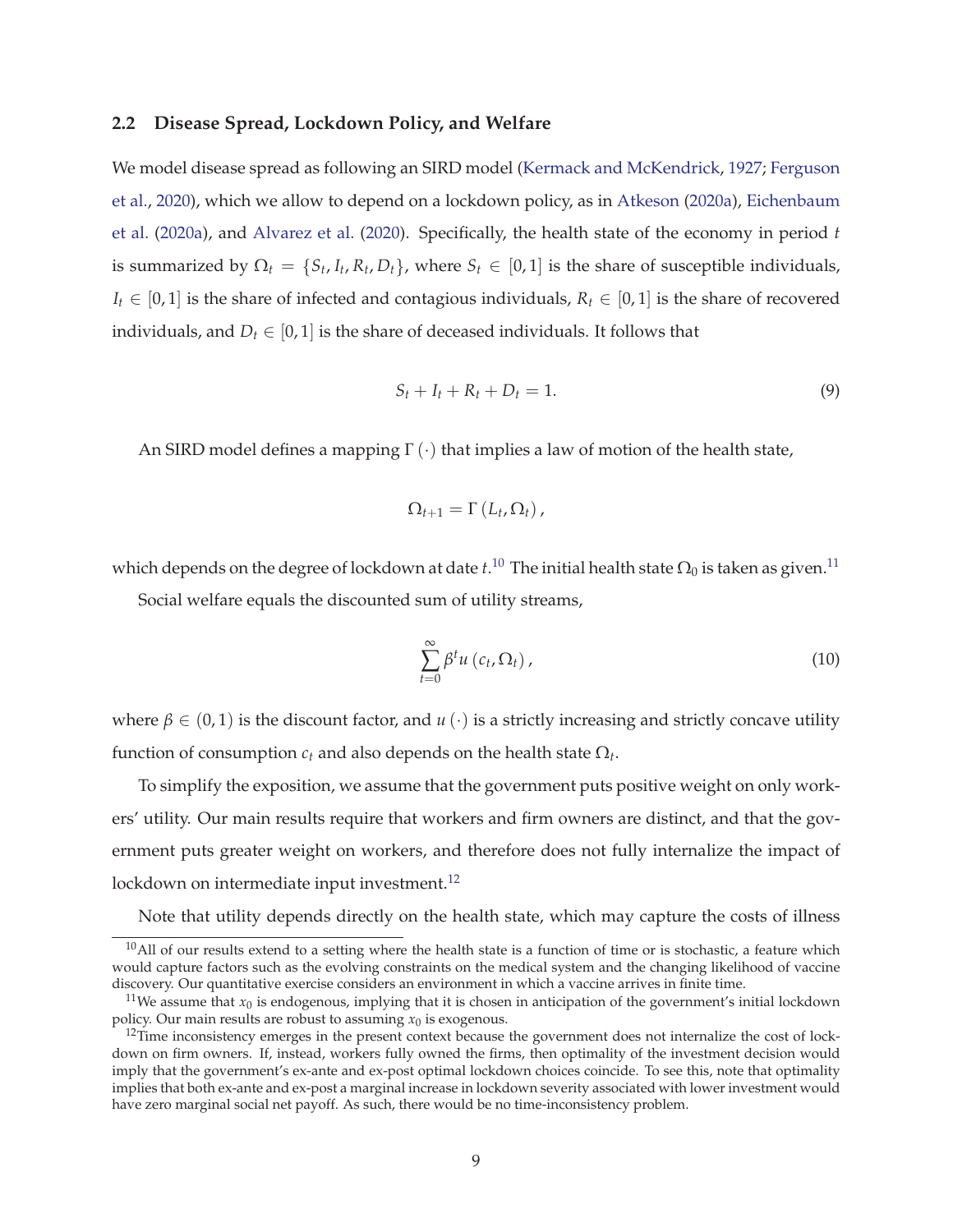### 2.2 Disease Spread, Lockdown Policy, and Welfare

We model disease spread as following an SIRD model (Kermack and McKendrick, 1927; Ferguson et al., 2020), which we allow to depend on a lockdown policy, as in Atkeson (2020a), Eichenbaum et al. (2020a), and Alvarez et al. (2020). Specifically, the health state of the economy in period $t$ is summarized by $\Omega_t = \{S_t, I_t, R_t, D_t\}$, where $S_t \in [0,1]$ is the share of susceptible individuals, $I_t \in [0,1]$ is the share of infected and contagious individuals, $R_t \in [0,1]$ is the share of recovered individuals, and $D_t \in [0,1]$ is the share of deceased individuals. It follows that

$$S_t + I_t + R_t + D_t = 1. \tag{9}$$

An SIRD model defines a mapping $\Gamma(\cdot)$ that implies a law of motion of the health state,

$$\Omega_{t+1} = \Gamma(L_t, \Omega_t),$$

which depends on the degree of lockdown at date $t$.[10] The initial health state $\Omega_0$ is taken as given.[11]

Social welfare equals the discounted sum of utility streams,

$$\sum_{t=0}^{\infty} \beta^t u(c_t, \Omega_t), \tag{10}$$

where $\beta \in (0,1)$ is the discount factor, and $u(\cdot)$ is a strictly increasing and strictly concave utility function of consumption $c_t$ and also depends on the health state $\Omega_t$.

To simplify the exposition, we assume that the government puts positive weight on only workers' utility. Our main results require that workers and firm owners are distinct, and that the government puts greater weight on workers, and therefore does not fully internalize the impact of lockdown on intermediate input investment.[12]

Note that utility depends directly on the health state, which may capture the costs of illness

---

[10] All of our results extend to a setting where the health state is a function of time or is stochastic, a feature which would capture factors such as the evolving constraints on the medical system and the changing likelihood of vaccine discovery. Our quantitative exercise considers an environment in which a vaccine arrives in finite time.

[11] We assume that $x_0$ is endogenous, implying that it is chosen in anticipation of the government's initial lockdown policy. Our main results are robust to assuming $x_0$ is exogenous.

[12] Time inconsistency emerges in the present context because the government does not internalize the cost of lockdown on firm owners. If, instead, workers fully owned the firms, then optimality of the investment decision would imply that the government's ex-ante and ex-post optimal lockdown choices coincide. To see this, note that optimality implies that both ex-ante and ex-post a marginal increase in lockdown severity associated with lower investment would have zero marginal social net payoff. As such, there would be no time-inconsistency problem.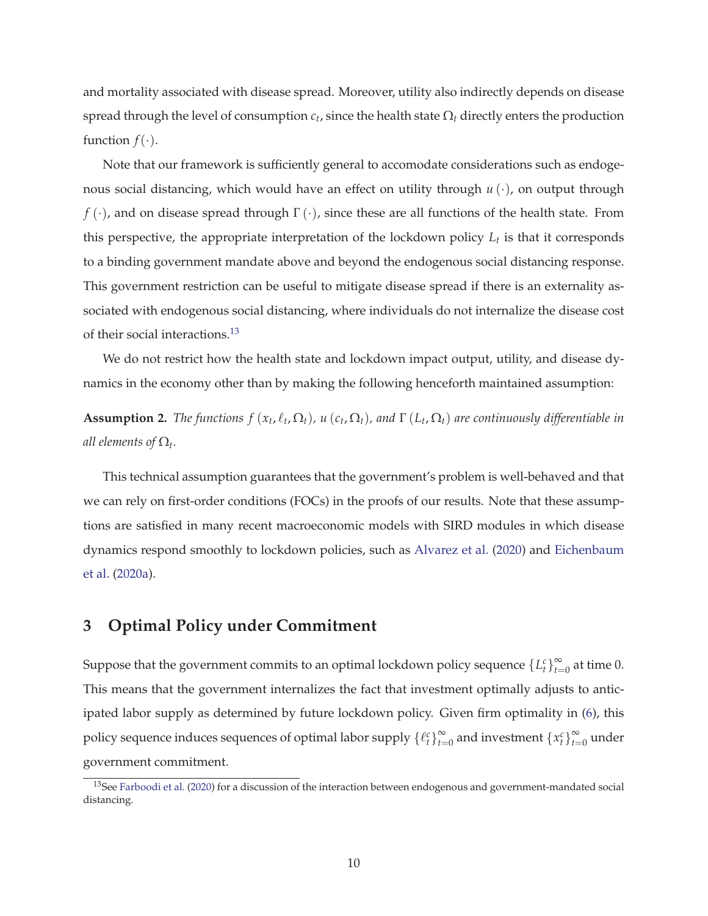and mortality associated with disease spread. Moreover, utility also indirectly depends on disease spread through the level of consumption $c_t$, since the health state $\Omega_t$ directly enters the production function $f(\cdot)$.

Note that our framework is sufficiently general to accomodate considerations such as endogenous social distancing, which would have an effect on utility through $u(\cdot)$, on output through $f(\cdot)$, and on disease spread through $\Gamma(\cdot)$, since these are all functions of the health state. From this perspective, the appropriate interpretation of the lockdown policy $L_t$ is that it corresponds to a binding government mandate above and beyond the endogenous social distancing response. This government restriction can be useful to mitigate disease spread if there is an externality associated with endogenous social distancing, where individuals do not internalize the disease cost of their social interactions.[13]

We do not restrict how the health state and lockdown impact output, utility, and disease dynamics in the economy other than by making the following henceforth maintained assumption:

**Assumption 2.** *The functions $f(x_t, \ell_t, \Omega_t)$, $u(c_t, \Omega_t)$, and $\Gamma(L_t, \Omega_t)$ are continuously differentiable in all elements of $\Omega_t$.*

This technical assumption guarantees that the government's problem is well-behaved and that we can rely on first-order conditions (FOCs) in the proofs of our results. Note that these assumptions are satisfied in many recent macroeconomic models with SIRD modules in which disease dynamics respond smoothly to lockdown policies, such as Alvarez et al. (2020) and Eichenbaum et al. (2020a).

## 3 Optimal Policy under Commitment

Suppose that the government commits to an optimal lockdown policy sequence $\{L_t^c\}_{t=0}^{\infty}$ at time 0. This means that the government internalizes the fact that investment optimally adjusts to anticipated labor supply as determined by future lockdown policy. Given firm optimality in (6), this policy sequence induces sequences of optimal labor supply $\{\ell_t^c\}_{t=0}^{\infty}$ and investment $\{x_t^c\}_{t=0}^{\infty}$ under government commitment.

[13] See Farboodi et al. (2020) for a discussion of the interaction between endogenous and government-mandated social distancing.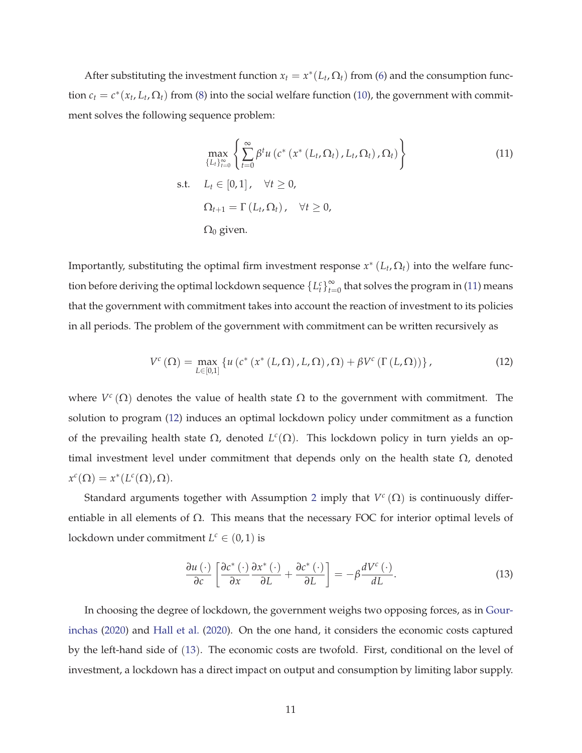After substituting the investment function $x_t = x^*(L_t, \Omega_t)$ from (6) and the consumption function $c_t = c^*(x_t, L_t, \Omega_t)$ from (8) into the social welfare function (10), the government with commitment solves the following sequence problem:

$$
\begin{aligned}
&\max_{\{L_t\}_{t=0}^{\infty}} \left\{ \sum_{t=0}^{\infty} \beta^t u\left(c^*\left(x^*\left(L_t, \Omega_t\right), L_t, \Omega_t\right), \Omega_t\right) \right\} \qquad (11) \\
\text{s.t.} \quad & L_t \in [0,1], \quad \forall t \geq 0, \\
& \Omega_{t+1} = \Gamma\left(L_t, \Omega_t\right), \quad \forall t \geq 0, \\
& \Omega_0 \text{ given.}
\end{aligned}
$$

Importantly, substituting the optimal firm investment response $x^*\left(L_t, \Omega_t\right)$ into the welfare function before deriving the optimal lockdown sequence $\{L_t^c\}_{t=0}^{\infty}$ that solves the program in (11) means that the government with commitment takes into account the reaction of investment to its policies in all periods. The problem of the government with commitment can be written recursively as

$$
V^c\left(\Omega\right) = \max_{L \in [0,1]} \left\{ u\left(c^*\left(x^*\left(L, \Omega\right), L, \Omega\right), \Omega\right) + \beta V^c\left(\Gamma\left(L, \Omega\right)\right) \right\}, \qquad (12)
$$

where $V^c\left(\Omega\right)$ denotes the value of health state $\Omega$ to the government with commitment. The solution to program (12) induces an optimal lockdown policy under commitment as a function of the prevailing health state $\Omega$, denoted $L^c(\Omega)$. This lockdown policy in turn yields an optimal investment level under commitment that depends only on the health state $\Omega$, denoted $x^c(\Omega) = x^*(L^c(\Omega), \Omega)$.

Standard arguments together with Assumption 2 imply that $V^c\left(\Omega\right)$ is continuously differentiable in all elements of $\Omega$. This means that the necessary FOC for interior optimal levels of lockdown under commitment $L^c \in (0,1)$ is

$$
\frac{\partial u\left(\cdot\right)}{\partial c} \left[ \frac{\partial c^*\left(\cdot\right)}{\partial x} \frac{\partial x^*\left(\cdot\right)}{\partial L} + \frac{\partial c^*\left(\cdot\right)}{\partial L} \right] = -\beta \frac{dV^c\left(\cdot\right)}{dL}. \qquad (13)
$$

In choosing the degree of lockdown, the government weighs two opposing forces, as in Gourinchas (2020) and Hall et al. (2020). On the one hand, it considers the economic costs captured by the left-hand side of (13). The economic costs are twofold. First, conditional on the level of investment, a lockdown has a direct impact on output and consumption by limiting labor supply.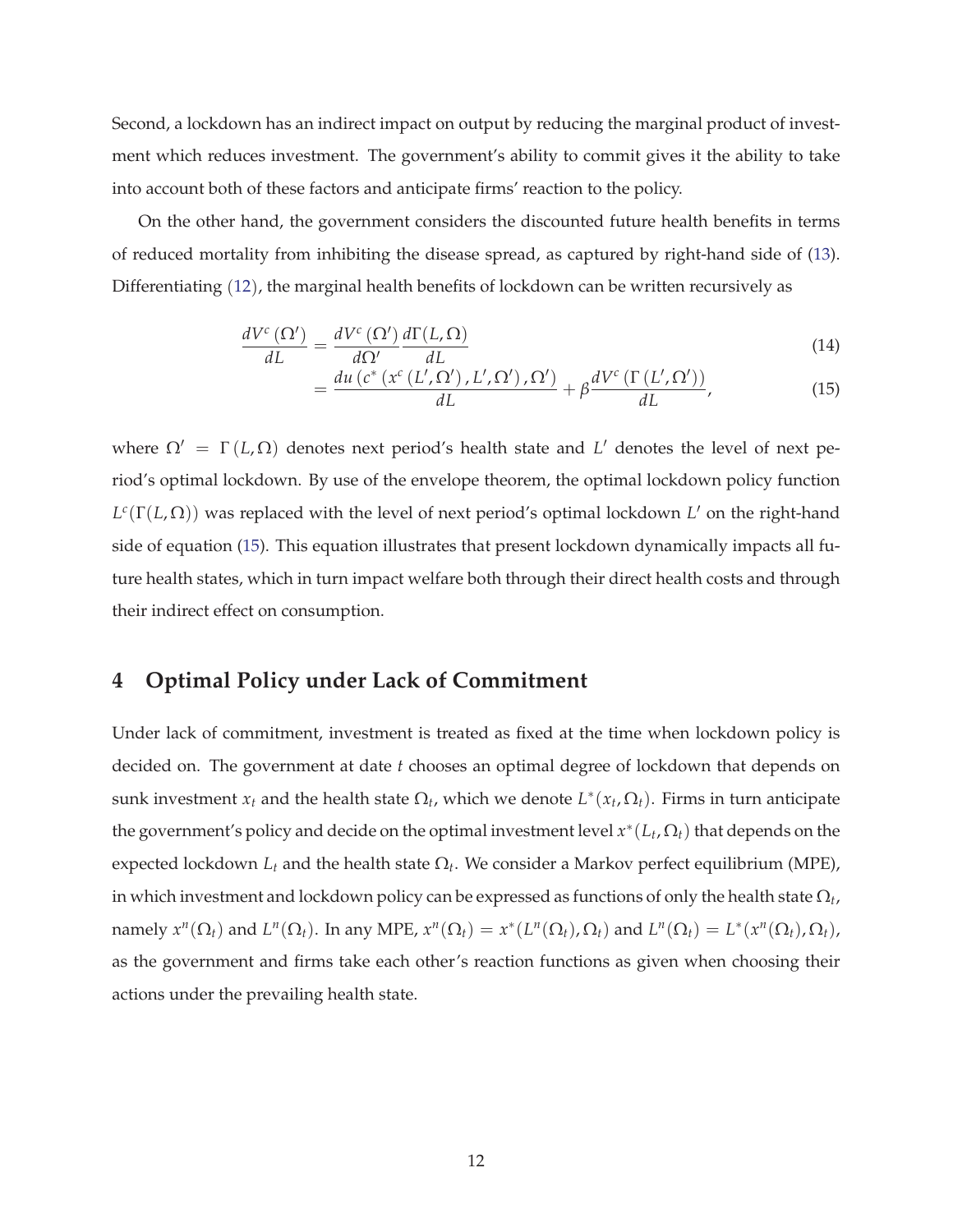Second, a lockdown has an indirect impact on output by reducing the marginal product of investment which reduces investment. The government's ability to commit gives it the ability to take into account both of these factors and anticipate firms' reaction to the policy.

On the other hand, the government considers the discounted future health benefits in terms of reduced mortality from inhibiting the disease spread, as captured by right-hand side of (13). Differentiating (12), the marginal health benefits of lockdown can be written recursively as

$$\frac{dV^c(\Omega')}{dL} = \frac{dV^c(\Omega')}{d\Omega'}\frac{d\Gamma(L,\Omega)}{dL} \tag{14}$$

$$= \frac{du\left(c^*\left(x^c\left(L',\Omega'\right),L',\Omega'\right),\Omega'\right)}{dL} + \beta\frac{dV^c\left(\Gamma\left(L',\Omega'\right)\right)}{dL}, \tag{15}$$

where $\Omega' = \Gamma(L,\Omega)$ denotes next period's health state and $L'$ denotes the level of next period's optimal lockdown. By use of the envelope theorem, the optimal lockdown policy function $L^c(\Gamma(L,\Omega))$ was replaced with the level of next period's optimal lockdown $L'$ on the right-hand side of equation (15). This equation illustrates that present lockdown dynamically impacts all future health states, which in turn impact welfare both through their direct health costs and through their indirect effect on consumption.

## 4 Optimal Policy under Lack of Commitment

Under lack of commitment, investment is treated as fixed at the time when lockdown policy is decided on. The government at date $t$ chooses an optimal degree of lockdown that depends on sunk investment $x_t$ and the health state $\Omega_t$, which we denote $L^*(x_t,\Omega_t)$. Firms in turn anticipate the government's policy and decide on the optimal investment level $x^*(L_t,\Omega_t)$ that depends on the expected lockdown $L_t$ and the health state $\Omega_t$. We consider a Markov perfect equilibrium (MPE), in which investment and lockdown policy can be expressed as functions of only the health state $\Omega_t$, namely $x^n(\Omega_t)$ and $L^n(\Omega_t)$. In any MPE, $x^n(\Omega_t) = x^*(L^n(\Omega_t),\Omega_t)$ and $L^n(\Omega_t) = L^*(x^n(\Omega_t),\Omega_t)$, as the government and firms take each other's reaction functions as given when choosing their actions under the prevailing health state.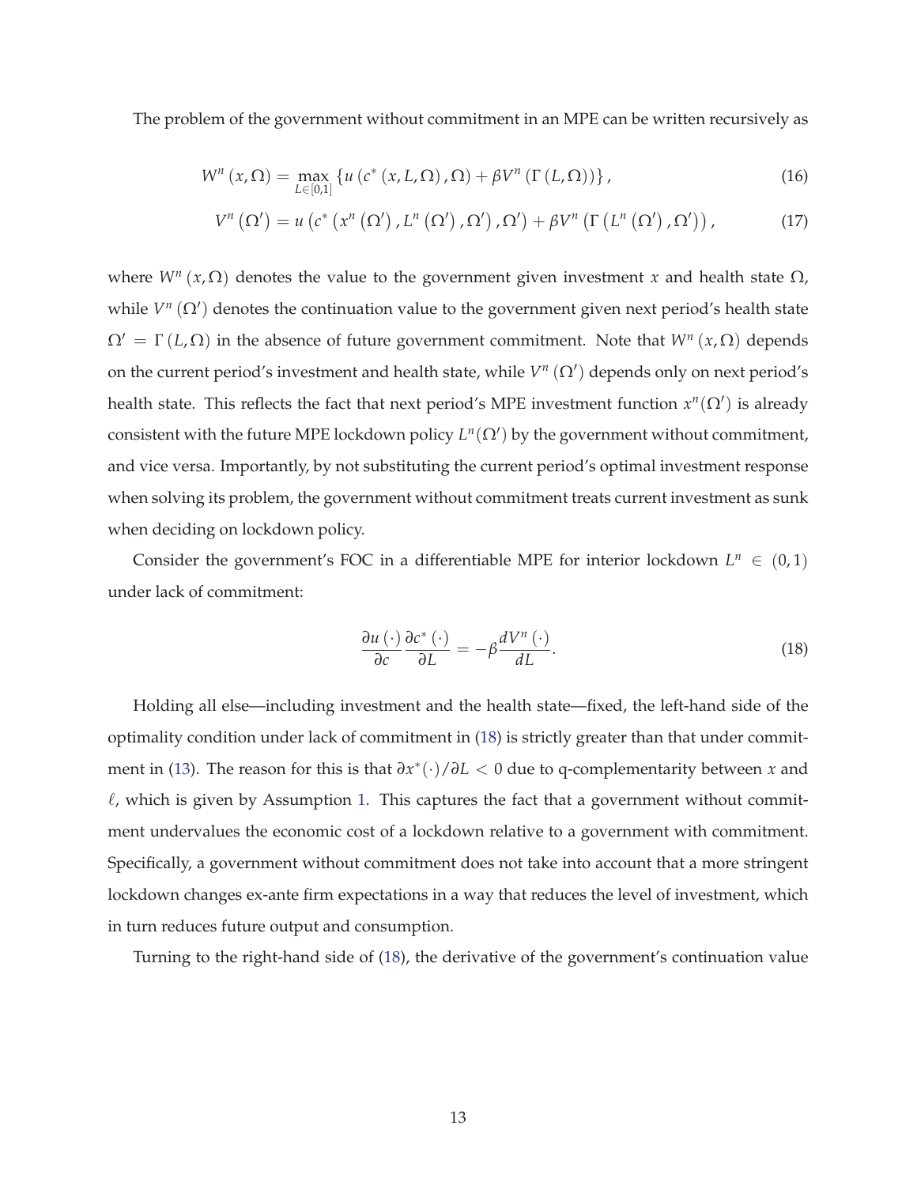The problem of the government without commitment in an MPE can be written recursively as

$$W^n(x, \Omega) = \max_{L \in [0,1]} \{ u(c^*(x, L, \Omega), \Omega) + \beta V^n(\Gamma(L, \Omega)) \}, \tag{16}$$

$$V^n(\Omega') = u(c^*(x^n(\Omega'), L^n(\Omega'), \Omega'), \Omega') + \beta V^n(\Gamma(L^n(\Omega'), \Omega')), \tag{17}$$

where $W^n(x, \Omega)$ denotes the value to the government given investment $x$ and health state $\Omega$, while $V^n(\Omega')$ denotes the continuation value to the government given next period's health state $\Omega' = \Gamma(L, \Omega)$ in the absence of future government commitment. Note that $W^n(x, \Omega)$ depends on the current period's investment and health state, while $V^n(\Omega')$ depends only on next period's health state. This reflects the fact that next period's MPE investment function $x^n(\Omega')$ is already consistent with the future MPE lockdown policy $L^n(\Omega')$ by the government without commitment, and vice versa. Importantly, by not substituting the current period's optimal investment response when solving its problem, the government without commitment treats current investment as sunk when deciding on lockdown policy.

Consider the government's FOC in a differentiable MPE for interior lockdown $L^n \in (0, 1)$ under lack of commitment:

$$\frac{\partial u(\cdot)}{\partial c} \frac{\partial c^*(\cdot)}{\partial L} = -\beta \frac{dV^n(\cdot)}{dL}. \tag{18}$$

Holding all else—including investment and the health state—fixed, the left-hand side of the optimality condition under lack of commitment in (18) is strictly greater than that under commitment in (13). The reason for this is that $\partial x^*(\cdot)/\partial L < 0$ due to q-complementarity between $x$ and $\ell$, which is given by Assumption 1. This captures the fact that a government without commitment undervalues the economic cost of a lockdown relative to a government with commitment. Specifically, a government without commitment does not take into account that a more stringent lockdown changes ex-ante firm expectations in a way that reduces the level of investment, which in turn reduces future output and consumption.

Turning to the right-hand side of (18), the derivative of the government's continuation value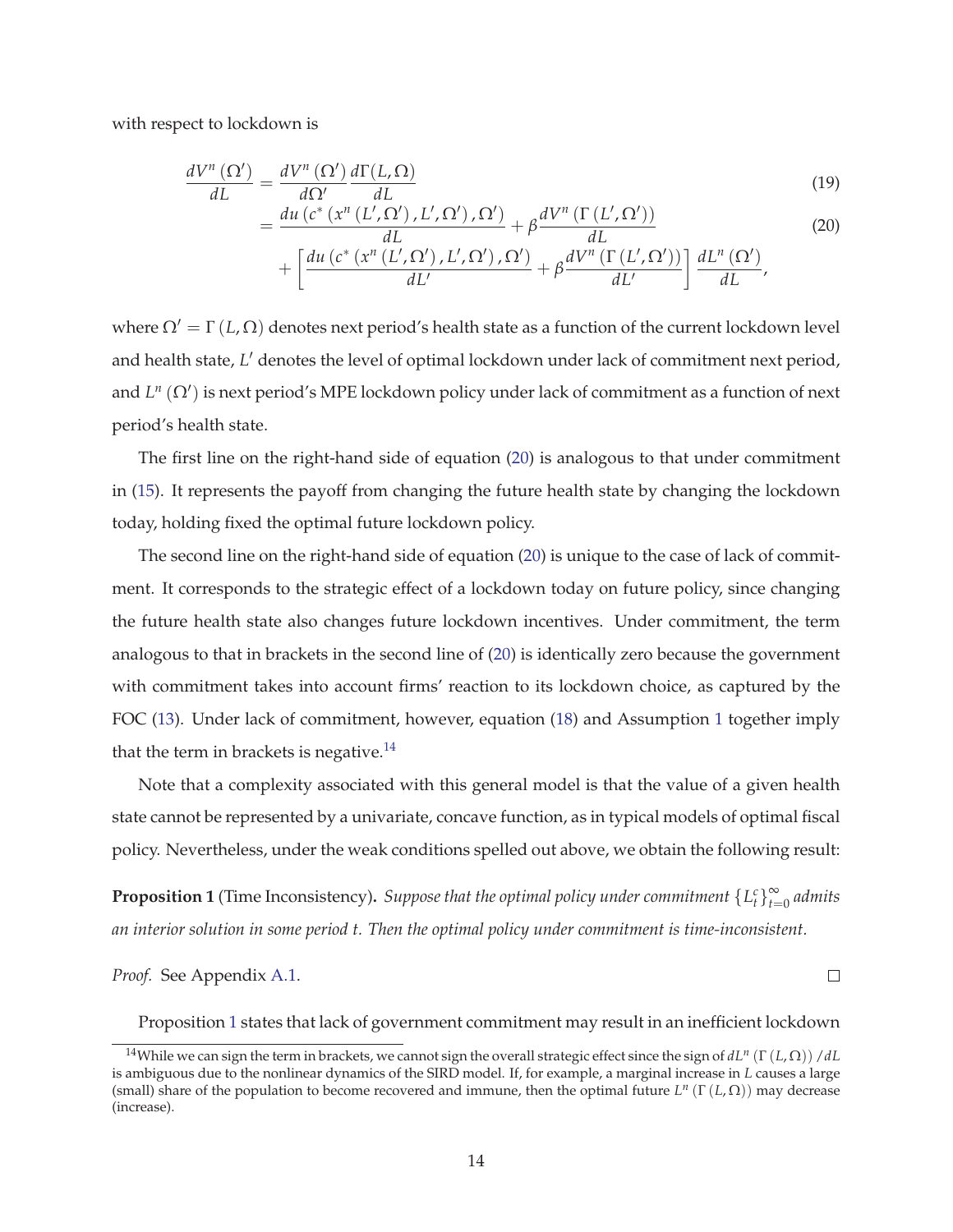with respect to lockdown is

$$\frac{dV^n(\Omega')}{dL} = \frac{dV^n(\Omega')}{d\Omega'}\frac{d\Gamma(L,\Omega)}{dL} \tag{19}$$

$$\begin{aligned} &= \frac{du\left(c^*\left(x^n\left(L',\Omega'\right),L',\Omega'\right),\Omega'\right)}{dL} + \beta\frac{dV^n\left(\Gamma\left(L',\Omega'\right)\right)}{dL} \\ &+ \left[\frac{du\left(c^*\left(x^n\left(L',\Omega'\right),L',\Omega'\right),\Omega'\right)}{dL'} + \beta\frac{dV^n\left(\Gamma\left(L',\Omega'\right)\right)}{dL'}\right]\frac{dL^n\left(\Omega'\right)}{dL}, \end{aligned} \tag{20}$$

where $\Omega' = \Gamma(L,\Omega)$ denotes next period's health state as a function of the current lockdown level and health state, $L'$ denotes the level of optimal lockdown under lack of commitment next period, and $L^n(\Omega')$ is next period's MPE lockdown policy under lack of commitment as a function of next period's health state.

The first line on the right-hand side of equation (20) is analogous to that under commitment in (15). It represents the payoff from changing the future health state by changing the lockdown today, holding fixed the optimal future lockdown policy.

The second line on the right-hand side of equation (20) is unique to the case of lack of commitment. It corresponds to the strategic effect of a lockdown today on future policy, since changing the future health state also changes future lockdown incentives. Under commitment, the term analogous to that in brackets in the second line of (20) is identically zero because the government with commitment takes into account firms' reaction to its lockdown choice, as captured by the FOC (13). Under lack of commitment, however, equation (18) and Assumption 1 together imply that the term in brackets is negative.[14]

Note that a complexity associated with this general model is that the value of a given health state cannot be represented by a univariate, concave function, as in typical models of optimal fiscal policy. Nevertheless, under the weak conditions spelled out above, we obtain the following result:

**Proposition 1** (Time Inconsistency)**.** *Suppose that the optimal policy under commitment $\{L_t^c\}_{t=0}^{\infty}$ admits an interior solution in some period t. Then the optimal policy under commitment is time-inconsistent.*

*Proof.* See Appendix A.1. $\square$

Proposition 1 states that lack of government commitment may result in an inefficient lockdown

[14] While we can sign the term in brackets, we cannot sign the overall strategic effect since the sign of $dL^n(\Gamma(L,\Omega))/dL$ is ambiguous due to the nonlinear dynamics of the SIRD model. If, for example, a marginal increase in $L$ causes a large (small) share of the population to become recovered and immune, then the optimal future $L^n(\Gamma(L,\Omega))$ may decrease (increase).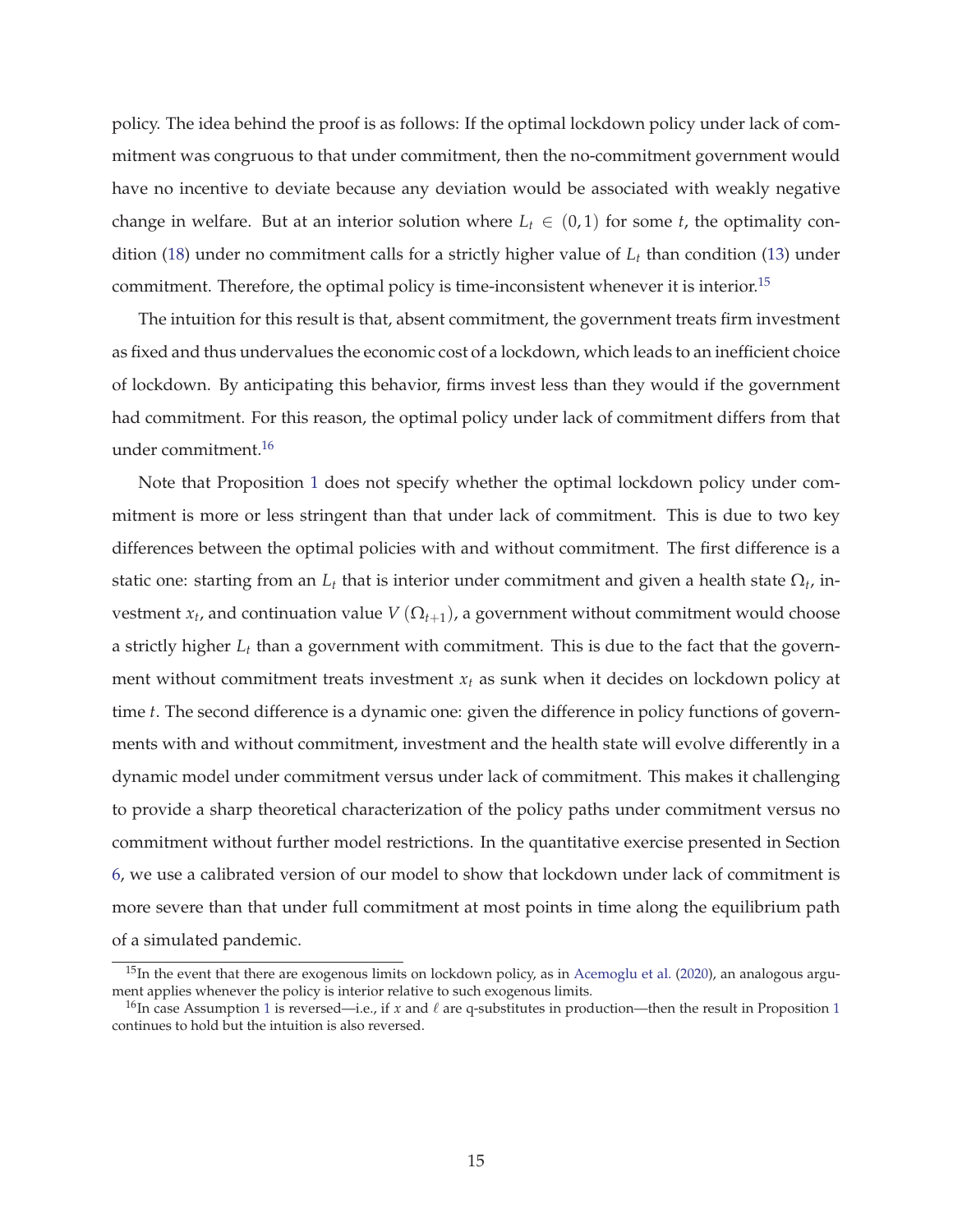policy. The idea behind the proof is as follows: If the optimal lockdown policy under lack of commitment was congruous to that under commitment, then the no-commitment government would have no incentive to deviate because any deviation would be associated with weakly negative change in welfare. But at an interior solution where $L_t \in (0, 1)$ for some $t$, the optimality condition (18) under no commitment calls for a strictly higher value of $L_t$ than condition (13) under commitment. Therefore, the optimal policy is time-inconsistent whenever it is interior.[15]

The intuition for this result is that, absent commitment, the government treats firm investment as fixed and thus undervalues the economic cost of a lockdown, which leads to an inefficient choice of lockdown. By anticipating this behavior, firms invest less than they would if the government had commitment. For this reason, the optimal policy under lack of commitment differs from that under commitment.[16]

Note that Proposition 1 does not specify whether the optimal lockdown policy under commitment is more or less stringent than that under lack of commitment. This is due to two key differences between the optimal policies with and without commitment. The first difference is a static one: starting from an $L_t$ that is interior under commitment and given a health state $\Omega_t$, investment $x_t$, and continuation value $V(\Omega_{t+1})$, a government without commitment would choose a strictly higher $L_t$ than a government with commitment. This is due to the fact that the government without commitment treats investment $x_t$ as sunk when it decides on lockdown policy at time $t$. The second difference is a dynamic one: given the difference in policy functions of governments with and without commitment, investment and the health state will evolve differently in a dynamic model under commitment versus under lack of commitment. This makes it challenging to provide a sharp theoretical characterization of the policy paths under commitment versus no commitment without further model restrictions. In the quantitative exercise presented in Section 6, we use a calibrated version of our model to show that lockdown under lack of commitment is more severe than that under full commitment at most points in time along the equilibrium path of a simulated pandemic.

[15] In the event that there are exogenous limits on lockdown policy, as in Acemoglu et al. (2020), an analogous argument applies whenever the policy is interior relative to such exogenous limits.

[16] In case Assumption 1 is reversed—i.e., if $x$ and $\ell$ are q-substitutes in production—then the result in Proposition 1 continues to hold but the intuition is also reversed.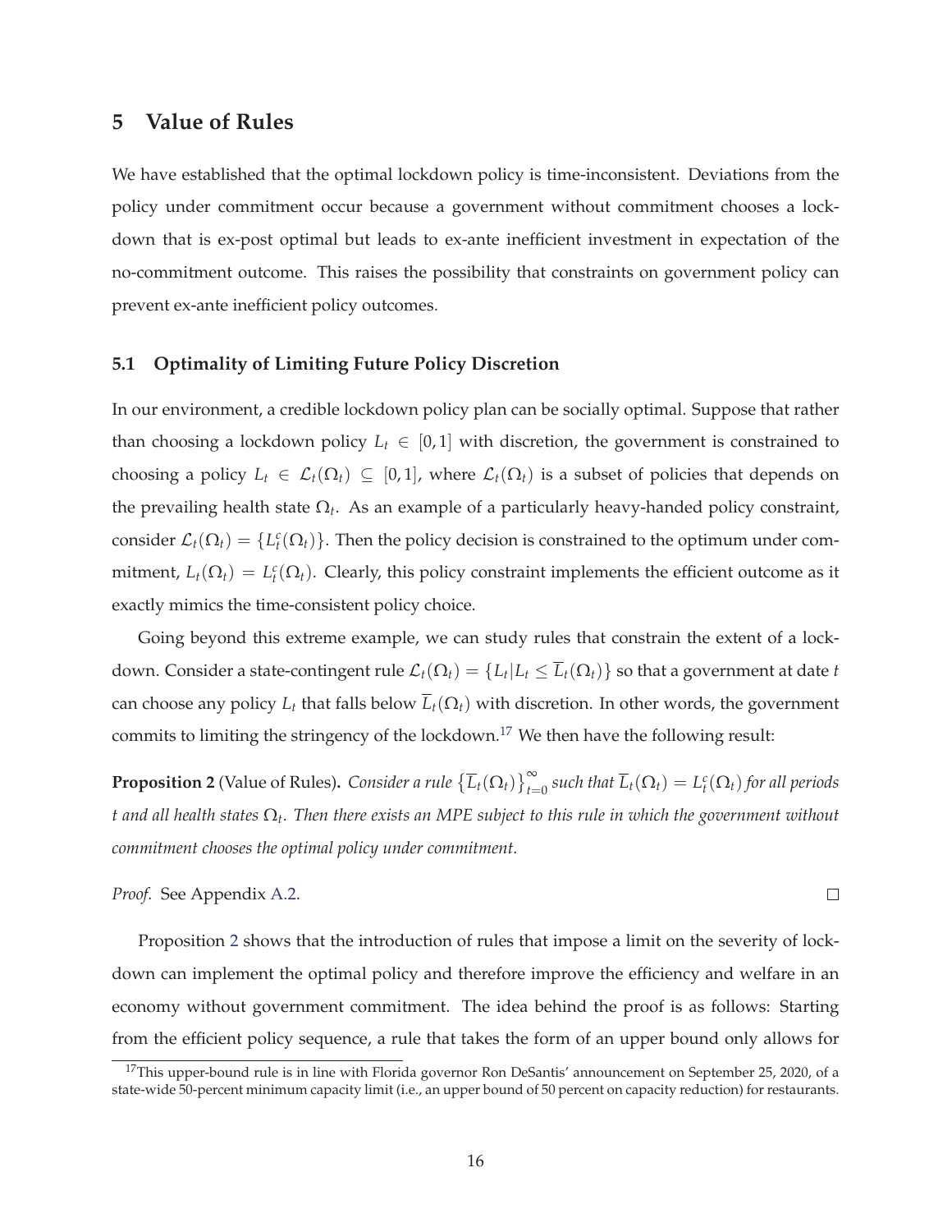## 5 Value of Rules

We have established that the optimal lockdown policy is time-inconsistent. Deviations from the policy under commitment occur because a government without commitment chooses a lockdown that is ex-post optimal but leads to ex-ante inefficient investment in expectation of the no-commitment outcome. This raises the possibility that constraints on government policy can prevent ex-ante inefficient policy outcomes.

### 5.1 Optimality of Limiting Future Policy Discretion

In our environment, a credible lockdown policy plan can be socially optimal. Suppose that rather than choosing a lockdown policy $L_t \in [0,1]$ with discretion, the government is constrained to choosing a policy $L_t \in \mathcal{L}_t(\Omega_t) \subseteq [0,1]$, where $\mathcal{L}_t(\Omega_t)$ is a subset of policies that depends on the prevailing health state $\Omega_t$. As an example of a particularly heavy-handed policy constraint, consider $\mathcal{L}_t(\Omega_t) = \{L_t^c(\Omega_t)\}$. Then the policy decision is constrained to the optimum under commitment, $L_t(\Omega_t) = L_t^c(\Omega_t)$. Clearly, this policy constraint implements the efficient outcome as it exactly mimics the time-consistent policy choice.

Going beyond this extreme example, we can study rules that constrain the extent of a lockdown. Consider a state-contingent rule $\mathcal{L}_t(\Omega_t) = \{L_t | L_t \leq \overline{L}_t(\Omega_t)\}$ so that a government at date $t$ can choose any policy $L_t$ that falls below $\overline{L}_t(\Omega_t)$ with discretion. In other words, the government commits to limiting the stringency of the lockdown.[17] We then have the following result:

**Proposition 2** (Value of Rules)**.** *Consider a rule $\left\{\overline{L}_t(\Omega_t)\right\}_{t=0}^{\infty}$ such that $\overline{L}_t(\Omega_t) = L_t^c(\Omega_t)$ for all periods $t$ and all health states $\Omega_t$. Then there exists an MPE subject to this rule in which the government without commitment chooses the optimal policy under commitment.*

*Proof.* See Appendix A.2. □

Proposition 2 shows that the introduction of rules that impose a limit on the severity of lockdown can implement the optimal policy and therefore improve the efficiency and welfare in an economy without government commitment. The idea behind the proof is as follows: Starting from the efficient policy sequence, a rule that takes the form of an upper bound only allows for

[17] This upper-bound rule is in line with Florida governor Ron DeSantis' announcement on September 25, 2020, of a state-wide 50-percent minimum capacity limit (i.e., an upper bound of 50 percent on capacity reduction) for restaurants.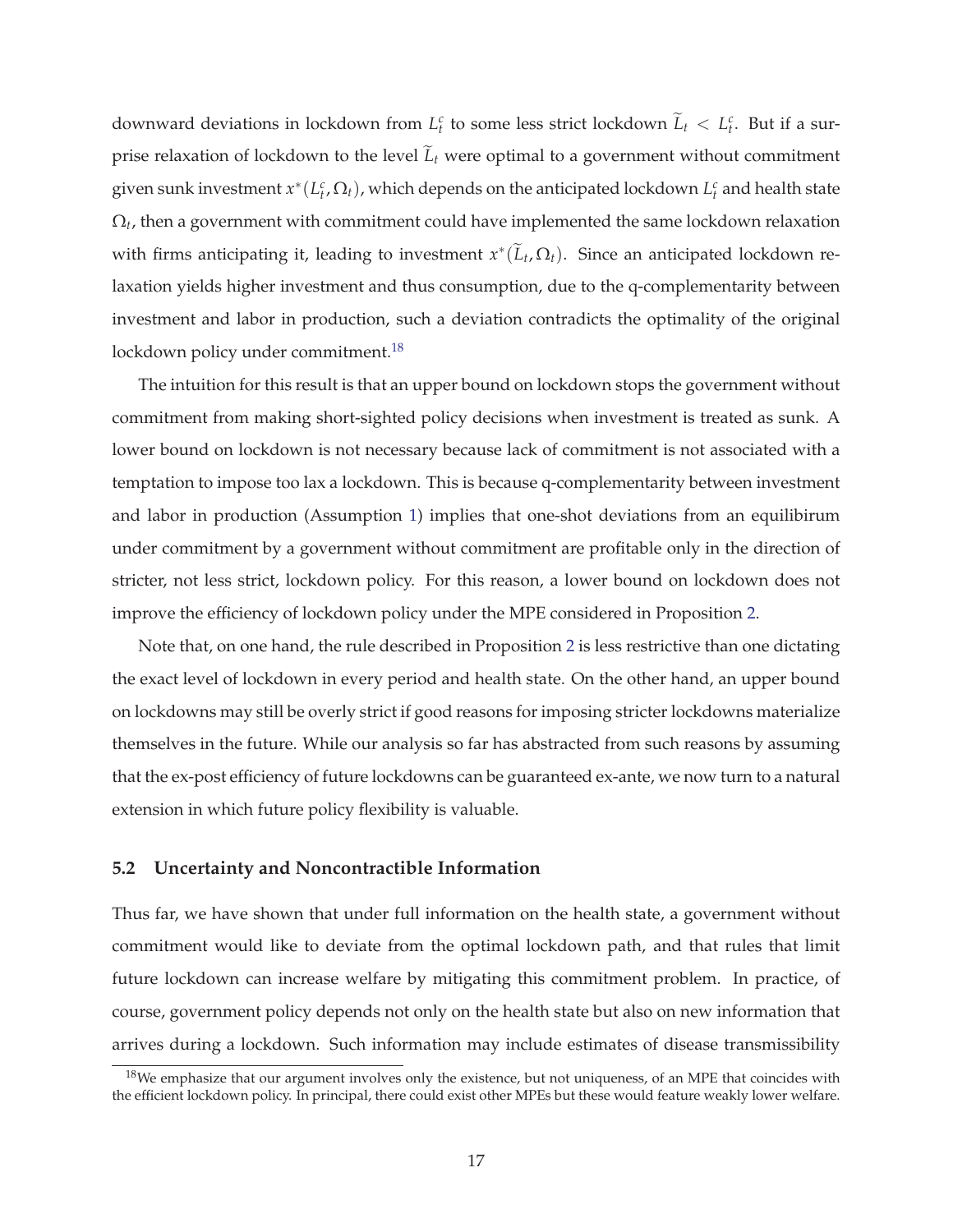downward deviations in lockdown from $L_t^c$ to some less strict lockdown $\widetilde{L}_t < L_t^c$. But if a surprise relaxation of lockdown to the level $\widetilde{L}_t$ were optimal to a government without commitment given sunk investment $x^*(L_t^c, \Omega_t)$, which depends on the anticipated lockdown $L_t^c$ and health state $\Omega_t$, then a government with commitment could have implemented the same lockdown relaxation with firms anticipating it, leading to investment $x^*(\widetilde{L}_t, \Omega_t)$. Since an anticipated lockdown relaxation yields higher investment and thus consumption, due to the q-complementarity between investment and labor in production, such a deviation contradicts the optimality of the original lockdown policy under commitment.[18]

The intuition for this result is that an upper bound on lockdown stops the government without commitment from making short-sighted policy decisions when investment is treated as sunk. A lower bound on lockdown is not necessary because lack of commitment is not associated with a temptation to impose too lax a lockdown. This is because q-complementarity between investment and labor in production (Assumption 1) implies that one-shot deviations from an equilibirum under commitment by a government without commitment are profitable only in the direction of stricter, not less strict, lockdown policy. For this reason, a lower bound on lockdown does not improve the efficiency of lockdown policy under the MPE considered in Proposition 2.

Note that, on one hand, the rule described in Proposition 2 is less restrictive than one dictating the exact level of lockdown in every period and health state. On the other hand, an upper bound on lockdowns may still be overly strict if good reasons for imposing stricter lockdowns materialize themselves in the future. While our analysis so far has abstracted from such reasons by assuming that the ex-post efficiency of future lockdowns can be guaranteed ex-ante, we now turn to a natural extension in which future policy flexibility is valuable.

### 5.2 Uncertainty and Noncontractible Information

Thus far, we have shown that under full information on the health state, a government without commitment would like to deviate from the optimal lockdown path, and that rules that limit future lockdown can increase welfare by mitigating this commitment problem. In practice, of course, government policy depends not only on the health state but also on new information that arrives during a lockdown. Such information may include estimates of disease transmissibility

[18] We emphasize that our argument involves only the existence, but not uniqueness, of an MPE that coincides with the efficient lockdown policy. In principal, there could exist other MPEs but these would feature weakly lower welfare.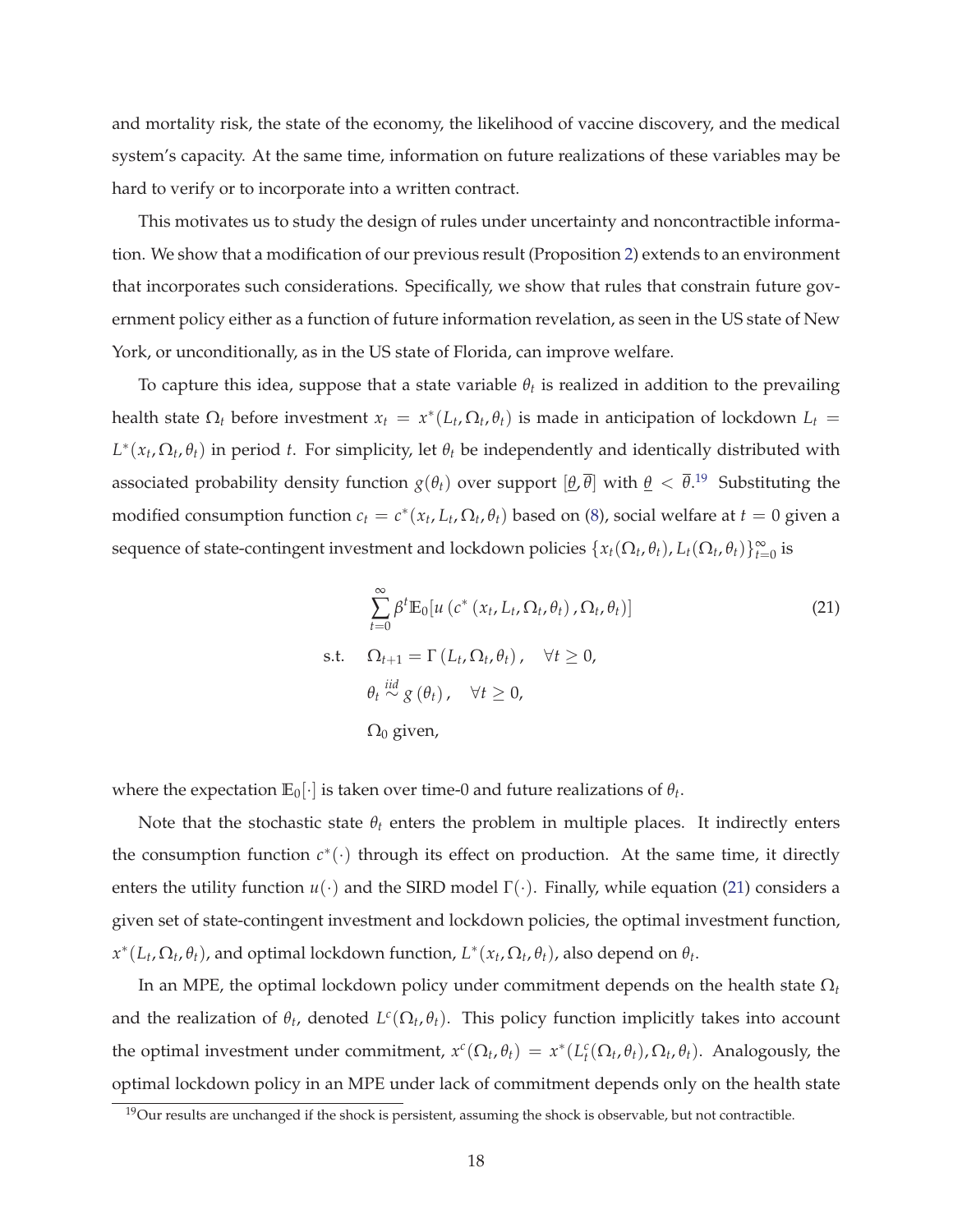and mortality risk, the state of the economy, the likelihood of vaccine discovery, and the medical system's capacity. At the same time, information on future realizations of these variables may be hard to verify or to incorporate into a written contract.

This motivates us to study the design of rules under uncertainty and noncontractible information. We show that a modification of our previous result (Proposition 2) extends to an environment that incorporates such considerations. Specifically, we show that rules that constrain future government policy either as a function of future information revelation, as seen in the US state of New York, or unconditionally, as in the US state of Florida, can improve welfare.

To capture this idea, suppose that a state variable $\theta_t$ is realized in addition to the prevailing health state $\Omega_t$ before investment $x_t = x^*(L_t, \Omega_t, \theta_t)$ is made in anticipation of lockdown $L_t = L^*(x_t, \Omega_t, \theta_t)$ in period $t$. For simplicity, let $\theta_t$ be independently and identically distributed with associated probability density function $g(\theta_t)$ over support $[\underline{\theta}, \overline{\theta}]$ with $\underline{\theta} < \overline{\theta}$.[19] Substituting the modified consumption function $c_t = c^*(x_t, L_t, \Omega_t, \theta_t)$ based on (8), social welfare at $t = 0$ given a sequence of state-contingent investment and lockdown policies $\{x_t(\Omega_t, \theta_t), L_t(\Omega_t, \theta_t)\}_{t=0}^{\infty}$ is

$$
\begin{aligned}
& \sum_{t=0}^{\infty} \beta^t \mathbb{E}_0[u\left(c^*\left(x_t, L_t, \Omega_t, \theta_t\right), \Omega_t, \theta_t\right)] \qquad (21) \\
\text{s.t.} \quad & \Omega_{t+1} = \Gamma\left(L_t, \Omega_t, \theta_t\right), \quad \forall t \geq 0, \\
& \theta_t \overset{iid}{\sim} g\left(\theta_t\right), \quad \forall t \geq 0, \\
& \Omega_0 \text{ given,}
\end{aligned}
$$

where the expectation $\mathbb{E}_0[\cdot]$ is taken over time-0 and future realizations of $\theta_t$.

Note that the stochastic state $\theta_t$ enters the problem in multiple places. It indirectly enters the consumption function $c^*(\cdot)$ through its effect on production. At the same time, it directly enters the utility function $u(\cdot)$ and the SIRD model $\Gamma(\cdot)$. Finally, while equation (21) considers a given set of state-contingent investment and lockdown policies, the optimal investment function, $x^*(L_t, \Omega_t, \theta_t)$, and optimal lockdown function, $L^*(x_t, \Omega_t, \theta_t)$, also depend on $\theta_t$.

In an MPE, the optimal lockdown policy under commitment depends on the health state $\Omega_t$ and the realization of $\theta_t$, denoted $L^c(\Omega_t, \theta_t)$. This policy function implicitly takes into account the optimal investment under commitment, $x^c(\Omega_t, \theta_t) = x^*(L_t^c(\Omega_t, \theta_t), \Omega_t, \theta_t)$. Analogously, the optimal lockdown policy in an MPE under lack of commitment depends only on the health state

[19] Our results are unchanged if the shock is persistent, assuming the shock is observable, but not contractible.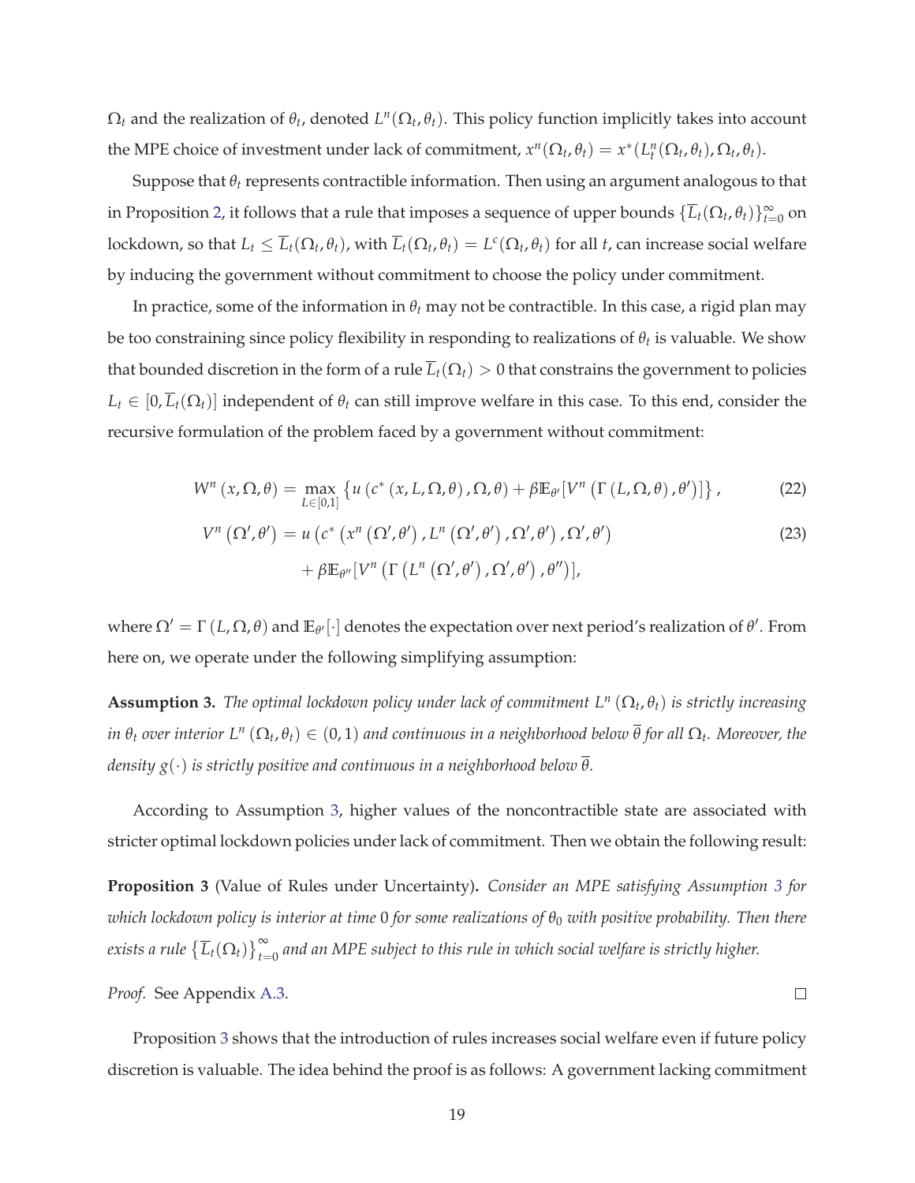$\Omega_t$ and the realization of $\theta_t$, denoted $L^n(\Omega_t, \theta_t)$. This policy function implicitly takes into account the MPE choice of investment under lack of commitment, $x^n(\Omega_t, \theta_t) = x^*(L_t^n(\Omega_t, \theta_t), \Omega_t, \theta_t)$.

Suppose that $\theta_t$ represents contractible information. Then using an argument analogous to that in Proposition 2, it follows that a rule that imposes a sequence of upper bounds $\{\overline{L}_t(\Omega_t, \theta_t)\}_{t=0}^{\infty}$ on lockdown, so that $L_t \leq \overline{L}_t(\Omega_t, \theta_t)$, with $\overline{L}_t(\Omega_t, \theta_t) = L^c(\Omega_t, \theta_t)$ for all $t$, can increase social welfare by inducing the government without commitment to choose the policy under commitment.

In practice, some of the information in $\theta_t$ may not be contractible. In this case, a rigid plan may be too constraining since policy flexibility in responding to realizations of $\theta_t$ is valuable. We show that bounded discretion in the form of a rule $\overline{L}_t(\Omega_t) > 0$ that constrains the government to policies $L_t \in [0, \overline{L}_t(\Omega_t)]$ independent of $\theta_t$ can still improve welfare in this case. To this end, consider the recursive formulation of the problem faced by a government without commitment:

$$W^n(x, \Omega, \theta) = \max_{L \in [0,1]} \left\{ u\left(c^*\left(x, L, \Omega, \theta\right), \Omega, \theta\right) + \beta \mathbb{E}_{\theta'}[V^n\left(\Gamma\left(L, \Omega, \theta\right), \theta'\right)] \right\}, \tag{22}$$

$$\begin{aligned} V^n\left(\Omega', \theta'\right) = {} & u\left(c^*\left(x^n\left(\Omega', \theta'\right), L^n\left(\Omega', \theta'\right), \Omega', \theta'\right), \Omega', \theta'\right) \\ & + \beta \mathbb{E}_{\theta''}[V^n\left(\Gamma\left(L^n\left(\Omega', \theta'\right), \Omega', \theta'\right), \theta''\right)], \end{aligned} \tag{23}$$

where $\Omega' = \Gamma(L, \Omega, \theta)$ and $\mathbb{E}_{\theta'}[\cdot]$ denotes the expectation over next period's realization of $\theta'$. From here on, we operate under the following simplifying assumption:

**Assumption 3.** *The optimal lockdown policy under lack of commitment $L^n(\Omega_t, \theta_t)$ is strictly increasing in $\theta_t$ over interior $L^n(\Omega_t, \theta_t) \in (0, 1)$ and continuous in a neighborhood below $\overline{\theta}$ for all $\Omega_t$. Moreover, the density $g(\cdot)$ is strictly positive and continuous in a neighborhood below $\overline{\theta}$.*

According to Assumption 3, higher values of the noncontractible state are associated with stricter optimal lockdown policies under lack of commitment. Then we obtain the following result:

**Proposition 3** (Value of Rules under Uncertainty)**.** *Consider an MPE satisfying Assumption 3 for which lockdown policy is interior at time 0 for some realizations of $\theta_0$ with positive probability. Then there exists a rule $\left\{\overline{L}_t(\Omega_t)\right\}_{t=0}^{\infty}$ and an MPE subject to this rule in which social welfare is strictly higher.*

*Proof.* See Appendix A.3. □

Proposition 3 shows that the introduction of rules increases social welfare even if future policy discretion is valuable. The idea behind the proof is as follows: A government lacking commitment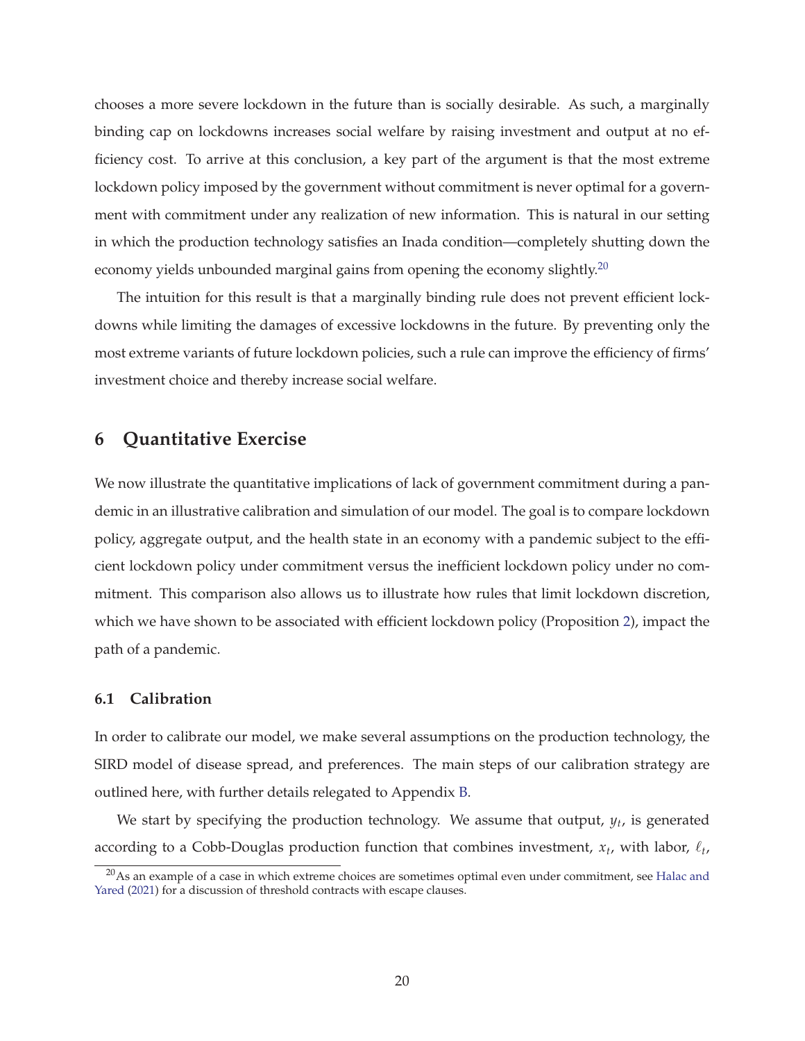chooses a more severe lockdown in the future than is socially desirable. As such, a marginally binding cap on lockdowns increases social welfare by raising investment and output at no efficiency cost. To arrive at this conclusion, a key part of the argument is that the most extreme lockdown policy imposed by the government without commitment is never optimal for a government with commitment under any realization of new information. This is natural in our setting in which the production technology satisfies an Inada condition—completely shutting down the economy yields unbounded marginal gains from opening the economy slightly.[20]

The intuition for this result is that a marginally binding rule does not prevent efficient lockdowns while limiting the damages of excessive lockdowns in the future. By preventing only the most extreme variants of future lockdown policies, such a rule can improve the efficiency of firms' investment choice and thereby increase social welfare.

## 6 Quantitative Exercise

We now illustrate the quantitative implications of lack of government commitment during a pandemic in an illustrative calibration and simulation of our model. The goal is to compare lockdown policy, aggregate output, and the health state in an economy with a pandemic subject to the efficient lockdown policy under commitment versus the inefficient lockdown policy under no commitment. This comparison also allows us to illustrate how rules that limit lockdown discretion, which we have shown to be associated with efficient lockdown policy (Proposition 2), impact the path of a pandemic.

### 6.1 Calibration

In order to calibrate our model, we make several assumptions on the production technology, the SIRD model of disease spread, and preferences. The main steps of our calibration strategy are outlined here, with further details relegated to Appendix B.

We start by specifying the production technology. We assume that output, $y_t$, is generated according to a Cobb-Douglas production function that combines investment, $x_t$, with labor, $\ell_t$,

[20] As an example of a case in which extreme choices are sometimes optimal even under commitment, see Halac and Yared (2021) for a discussion of threshold contracts with escape clauses.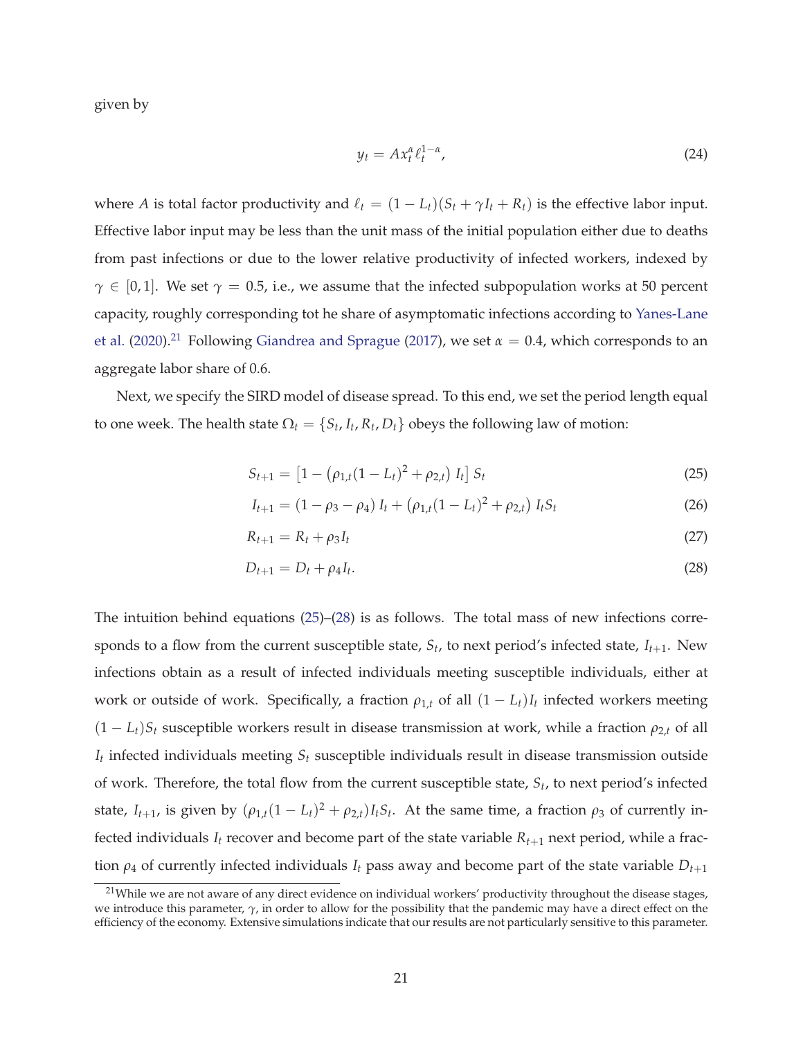given by

$$y_t = A x_t^{\alpha} \ell_t^{1-\alpha}, \tag{24}$$

where $A$ is total factor productivity and $\ell_t = (1 - L_t)(S_t + \gamma I_t + R_t)$ is the effective labor input. Effective labor input may be less than the unit mass of the initial population either due to deaths from past infections or due to the lower relative productivity of infected workers, indexed by $\gamma \in [0, 1]$. We set $\gamma = 0.5$, i.e., we assume that the infected subpopulation works at 50 percent capacity, roughly corresponding tot he share of asymptomatic infections according to Yanes-Lane et al. (2020).[21] Following Giandrea and Sprague (2017), we set $\alpha = 0.4$, which corresponds to an aggregate labor share of 0.6.

Next, we specify the SIRD model of disease spread. To this end, we set the period length equal to one week. The health state $\Omega_t = \{S_t, I_t, R_t, D_t\}$ obeys the following law of motion:

$$S_{t+1} = \left[1 - \left(\rho_{1,t}(1 - L_t)^2 + \rho_{2,t}\right) I_t\right] S_t \tag{25}$$

$$I_{t+1} = (1 - \rho_3 - \rho_4) I_t + \left(\rho_{1,t}(1 - L_t)^2 + \rho_{2,t}\right) I_t S_t \tag{26}$$

$$R_{t+1} = R_t + \rho_3 I_t \tag{27}$$

$$D_{t+1} = D_t + \rho_4 I_t. \tag{28}$$

The intuition behind equations (25)–(28) is as follows. The total mass of new infections corresponds to a flow from the current susceptible state, $S_t$, to next period's infected state, $I_{t+1}$. New infections obtain as a result of infected individuals meeting susceptible individuals, either at work or outside of work. Specifically, a fraction $\rho_{1,t}$ of all $(1 - L_t)I_t$ infected workers meeting $(1 - L_t)S_t$ susceptible workers result in disease transmission at work, while a fraction $\rho_{2,t}$ of all $I_t$ infected individuals meeting $S_t$ susceptible individuals result in disease transmission outside of work. Therefore, the total flow from the current susceptible state, $S_t$, to next period's infected state, $I_{t+1}$, is given by $(\rho_{1,t}(1 - L_t)^2 + \rho_{2,t})I_t S_t$. At the same time, a fraction $\rho_3$ of currently infected individuals $I_t$ recover and become part of the state variable $R_{t+1}$ next period, while a fraction $\rho_4$ of currently infected individuals $I_t$ pass away and become part of the state variable $D_{t+1}$

[21] While we are not aware of any direct evidence on individual workers' productivity throughout the disease stages, we introduce this parameter, $\gamma$, in order to allow for the possibility that the pandemic may have a direct effect on the efficiency of the economy. Extensive simulations indicate that our results are not particularly sensitive to this parameter.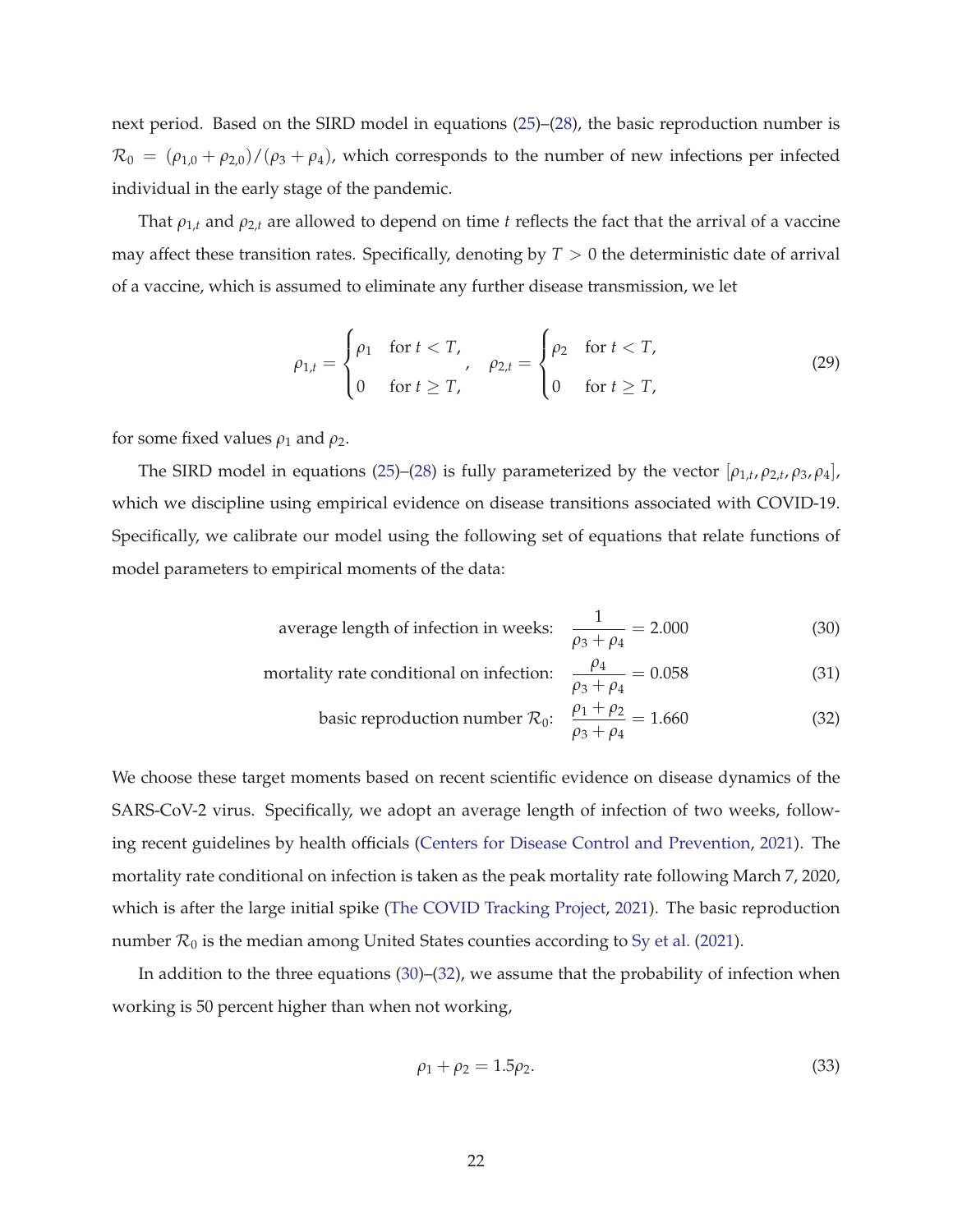next period. Based on the SIRD model in equations (25)–(28), the basic reproduction number is $\mathcal{R}_0 = (\rho_{1,0} + \rho_{2,0})/(\rho_3 + \rho_4)$, which corresponds to the number of new infections per infected individual in the early stage of the pandemic.

That $\rho_{1,t}$ and $\rho_{2,t}$ are allowed to depend on time $t$ reflects the fact that the arrival of a vaccine may affect these transition rates. Specifically, denoting by $T > 0$ the deterministic date of arrival of a vaccine, which is assumed to eliminate any further disease transmission, we let

$$\rho_{1,t} = \begin{cases} \rho_1 & \text{for } t < T, \\ 0 & \text{for } t \geq T, \end{cases} \quad \rho_{2,t} = \begin{cases} \rho_2 & \text{for } t < T, \\ 0 & \text{for } t \geq T, \end{cases} \tag{29}$$

for some fixed values $\rho_1$ and $\rho_2$.

The SIRD model in equations (25)–(28) is fully parameterized by the vector $[\rho_{1,t}, \rho_{2,t}, \rho_3, \rho_4]$, which we discipline using empirical evidence on disease transitions associated with COVID-19. Specifically, we calibrate our model using the following set of equations that relate functions of model parameters to empirical moments of the data:

$$\text{average length of infection in weeks:} \quad \frac{1}{\rho_3 + \rho_4} = 2.000 \tag{30}$$

$$\text{mortality rate conditional on infection:} \quad \frac{\rho_4}{\rho_3 + \rho_4} = 0.058 \tag{31}$$

$$\text{basic reproduction number } \mathcal{R}_0\text{:} \quad \frac{\rho_1 + \rho_2}{\rho_3 + \rho_4} = 1.660 \tag{32}$$

We choose these target moments based on recent scientific evidence on disease dynamics of the SARS-CoV-2 virus. Specifically, we adopt an average length of infection of two weeks, following recent guidelines by health officials (Centers for Disease Control and Prevention, 2021). The mortality rate conditional on infection is taken as the peak mortality rate following March 7, 2020, which is after the large initial spike (The COVID Tracking Project, 2021). The basic reproduction number $\mathcal{R}_0$ is the median among United States counties according to Sy et al. (2021).

In addition to the three equations (30)–(32), we assume that the probability of infection when working is 50 percent higher than when not working,

$$\rho_1 + \rho_2 = 1.5\rho_2. \tag{33}$$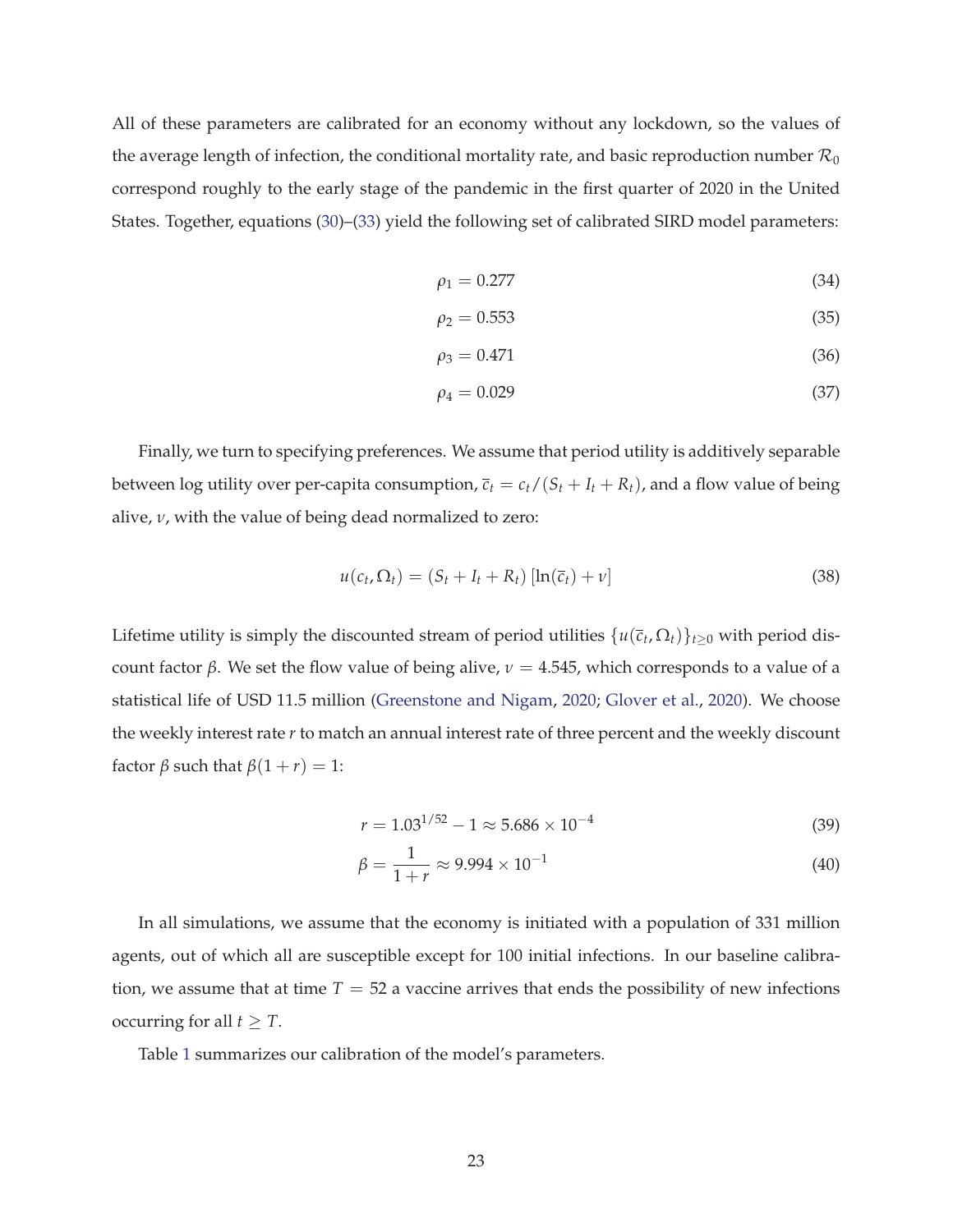All of these parameters are calibrated for an economy without any lockdown, so the values of the average length of infection, the conditional mortality rate, and basic reproduction number $\mathcal{R}_0$ correspond roughly to the early stage of the pandemic in the first quarter of 2020 in the United States. Together, equations (30)–(33) yield the following set of calibrated SIRD model parameters:

$$\rho_1 = 0.277 \tag{34}$$

$$\rho_2 = 0.553 \tag{35}$$

$$\rho_3 = 0.471 \tag{36}$$

$$\rho_4 = 0.029 \tag{37}$$

Finally, we turn to specifying preferences. We assume that period utility is additively separable between log utility over per-capita consumption, $\bar{c}_t = c_t/(S_t + I_t + R_t)$, and a flow value of being alive, $\nu$, with the value of being dead normalized to zero:

$$u(c_t, \Omega_t) = (S_t + I_t + R_t)\left[\ln(\bar{c}_t) + \nu\right] \tag{38}$$

Lifetime utility is simply the discounted stream of period utilities $\{u(\bar{c}_t, \Omega_t)\}_{t\geq 0}$ with period discount factor $\beta$. We set the flow value of being alive, $\nu = 4.545$, which corresponds to a value of a statistical life of USD 11.5 million (Greenstone and Nigam, 2020; Glover et al., 2020). We choose the weekly interest rate $r$ to match an annual interest rate of three percent and the weekly discount factor $\beta$ such that $\beta(1 + r) = 1$:

$$r = 1.03^{1/52} - 1 \approx 5.686 \times 10^{-4} \tag{39}$$

$$\beta = \frac{1}{1+r} \approx 9.994 \times 10^{-1} \tag{40}$$

In all simulations, we assume that the economy is initiated with a population of 331 million agents, out of which all are susceptible except for 100 initial infections. In our baseline calibration, we assume that at time $T = 52$ a vaccine arrives that ends the possibility of new infections occurring for all $t \geq T$.

Table 1 summarizes our calibration of the model's parameters.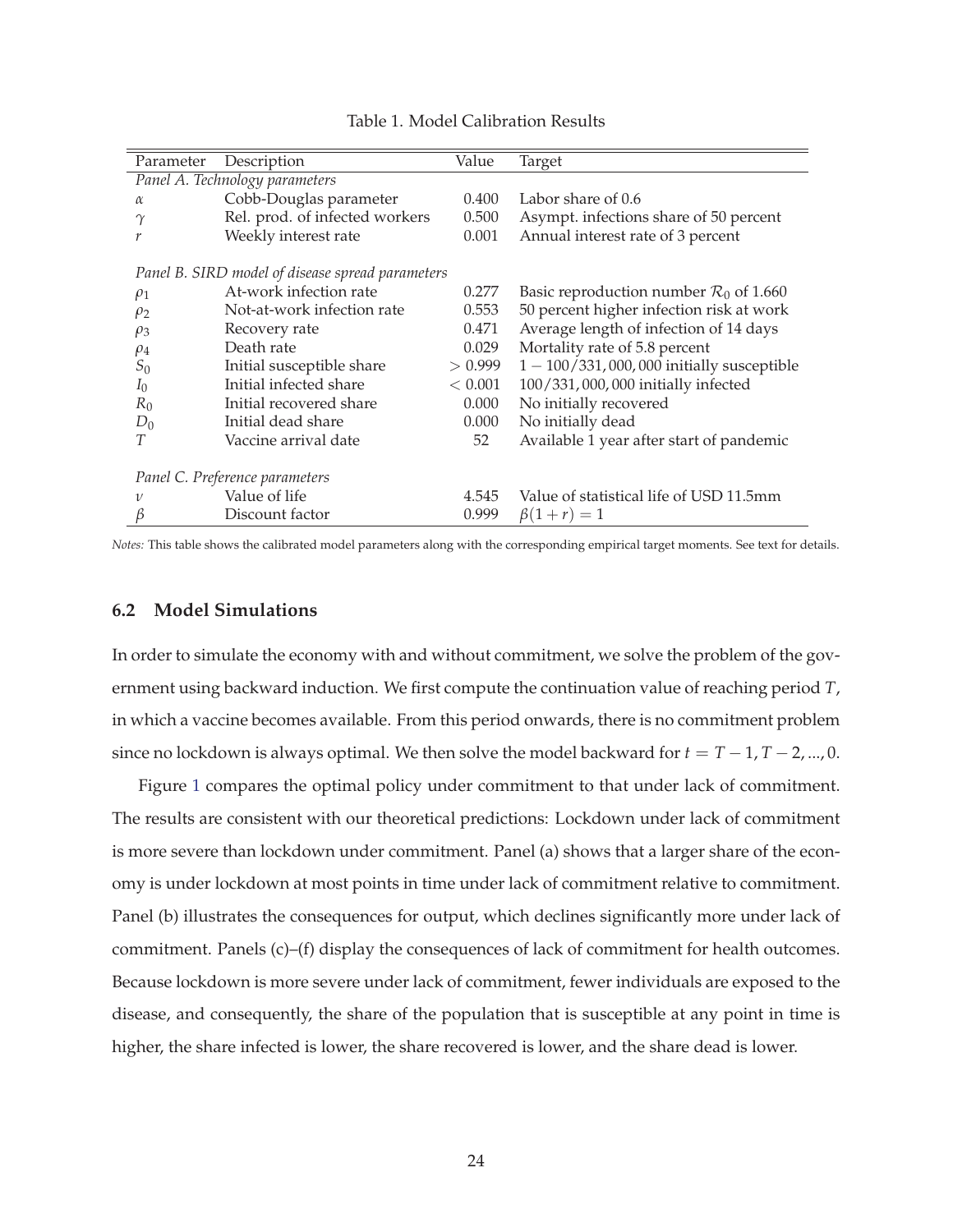Table 1. Model Calibration Results

| Parameter | Description | Value | Target |
|---|---|---|---|
| *Panel A. Technology parameters* | | | |
| $\alpha$ | Cobb-Douglas parameter | 0.400 | Labor share of 0.6 |
| $\gamma$ | Rel. prod. of infected workers | 0.500 | Asympt. infections share of 50 percent |
| $r$ | Weekly interest rate | 0.001 | Annual interest rate of 3 percent |
| *Panel B. SIRD model of disease spread parameters* | | | |
| $\rho_1$ | At-work infection rate | 0.277 | Basic reproduction number $\mathcal{R}_0$ of 1.660 |
| $\rho_2$ | Not-at-work infection rate | 0.553 | 50 percent higher infection risk at work |
| $\rho_3$ | Recovery rate | 0.471 | Average length of infection of 14 days |
| $\rho_4$ | Death rate | 0.029 | Mortality rate of 5.8 percent |
| $S_0$ | Initial susceptible share | $> 0.999$ | $1 - 100/331,000,000$ initially susceptible |
| $I_0$ | Initial infected share | $< 0.001$ | $100/331,000,000$ initially infected |
| $R_0$ | Initial recovered share | 0.000 | No initially recovered |
| $D_0$ | Initial dead share | 0.000 | No initially dead |
| $T$ | Vaccine arrival date | 52 | Available 1 year after start of pandemic |
| *Panel C. Preference parameters* | | | |
| $\nu$ | Value of life | 4.545 | Value of statistical life of USD 11.5mm |
| $\beta$ | Discount factor | 0.999 | $\beta(1 + r) = 1$ |

*Notes:* This table shows the calibrated model parameters along with the corresponding empirical target moments. See text for details.

### 6.2 Model Simulations

In order to simulate the economy with and without commitment, we solve the problem of the government using backward induction. We first compute the continuation value of reaching period $T$, in which a vaccine becomes available. From this period onwards, there is no commitment problem since no lockdown is always optimal. We then solve the model backward for $t = T - 1, T - 2, ..., 0$.

Figure 1 compares the optimal policy under commitment to that under lack of commitment. The results are consistent with our theoretical predictions: Lockdown under lack of commitment is more severe than lockdown under commitment. Panel (a) shows that a larger share of the economy is under lockdown at most points in time under lack of commitment relative to commitment. Panel (b) illustrates the consequences for output, which declines significantly more under lack of commitment. Panels (c)–(f) display the consequences of lack of commitment for health outcomes. Because lockdown is more severe under lack of commitment, fewer individuals are exposed to the disease, and consequently, the share of the population that is susceptible at any point in time is higher, the share infected is lower, the share recovered is lower, and the share dead is lower.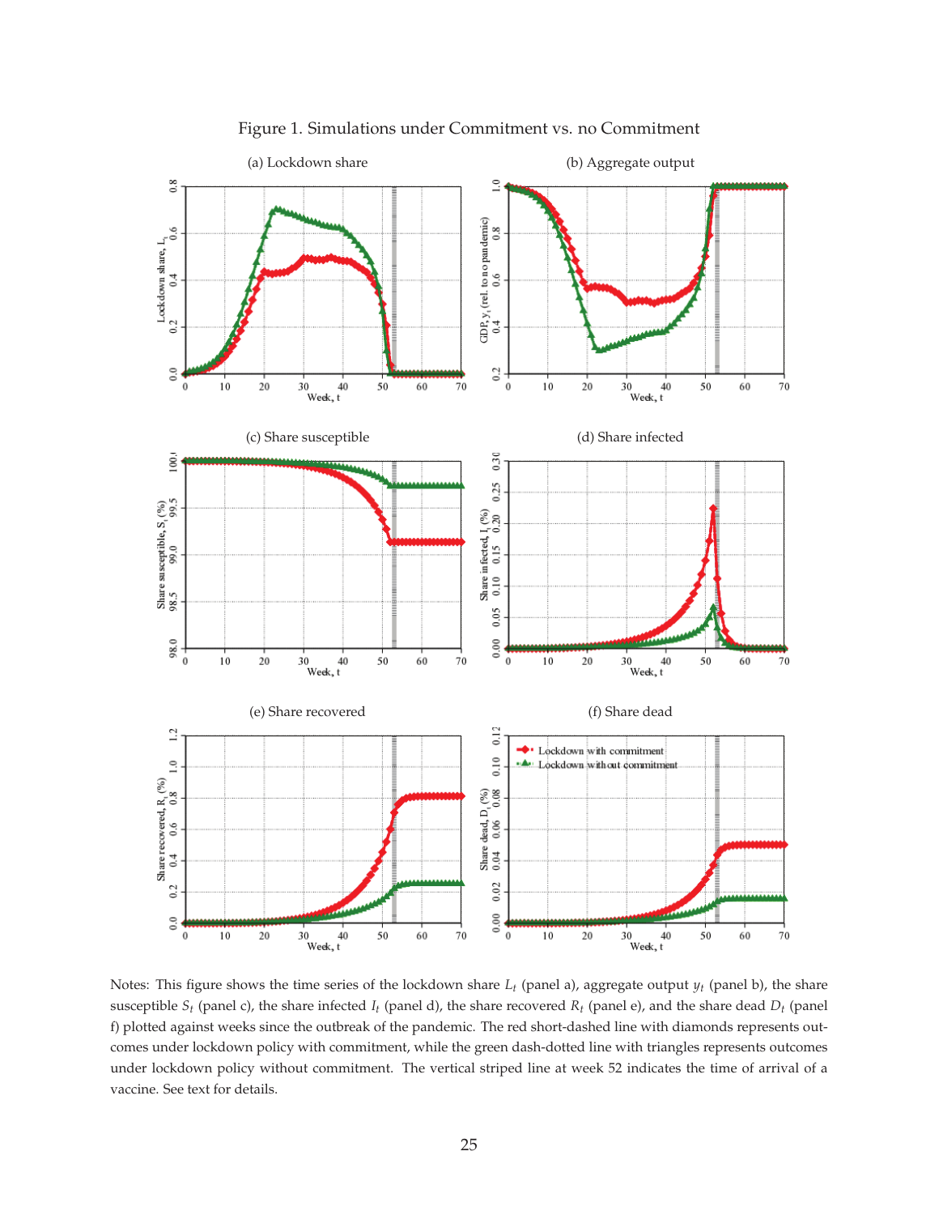Figure 1. Simulations under Commitment vs. no Commitment

(a) Lockdown share

(b) Aggregate output

(c) Share susceptible

(d) Share infected

(e) Share recovered

(f) Share dead

Notes: This figure shows the time series of the lockdown share $L_t$ (panel a), aggregate output $y_t$ (panel b), the share susceptible $S_t$ (panel c), the share infected $I_t$ (panel d), the share recovered $R_t$ (panel e), and the share dead $D_t$ (panel f) plotted against weeks since the outbreak of the pandemic. The red short-dashed line with diamonds represents outcomes under lockdown policy with commitment, while the green dash-dotted line with triangles represents outcomes under lockdown policy without commitment. The vertical striped line at week 52 indicates the time of arrival of a vaccine. See text for details.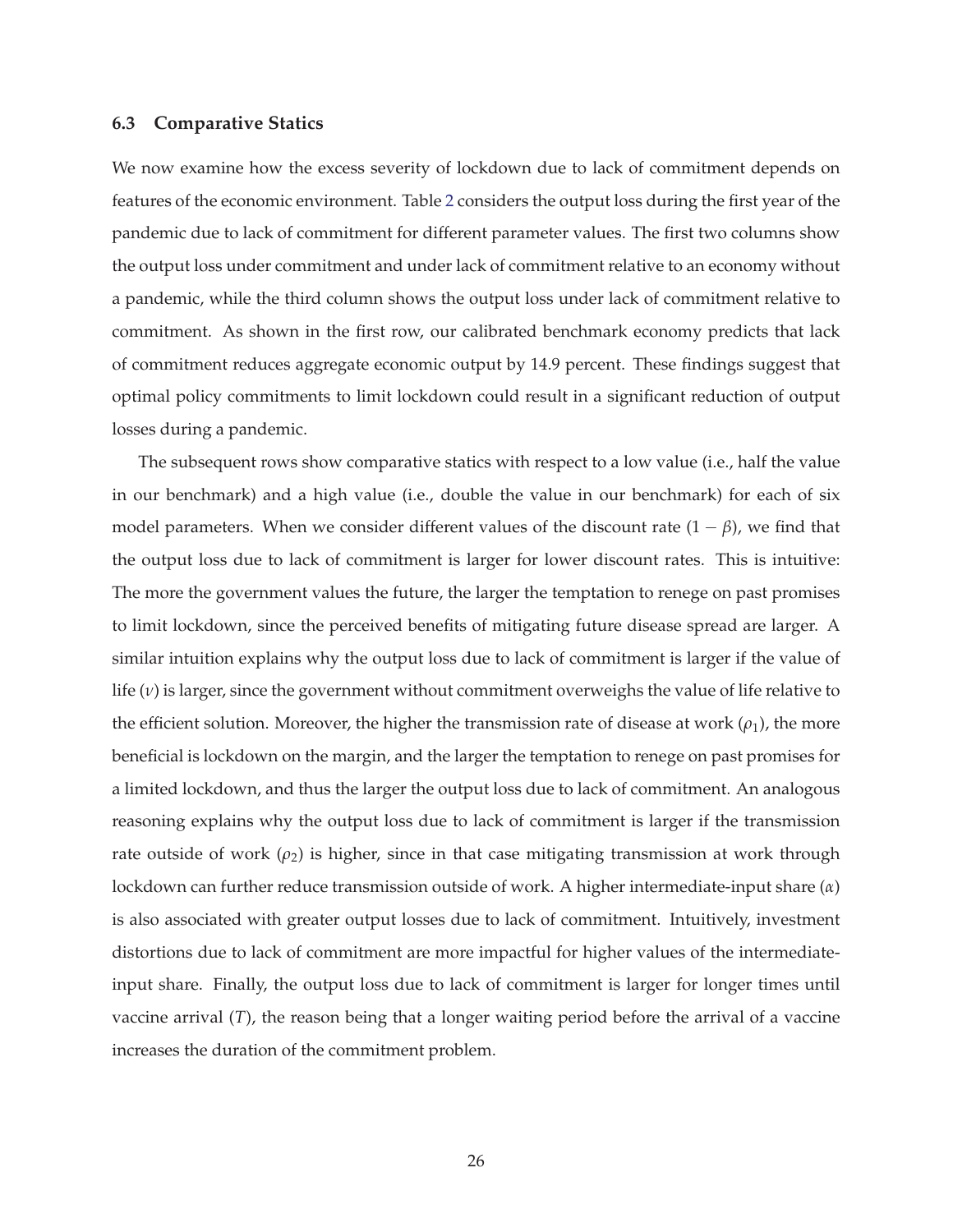### 6.3 Comparative Statics

We now examine how the excess severity of lockdown due to lack of commitment depends on features of the economic environment. Table 2 considers the output loss during the first year of the pandemic due to lack of commitment for different parameter values. The first two columns show the output loss under commitment and under lack of commitment relative to an economy without a pandemic, while the third column shows the output loss under lack of commitment relative to commitment. As shown in the first row, our calibrated benchmark economy predicts that lack of commitment reduces aggregate economic output by 14.9 percent. These findings suggest that optimal policy commitments to limit lockdown could result in a significant reduction of output losses during a pandemic.

The subsequent rows show comparative statics with respect to a low value (i.e., half the value in our benchmark) and a high value (i.e., double the value in our benchmark) for each of six model parameters. When we consider different values of the discount rate $(1 - \beta)$, we find that the output loss due to lack of commitment is larger for lower discount rates. This is intuitive: The more the government values the future, the larger the temptation to renege on past promises to limit lockdown, since the perceived benefits of mitigating future disease spread are larger. A similar intuition explains why the output loss due to lack of commitment is larger if the value of life $(\nu)$ is larger, since the government without commitment overweighs the value of life relative to the efficient solution. Moreover, the higher the transmission rate of disease at work $(\rho_1)$, the more beneficial is lockdown on the margin, and the larger the temptation to renege on past promises for a limited lockdown, and thus the larger the output loss due to lack of commitment. An analogous reasoning explains why the output loss due to lack of commitment is larger if the transmission rate outside of work $(\rho_2)$ is higher, since in that case mitigating transmission at work through lockdown can further reduce transmission outside of work. A higher intermediate-input share $(\alpha)$ is also associated with greater output losses due to lack of commitment. Intuitively, investment distortions due to lack of commitment are more impactful for higher values of the intermediate-input share. Finally, the output loss due to lack of commitment is larger for longer times until vaccine arrival $(T)$, the reason being that a longer waiting period before the arrival of a vaccine increases the duration of the commitment problem.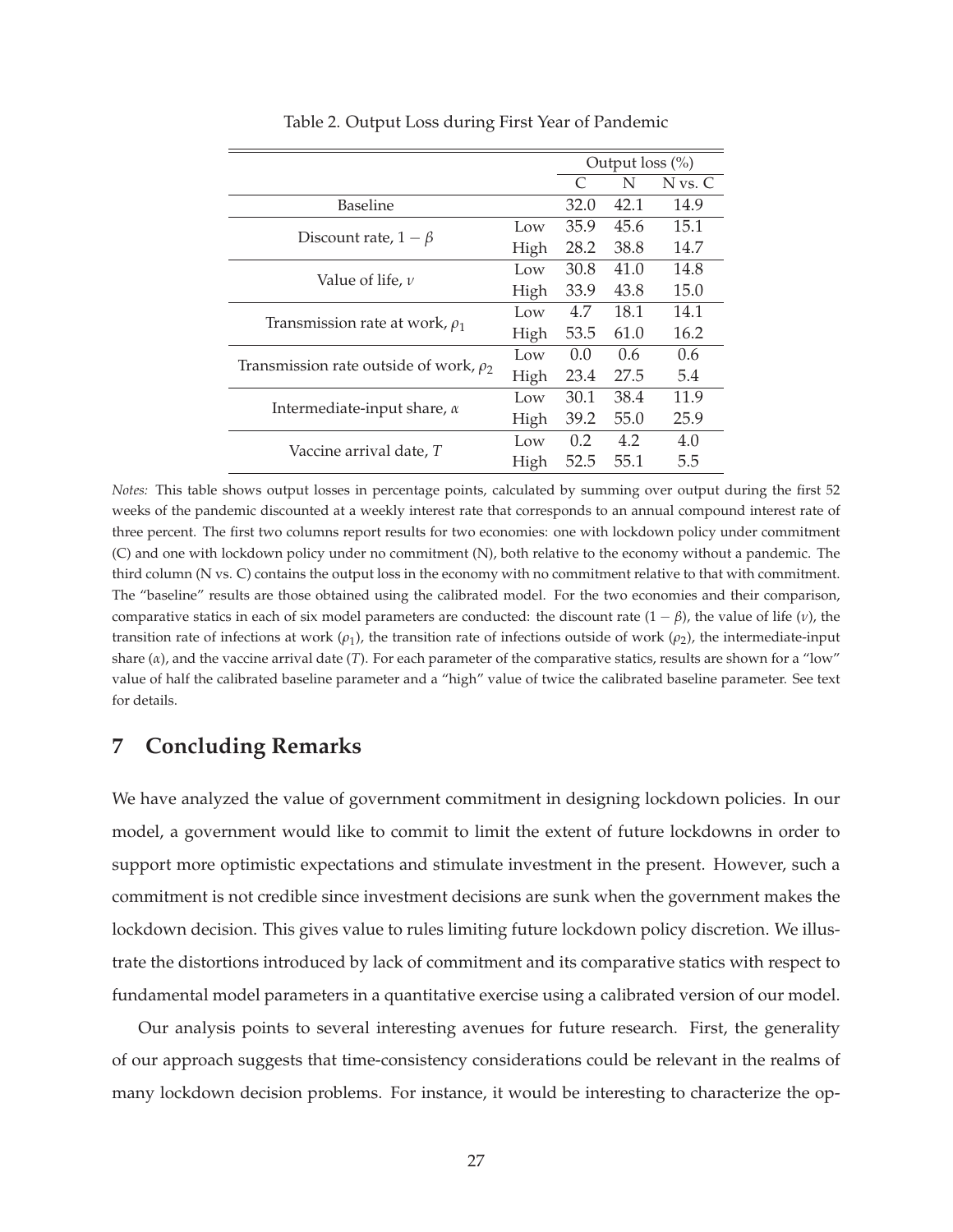Table 2. Output Loss during First Year of Pandemic

| | | Output loss (%) | | |
|---|---|---|---|---|
| | | C | N | N vs. C |
| Baseline | | 32.0 | 42.1 | 14.9 |
| Discount rate, $1-\beta$ | Low | 35.9 | 45.6 | 15.1 |
| | High | 28.2 | 38.8 | 14.7 |
| Value of life, $\nu$ | Low | 30.8 | 41.0 | 14.8 |
| | High | 33.9 | 43.8 | 15.0 |
| Transmission rate at work, $\rho_1$ | Low | 4.7 | 18.1 | 14.1 |
| | High | 53.5 | 61.0 | 16.2 |
| Transmission rate outside of work, $\rho_2$ | Low | 0.0 | 0.6 | 0.6 |
| | High | 23.4 | 27.5 | 5.4 |
| Intermediate-input share, $\alpha$ | Low | 30.1 | 38.4 | 11.9 |
| | High | 39.2 | 55.0 | 25.9 |
| Vaccine arrival date, $T$ | Low | 0.2 | 4.2 | 4.0 |
| | High | 52.5 | 55.1 | 5.5 |

*Notes:* This table shows output losses in percentage points, calculated by summing over output during the first 52 weeks of the pandemic discounted at a weekly interest rate that corresponds to an annual compound interest rate of three percent. The first two columns report results for two economies: one with lockdown policy under commitment (C) and one with lockdown policy under no commitment (N), both relative to the economy without a pandemic. The third column (N vs. C) contains the output loss in the economy with no commitment relative to that with commitment. The "baseline" results are those obtained using the calibrated model. For the two economies and their comparison, comparative statics in each of six model parameters are conducted: the discount rate ($1-\beta$), the value of life ($\nu$), the transition rate of infections at work ($\rho_1$), the transition rate of infections outside of work ($\rho_2$), the intermediate-input share ($\alpha$), and the vaccine arrival date ($T$). For each parameter of the comparative statics, results are shown for a "low" value of half the calibrated baseline parameter and a "high" value of twice the calibrated baseline parameter. See text for details.

## 7 Concluding Remarks

We have analyzed the value of government commitment in designing lockdown policies. In our model, a government would like to commit to limit the extent of future lockdowns in order to support more optimistic expectations and stimulate investment in the present. However, such a commitment is not credible since investment decisions are sunk when the government makes the lockdown decision. This gives value to rules limiting future lockdown policy discretion. We illustrate the distortions introduced by lack of commitment and its comparative statics with respect to fundamental model parameters in a quantitative exercise using a calibrated version of our model.

Our analysis points to several interesting avenues for future research. First, the generality of our approach suggests that time-consistency considerations could be relevant in the realms of many lockdown decision problems. For instance, it would be interesting to characterize the op-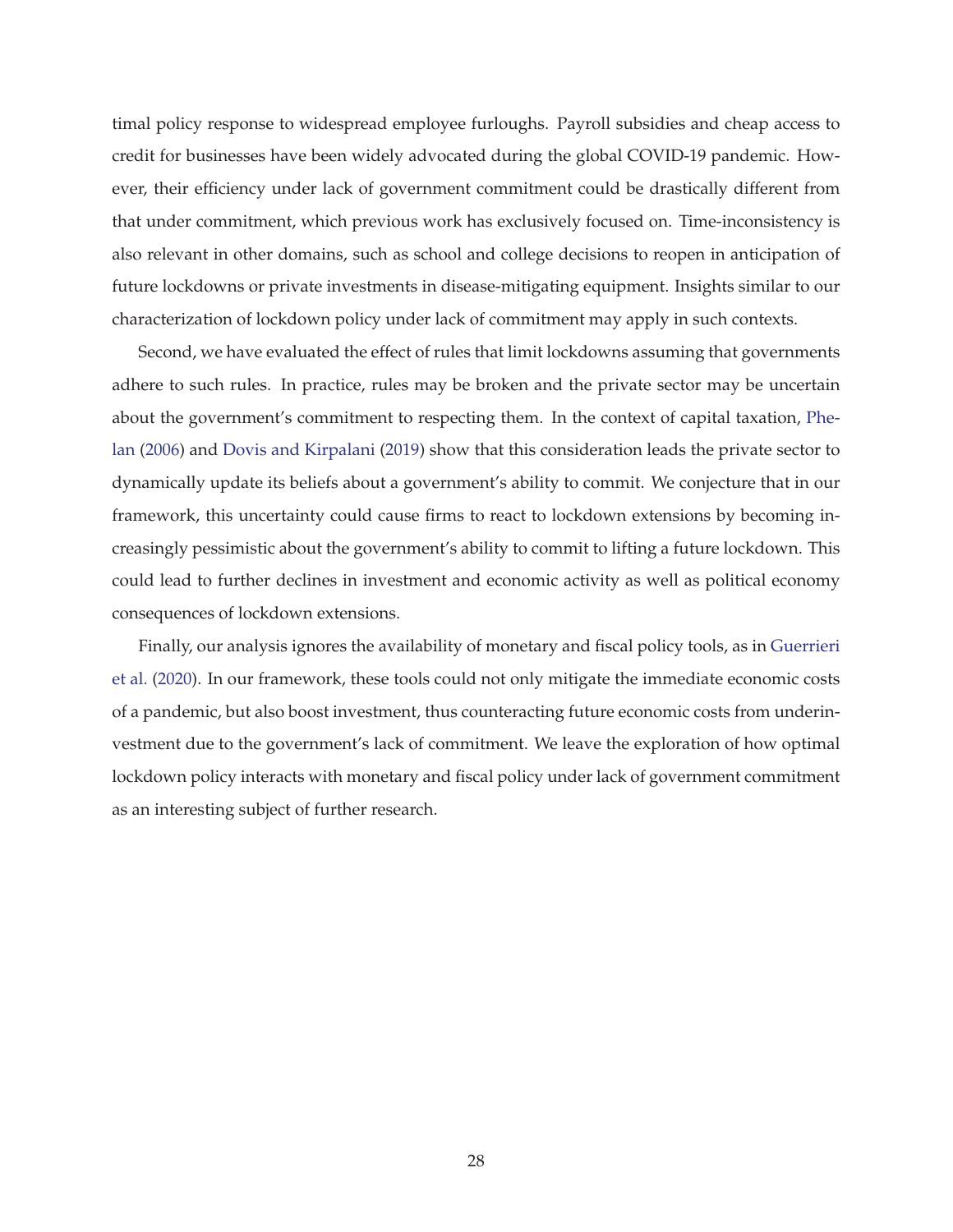timal policy response to widespread employee furloughs. Payroll subsidies and cheap access to credit for businesses have been widely advocated during the global COVID-19 pandemic. However, their efficiency under lack of government commitment could be drastically different from that under commitment, which previous work has exclusively focused on. Time-inconsistency is also relevant in other domains, such as school and college decisions to reopen in anticipation of future lockdowns or private investments in disease-mitigating equipment. Insights similar to our characterization of lockdown policy under lack of commitment may apply in such contexts.

Second, we have evaluated the effect of rules that limit lockdowns assuming that governments adhere to such rules. In practice, rules may be broken and the private sector may be uncertain about the government's commitment to respecting them. In the context of capital taxation, Phelan (2006) and Dovis and Kirpalani (2019) show that this consideration leads the private sector to dynamically update its beliefs about a government's ability to commit. We conjecture that in our framework, this uncertainty could cause firms to react to lockdown extensions by becoming increasingly pessimistic about the government's ability to commit to lifting a future lockdown. This could lead to further declines in investment and economic activity as well as political economy consequences of lockdown extensions.

Finally, our analysis ignores the availability of monetary and fiscal policy tools, as in Guerrieri et al. (2020). In our framework, these tools could not only mitigate the immediate economic costs of a pandemic, but also boost investment, thus counteracting future economic costs from underinvestment due to the government's lack of commitment. We leave the exploration of how optimal lockdown policy interacts with monetary and fiscal policy under lack of government commitment as an interesting subject of further research.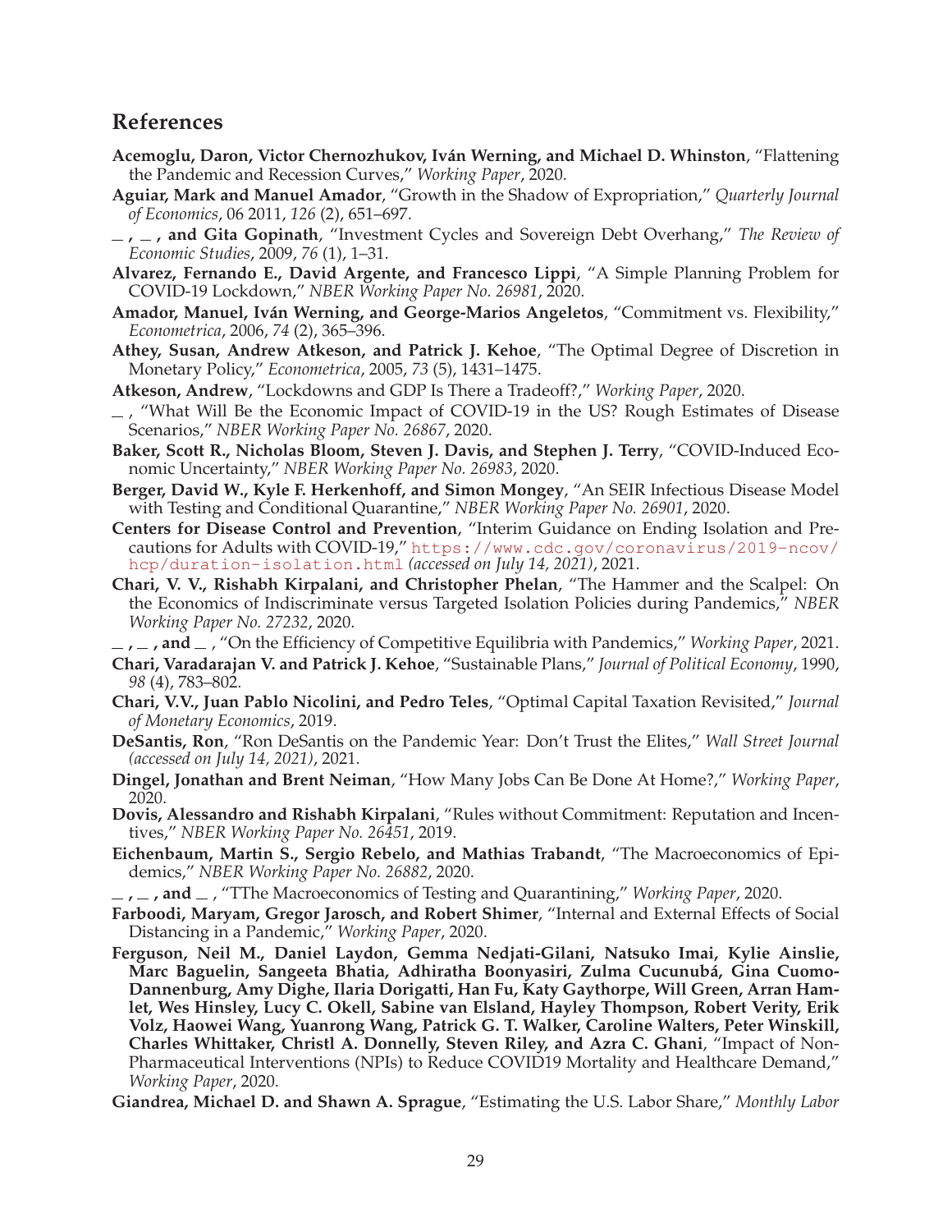## References

**Acemoglu, Daron, Victor Chernozhukov, Iván Werning, and Michael D. Whinston**, "Flattening the Pandemic and Recession Curves," *Working Paper*, 2020.

**Aguiar, Mark and Manuel Amador**, "Growth in the Shadow of Expropriation," *Quarterly Journal of Economics*, 06 2011, *126* (2), 651–697.

**\_ , \_ , and Gita Gopinath**, "Investment Cycles and Sovereign Debt Overhang," *The Review of Economic Studies*, 2009, *76* (1), 1–31.

**Alvarez, Fernando E., David Argente, and Francesco Lippi**, "A Simple Planning Problem for COVID-19 Lockdown," *NBER Working Paper No. 26981*, 2020.

**Amador, Manuel, Iván Werning, and George-Marios Angeletos**, "Commitment vs. Flexibility," *Econometrica*, 2006, *74* (2), 365–396.

**Athey, Susan, Andrew Atkeson, and Patrick J. Kehoe**, "The Optimal Degree of Discretion in Monetary Policy," *Econometrica*, 2005, *73* (5), 1431–1475.

**Atkeson, Andrew**, "Lockdowns and GDP Is There a Tradeoff?," *Working Paper*, 2020.

\_ , "What Will Be the Economic Impact of COVID-19 in the US? Rough Estimates of Disease Scenarios," *NBER Working Paper No. 26867*, 2020.

**Baker, Scott R., Nicholas Bloom, Steven J. Davis, and Stephen J. Terry**, "COVID-Induced Economic Uncertainty," *NBER Working Paper No. 26983*, 2020.

**Berger, David W., Kyle F. Herkenhoff, and Simon Mongey**, "An SEIR Infectious Disease Model with Testing and Conditional Quarantine," *NBER Working Paper No. 26901*, 2020.

**Centers for Disease Control and Prevention**, "Interim Guidance on Ending Isolation and Precautions for Adults with COVID-19," https://www.cdc.gov/coronavirus/2019-ncov/hcp/duration-isolation.html *(accessed on July 14, 2021)*, 2021.

**Chari, V. V., Rishabh Kirpalani, and Christopher Phelan**, "The Hammer and the Scalpel: On the Economics of Indiscriminate versus Targeted Isolation Policies during Pandemics," *NBER Working Paper No. 27232*, 2020.

**\_ , \_ , and \_** , "On the Efficiency of Competitive Equilibria with Pandemics," *Working Paper*, 2021.

**Chari, Varadarajan V. and Patrick J. Kehoe**, "Sustainable Plans," *Journal of Political Economy*, 1990, *98* (4), 783–802.

**Chari, V.V., Juan Pablo Nicolini, and Pedro Teles**, "Optimal Capital Taxation Revisited," *Journal of Monetary Economics*, 2019.

**DeSantis, Ron**, "Ron DeSantis on the Pandemic Year: Don't Trust the Elites," *Wall Street Journal (accessed on July 14, 2021)*, 2021.

**Dingel, Jonathan and Brent Neiman**, "How Many Jobs Can Be Done At Home?," *Working Paper*, 2020.

**Dovis, Alessandro and Rishabh Kirpalani**, "Rules without Commitment: Reputation and Incentives," *NBER Working Paper No. 26451*, 2019.

**Eichenbaum, Martin S., Sergio Rebelo, and Mathias Trabandt**, "The Macroeconomics of Epidemics," *NBER Working Paper No. 26882*, 2020.

**\_ , \_ , and \_** , "TThe Macroeconomics of Testing and Quarantining," *Working Paper*, 2020.

**Farboodi, Maryam, Gregor Jarosch, and Robert Shimer**, "Internal and External Effects of Social Distancing in a Pandemic," *Working Paper*, 2020.

**Ferguson, Neil M., Daniel Laydon, Gemma Nedjati-Gilani, Natsuko Imai, Kylie Ainslie, Marc Baguelin, Sangeeta Bhatia, Adhiratha Boonyasiri, Zulma Cucunubá, Gina Cuomo-Dannenburg, Amy Dighe, Ilaria Dorigatti, Han Fu, Katy Gaythorpe, Will Green, Arran Hamlet, Wes Hinsley, Lucy C. Okell, Sabine van Elsland, Hayley Thompson, Robert Verity, Erik Volz, Haowei Wang, Yuanrong Wang, Patrick G. T. Walker, Caroline Walters, Peter Winskill, Charles Whittaker, Christl A. Donnelly, Steven Riley, and Azra C. Ghani**, "Impact of Non-Pharmaceutical Interventions (NPIs) to Reduce COVID19 Mortality and Healthcare Demand," *Working Paper*, 2020.

**Giandrea, Michael D. and Shawn A. Sprague**, "Estimating the U.S. Labor Share," *Monthly Labor*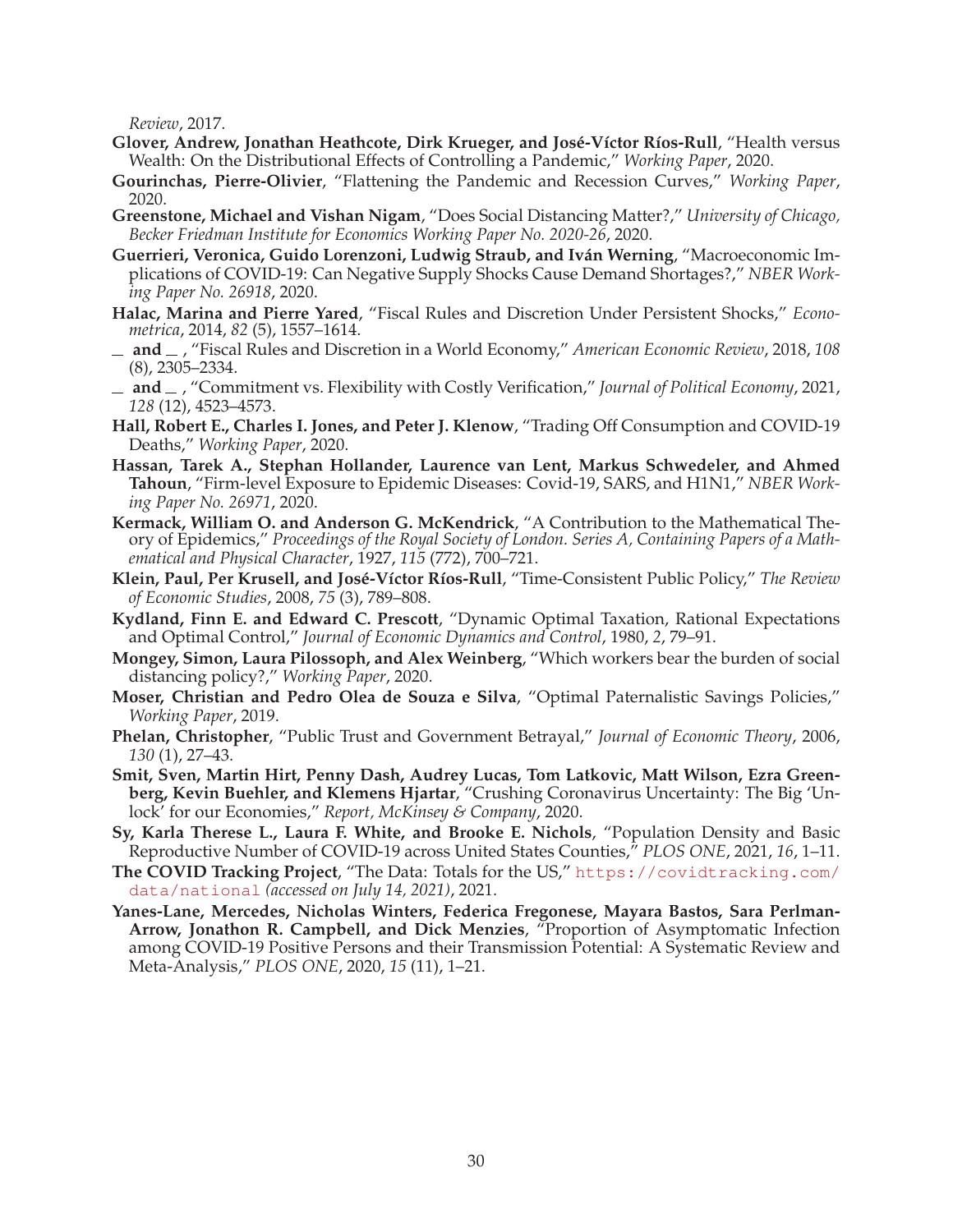*Review*, 2017.

**Glover, Andrew, Jonathan Heathcote, Dirk Krueger, and José-Víctor Ríos-Rull**, "Health versus Wealth: On the Distributional Effects of Controlling a Pandemic," *Working Paper*, 2020.

**Gourinchas, Pierre-Olivier**, "Flattening the Pandemic and Recession Curves," *Working Paper*, 2020.

**Greenstone, Michael and Vishan Nigam**, "Does Social Distancing Matter?," *University of Chicago, Becker Friedman Institute for Economics Working Paper No. 2020-26*, 2020.

**Guerrieri, Veronica, Guido Lorenzoni, Ludwig Straub, and Iván Werning**, "Macroeconomic Implications of COVID-19: Can Negative Supply Shocks Cause Demand Shortages?," *NBER Working Paper No. 26918*, 2020.

**Halac, Marina and Pierre Yared**, "Fiscal Rules and Discretion Under Persistent Shocks," *Econometrica*, 2014, *82* (5), 1557–1614.

**\_ and \_** , "Fiscal Rules and Discretion in a World Economy," *American Economic Review*, 2018, *108* (8), 2305–2334.

**\_ and \_** , "Commitment vs. Flexibility with Costly Verification," *Journal of Political Economy*, 2021, *128* (12), 4523–4573.

**Hall, Robert E., Charles I. Jones, and Peter J. Klenow**, "Trading Off Consumption and COVID-19 Deaths," *Working Paper*, 2020.

**Hassan, Tarek A., Stephan Hollander, Laurence van Lent, Markus Schwedeler, and Ahmed Tahoun**, "Firm-level Exposure to Epidemic Diseases: Covid-19, SARS, and H1N1," *NBER Working Paper No. 26971*, 2020.

**Kermack, William O. and Anderson G. McKendrick**, "A Contribution to the Mathematical Theory of Epidemics," *Proceedings of the Royal Society of London. Series A, Containing Papers of a Mathematical and Physical Character*, 1927, *115* (772), 700–721.

**Klein, Paul, Per Krusell, and José-Víctor Ríos-Rull**, "Time-Consistent Public Policy," *The Review of Economic Studies*, 2008, *75* (3), 789–808.

**Kydland, Finn E. and Edward C. Prescott**, "Dynamic Optimal Taxation, Rational Expectations and Optimal Control," *Journal of Economic Dynamics and Control*, 1980, *2*, 79–91.

**Mongey, Simon, Laura Pilossoph, and Alex Weinberg**, "Which workers bear the burden of social distancing policy?," *Working Paper*, 2020.

**Moser, Christian and Pedro Olea de Souza e Silva**, "Optimal Paternalistic Savings Policies," *Working Paper*, 2019.

**Phelan, Christopher**, "Public Trust and Government Betrayal," *Journal of Economic Theory*, 2006, *130* (1), 27–43.

**Smit, Sven, Martin Hirt, Penny Dash, Audrey Lucas, Tom Latkovic, Matt Wilson, Ezra Greenberg, Kevin Buehler, and Klemens Hjartar**, "Crushing Coronavirus Uncertainty: The Big 'Unlock' for our Economies," *Report, McKinsey & Company*, 2020.

**Sy, Karla Therese L., Laura F. White, and Brooke E. Nichols**, "Population Density and Basic Reproductive Number of COVID-19 across United States Counties," *PLOS ONE*, 2021, *16*, 1–11.

**The COVID Tracking Project**, "The Data: Totals for the US," https://covidtracking.com/data/national *(accessed on July 14, 2021)*, 2021.

**Yanes-Lane, Mercedes, Nicholas Winters, Federica Fregonese, Mayara Bastos, Sara Perlman-Arrow, Jonathon R. Campbell, and Dick Menzies**, "Proportion of Asymptomatic Infection among COVID-19 Positive Persons and their Transmission Potential: A Systematic Review and Meta-Analysis," *PLOS ONE*, 2020, *15* (11), 1–21.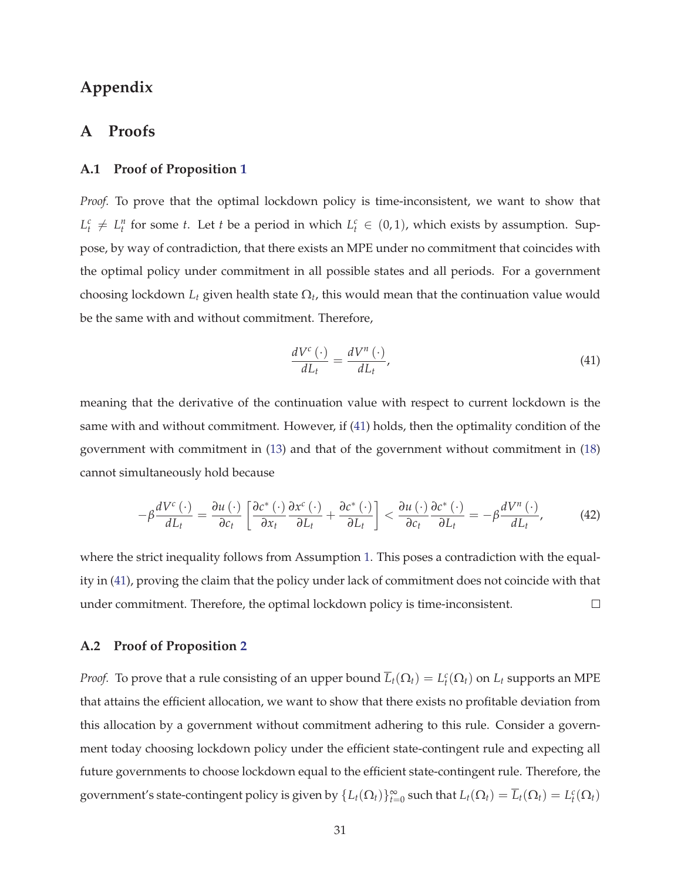# Appendix

## A Proofs

### A.1 Proof of Proposition 1

*Proof.* To prove that the optimal lockdown policy is time-inconsistent, we want to show that $L_t^c \neq L_t^n$ for some $t$. Let $t$ be a period in which $L_t^c \in (0,1)$, which exists by assumption. Suppose, by way of contradiction, that there exists an MPE under no commitment that coincides with the optimal policy under commitment in all possible states and all periods. For a government choosing lockdown $L_t$ given health state $\Omega_t$, this would mean that the continuation value would be the same with and without commitment. Therefore,

$$\frac{dV^c(\cdot)}{dL_t} = \frac{dV^n(\cdot)}{dL_t}, \tag{41}$$

meaning that the derivative of the continuation value with respect to current lockdown is the same with and without commitment. However, if (41) holds, then the optimality condition of the government with commitment in (13) and that of the government without commitment in (18) cannot simultaneously hold because

$$-\beta\frac{dV^c(\cdot)}{dL_t} = \frac{\partial u(\cdot)}{\partial c_t}\left[\frac{\partial c^*(\cdot)}{\partial x_t}\frac{\partial x^c(\cdot)}{\partial L_t} + \frac{\partial c^*(\cdot)}{\partial L_t}\right] < \frac{\partial u(\cdot)}{\partial c_t}\frac{\partial c^*(\cdot)}{\partial L_t} = -\beta\frac{dV^n(\cdot)}{dL_t}, \tag{42}$$

where the strict inequality follows from Assumption 1. This poses a contradiction with the equality in (41), proving the claim that the policy under lack of commitment does not coincide with that under commitment. Therefore, the optimal lockdown policy is time-inconsistent. $\square$

### A.2 Proof of Proposition 2

*Proof.* To prove that a rule consisting of an upper bound $\overline{L}_t(\Omega_t) = L_t^c(\Omega_t)$ on $L_t$ supports an MPE that attains the efficient allocation, we want to show that there exists no profitable deviation from this allocation by a government without commitment adhering to this rule. Consider a government today choosing lockdown policy under the efficient state-contingent rule and expecting all future governments to choose lockdown equal to the efficient state-contingent rule. Therefore, the government's state-contingent policy is given by $\{L_t(\Omega_t)\}_{t=0}^{\infty}$ such that $L_t(\Omega_t) = \overline{L}_t(\Omega_t) = L_t^c(\Omega_t)$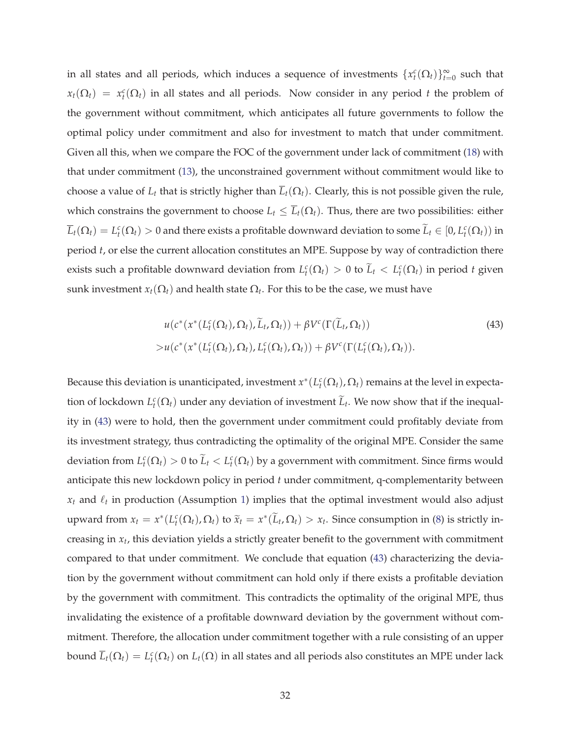in all states and all periods, which induces a sequence of investments $\{x_t^c(\Omega_t)\}_{t=0}^{\infty}$ such that $x_t(\Omega_t) = x_t^c(\Omega_t)$ in all states and all periods. Now consider in any period $t$ the problem of the government without commitment, which anticipates all future governments to follow the optimal policy under commitment and also for investment to match that under commitment. Given all this, when we compare the FOC of the government under lack of commitment (18) with that under commitment (13), the unconstrained government without commitment would like to choose a value of $L_t$ that is strictly higher than $\overline{L}_t(\Omega_t)$. Clearly, this is not possible given the rule, which constrains the government to choose $L_t \leq \overline{L}_t(\Omega_t)$. Thus, there are two possibilities: either $\overline{L}_t(\Omega_t) = L_t^c(\Omega_t) > 0$ and there exists a profitable downward deviation to some $\widetilde{L}_t \in [0, L_t^c(\Omega_t))$ in period $t$, or else the current allocation constitutes an MPE. Suppose by way of contradiction there exists such a profitable downward deviation from $L_t^c(\Omega_t) > 0$ to $\widetilde{L}_t < L_t^c(\Omega_t)$ in period $t$ given sunk investment $x_t(\Omega_t)$ and health state $\Omega_t$. For this to be the case, we must have

$$
\begin{aligned}
&u(c^*(x^*(L_t^c(\Omega_t), \Omega_t), \widetilde{L}_t, \Omega_t)) + \beta V^c(\Gamma(\widetilde{L}_t, \Omega_t)) \\
>&u(c^*(x^*(L_t^c(\Omega_t), \Omega_t), L_t^c(\Omega_t), \Omega_t)) + \beta V^c(\Gamma(L_t^c(\Omega_t), \Omega_t)).
\end{aligned} \tag{43}
$$

Because this deviation is unanticipated, investment $x^*(L_t^c(\Omega_t), \Omega_t)$ remains at the level in expectation of lockdown $L_t^c(\Omega_t)$ under any deviation of investment $\widetilde{L}_t$. We now show that if the inequality in (43) were to hold, then the government under commitment could profitably deviate from its investment strategy, thus contradicting the optimality of the original MPE. Consider the same deviation from $L_t^c(\Omega_t) > 0$ to $\widetilde{L}_t < L_t^c(\Omega_t)$ by a government with commitment. Since firms would anticipate this new lockdown policy in period $t$ under commitment, q-complementarity between $x_t$ and $\ell_t$ in production (Assumption 1) implies that the optimal investment would also adjust upward from $x_t = x^*(L_t^c(\Omega_t), \Omega_t)$ to $\widetilde{x}_t = x^*(\widetilde{L}_t, \Omega_t) > x_t$. Since consumption in (8) is strictly increasing in $x_t$, this deviation yields a strictly greater benefit to the government with commitment compared to that under commitment. We conclude that equation (43) characterizing the deviation by the government without commitment can hold only if there exists a profitable deviation by the government with commitment. This contradicts the optimality of the original MPE, thus invalidating the existence of a profitable downward deviation by the government without commitment. Therefore, the allocation under commitment together with a rule consisting of an upper bound $\overline{L}_t(\Omega_t) = L_t^c(\Omega_t)$ on $L_t(\Omega)$ in all states and all periods also constitutes an MPE under lack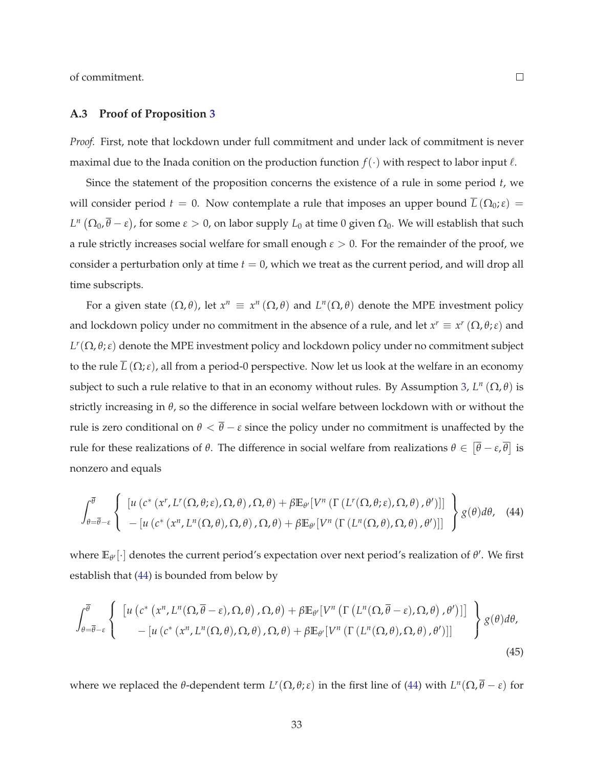of commitment. □

### A.3 Proof of Proposition 3

*Proof.* First, note that lockdown under full commitment and under lack of commitment is never maximal due to the Inada conition on the production function $f(\cdot)$ with respect to labor input $\ell$.

Since the statement of the proposition concerns the existence of a rule in some period $t$, we will consider period $t = 0$. Now contemplate a rule that imposes an upper bound $\overline{L}(\Omega_0;\varepsilon) = L^n(\Omega_0, \overline{\theta} - \varepsilon)$, for some $\varepsilon > 0$, on labor supply $L_0$ at time 0 given $\Omega_0$. We will establish that such a rule strictly increases social welfare for small enough $\varepsilon > 0$. For the remainder of the proof, we consider a perturbation only at time $t = 0$, which we treat as the current period, and will drop all time subscripts.

For a given state $(\Omega, \theta)$, let $x^n \equiv x^n(\Omega, \theta)$ and $L^n(\Omega, \theta)$ denote the MPE investment policy and lockdown policy under no commitment in the absence of a rule, and let $x^r \equiv x^r(\Omega, \theta; \varepsilon)$ and $L^r(\Omega, \theta; \varepsilon)$ denote the MPE investment policy and lockdown policy under no commitment subject to the rule $\overline{L}(\Omega;\varepsilon)$, all from a period-0 perspective. Now let us look at the welfare in an economy subject to such a rule relative to that in an economy without rules. By Assumption 3, $L^n(\Omega, \theta)$ is strictly increasing in $\theta$, so the difference in social welfare between lockdown with or without the rule is zero conditional on $\theta < \overline{\theta} - \varepsilon$ since the policy under no commitment is unaffected by the rule for these realizations of $\theta$. The difference in social welfare from realizations $\theta \in [\overline{\theta} - \varepsilon, \overline{\theta}]$ is nonzero and equals

$$
\int_{\theta=\overline{\theta}-\varepsilon}^{\overline{\theta}} \left\{ \begin{array}{l} [u(c^*(x^r, L^r(\Omega,\theta;\varepsilon), \Omega, \theta), \Omega, \theta) + \beta \mathbb{E}_{\theta'}[V^n(\Gamma(L^r(\Omega,\theta;\varepsilon), \Omega, \theta), \theta')]] \\ -[u(c^*(x^n, L^n(\Omega,\theta), \Omega, \theta), \Omega, \theta) + \beta \mathbb{E}_{\theta'}[V^n(\Gamma(L^n(\Omega,\theta), \Omega, \theta), \theta')]] \end{array} \right\} g(\theta) d\theta, \quad (44)
$$

where $\mathbb{E}_{\theta'}[\cdot]$ denotes the current period's expectation over next period's realization of $\theta'$. We first establish that (44) is bounded from below by

$$
\int_{\theta=\overline{\theta}-\varepsilon}^{\overline{\theta}} \left\{ \begin{array}{l} [u(c^*(x^n, L^n(\Omega, \overline{\theta}-\varepsilon), \Omega, \theta), \Omega, \theta) + \beta \mathbb{E}_{\theta'}[V^n(\Gamma(L^n(\Omega, \overline{\theta}-\varepsilon), \Omega, \theta), \theta')]] \\ -[u(c^*(x^n, L^n(\Omega,\theta), \Omega, \theta), \Omega, \theta) + \beta \mathbb{E}_{\theta'}[V^n(\Gamma(L^n(\Omega,\theta), \Omega, \theta), \theta')]] \end{array} \right\} g(\theta) d\theta, \tag{45}
$$

where we replaced the $\theta$-dependent term $L^r(\Omega, \theta; \varepsilon)$ in the first line of (44) with $L^n(\Omega, \overline{\theta} - \varepsilon)$ for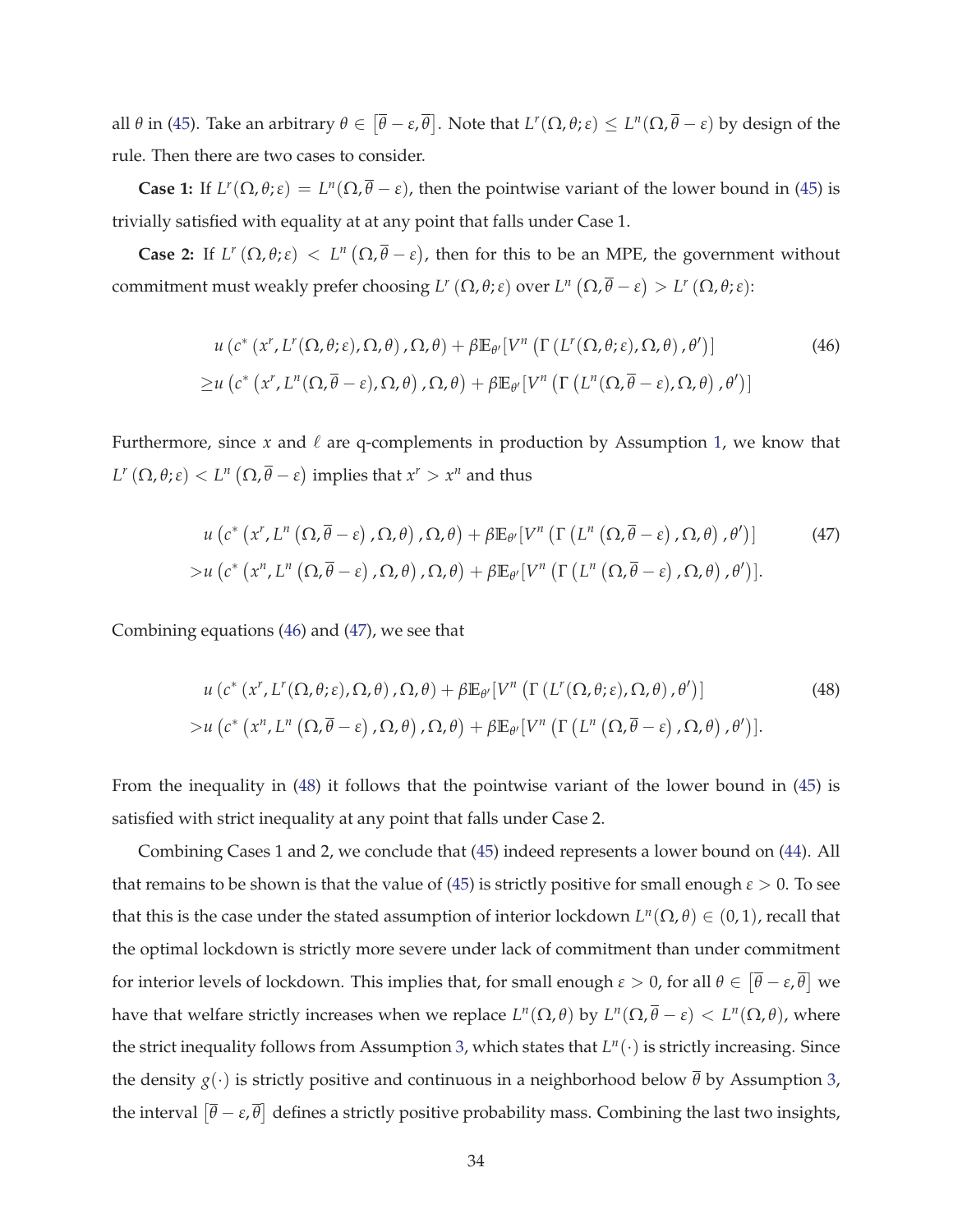all $\theta$ in (45). Take an arbitrary $\theta \in [\overline{\theta} - \varepsilon, \overline{\theta}]$. Note that $L^r(\Omega, \theta; \varepsilon) \leq L^n(\Omega, \overline{\theta} - \varepsilon)$ by design of the rule. Then there are two cases to consider.

**Case 1:** If $L^r(\Omega, \theta; \varepsilon) = L^n(\Omega, \overline{\theta} - \varepsilon)$, then the pointwise variant of the lower bound in (45) is trivially satisfied with equality at at any point that falls under Case 1.

**Case 2:** If $L^r(\Omega, \theta; \varepsilon) < L^n(\Omega, \overline{\theta} - \varepsilon)$, then for this to be an MPE, the government without commitment must weakly prefer choosing $L^r(\Omega, \theta; \varepsilon)$ over $L^n(\Omega, \overline{\theta} - \varepsilon) > L^r(\Omega, \theta; \varepsilon)$:

$$
\begin{aligned}
& u\left(c^*\left(x^r, L^r(\Omega, \theta; \varepsilon), \Omega, \theta\right), \Omega, \theta\right) + \beta \mathbb{E}_{\theta'}[V^n\left(\Gamma\left(L^r(\Omega, \theta; \varepsilon), \Omega, \theta\right), \theta'\right)] \\
\geq & u\left(c^*\left(x^r, L^n(\Omega, \overline{\theta} - \varepsilon), \Omega, \theta\right), \Omega, \theta\right) + \beta \mathbb{E}_{\theta'}[V^n\left(\Gamma\left(L^n(\Omega, \overline{\theta} - \varepsilon), \Omega, \theta\right), \theta'\right)]
\end{aligned} \tag{46}
$$

Furthermore, since $x$ and $\ell$ are q-complements in production by Assumption 1, we know that $L^r(\Omega, \theta; \varepsilon) < L^n(\Omega, \overline{\theta} - \varepsilon)$ implies that $x^r > x^n$ and thus

$$
\begin{aligned}
& u\left(c^*\left(x^r, L^n\left(\Omega, \overline{\theta} - \varepsilon\right), \Omega, \theta\right), \Omega, \theta\right) + \beta \mathbb{E}_{\theta'}[V^n\left(\Gamma\left(L^n\left(\Omega, \overline{\theta} - \varepsilon\right), \Omega, \theta\right), \theta'\right)] \\
> & u\left(c^*\left(x^n, L^n\left(\Omega, \overline{\theta} - \varepsilon\right), \Omega, \theta\right), \Omega, \theta\right) + \beta \mathbb{E}_{\theta'}[V^n\left(\Gamma\left(L^n\left(\Omega, \overline{\theta} - \varepsilon\right), \Omega, \theta\right), \theta'\right)].
\end{aligned} \tag{47}
$$

Combining equations (46) and (47), we see that

$$
\begin{aligned}
& u\left(c^*\left(x^r, L^r(\Omega, \theta; \varepsilon), \Omega, \theta\right), \Omega, \theta\right) + \beta \mathbb{E}_{\theta'}[V^n\left(\Gamma\left(L^r(\Omega, \theta; \varepsilon), \Omega, \theta\right), \theta'\right)] \\
> & u\left(c^*\left(x^n, L^n\left(\Omega, \overline{\theta} - \varepsilon\right), \Omega, \theta\right), \Omega, \theta\right) + \beta \mathbb{E}_{\theta'}[V^n\left(\Gamma\left(L^n\left(\Omega, \overline{\theta} - \varepsilon\right), \Omega, \theta\right), \theta'\right)].
\end{aligned} \tag{48}
$$

From the inequality in (48) it follows that the pointwise variant of the lower bound in (45) is satisfied with strict inequality at any point that falls under Case 2.

Combining Cases 1 and 2, we conclude that (45) indeed represents a lower bound on (44). All that remains to be shown is that the value of (45) is strictly positive for small enough $\varepsilon > 0$. To see that this is the case under the stated assumption of interior lockdown $L^n(\Omega, \theta) \in (0, 1)$, recall that the optimal lockdown is strictly more severe under lack of commitment than under commitment for interior levels of lockdown. This implies that, for small enough $\varepsilon > 0$, for all $\theta \in [\overline{\theta} - \varepsilon, \overline{\theta}]$ we have that welfare strictly increases when we replace $L^n(\Omega, \theta)$ by $L^n(\Omega, \overline{\theta} - \varepsilon) < L^n(\Omega, \theta)$, where the strict inequality follows from Assumption 3, which states that $L^n(\cdot)$ is strictly increasing. Since the density $g(\cdot)$ is strictly positive and continuous in a neighborhood below $\overline{\theta}$ by Assumption 3, the interval $[\overline{\theta} - \varepsilon, \overline{\theta}]$ defines a strictly positive probability mass. Combining the last two insights,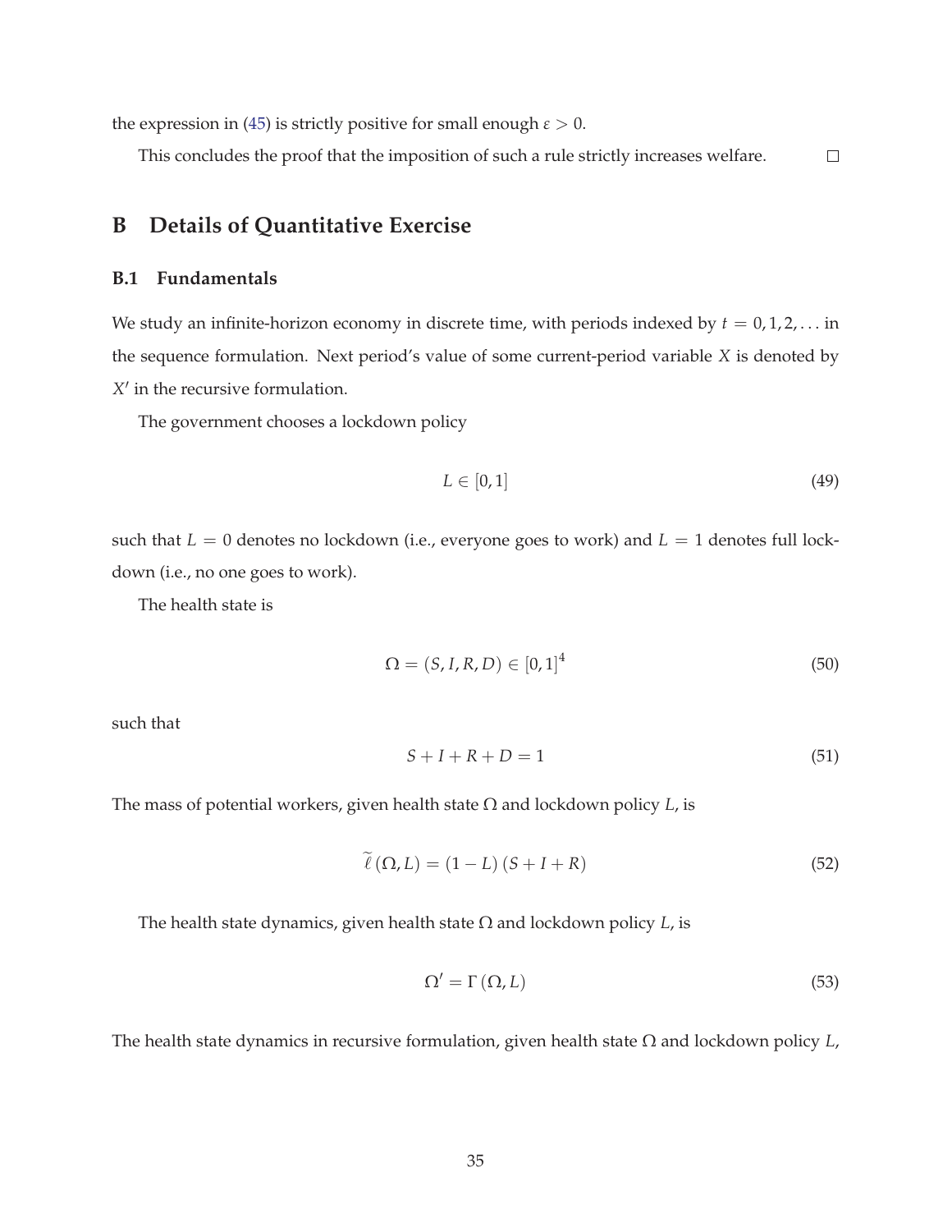the expression in (45) is strictly positive for small enough $\varepsilon > 0$.

This concludes the proof that the imposition of such a rule strictly increases welfare. $\square$

# B Details of Quantitative Exercise

## B.1 Fundamentals

We study an infinite-horizon economy in discrete time, with periods indexed by $t = 0, 1, 2, \ldots$ in the sequence formulation. Next period's value of some current-period variable $X$ is denoted by $X'$ in the recursive formulation.

The government chooses a lockdown policy

$$L \in [0, 1] \tag{49}$$

such that $L = 0$ denotes no lockdown (i.e., everyone goes to work) and $L = 1$ denotes full lockdown (i.e., no one goes to work).

The health state is

$$\Omega = (S, I, R, D) \in [0, 1]^4 \tag{50}$$

such that

$$S + I + R + D = 1 \tag{51}$$

The mass of potential workers, given health state $\Omega$ and lockdown policy $L$, is

$$\widetilde{\ell}\,(\Omega, L) = (1 - L)\,(S + I + R) \tag{52}$$

The health state dynamics, given health state $\Omega$ and lockdown policy $L$, is

$$\Omega' = \Gamma\,(\Omega, L) \tag{53}$$

The health state dynamics in recursive formulation, given health state $\Omega$ and lockdown policy $L$,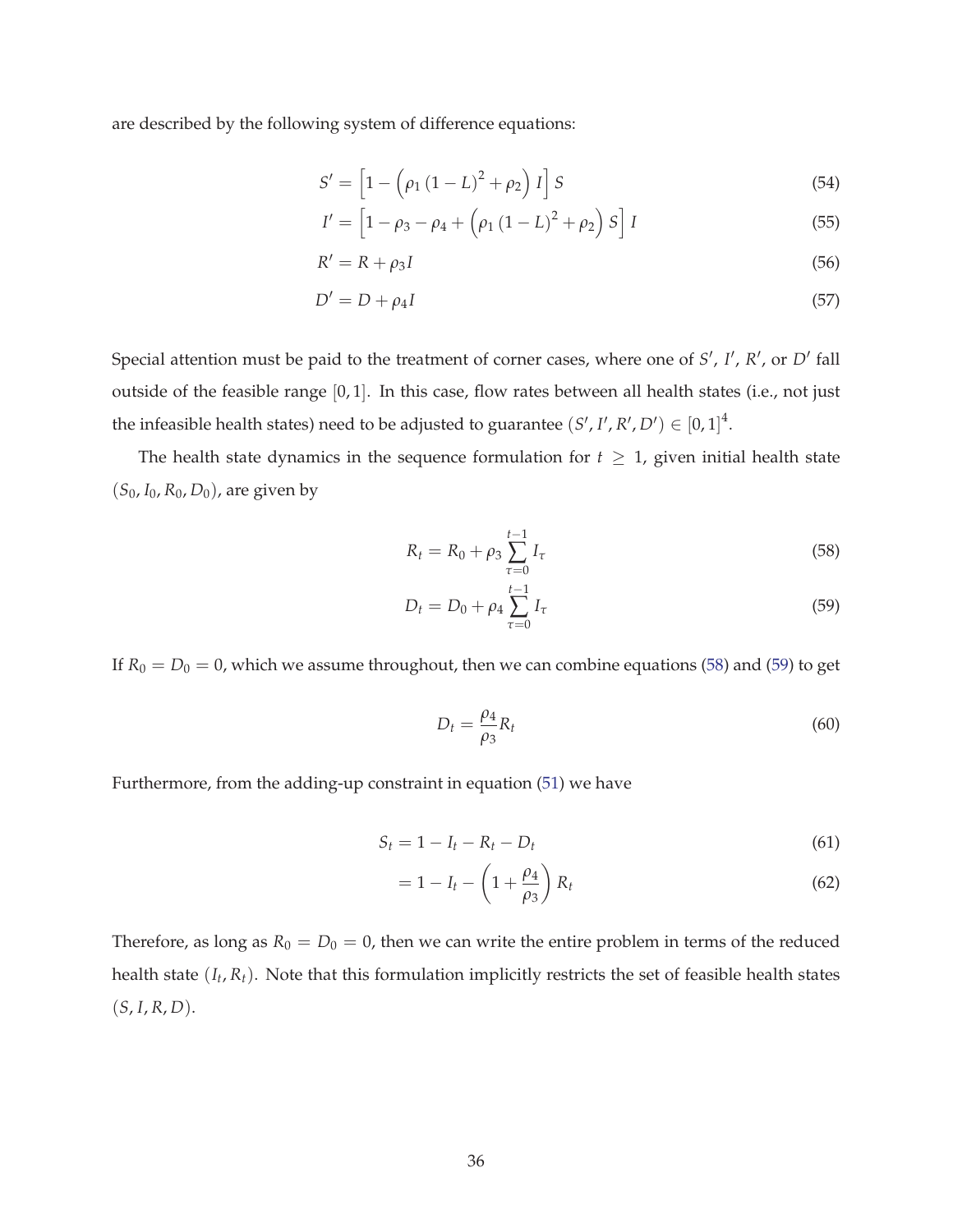are described by the following system of difference equations:

$$S' = \left[1 - \left(\rho_1 (1-L)^2 + \rho_2\right) I\right] S \tag{54}$$

$$I' = \left[1 - \rho_3 - \rho_4 + \left(\rho_1 (1-L)^2 + \rho_2\right) S\right] I \tag{55}$$

$$R' = R + \rho_3 I \tag{56}$$

$$D' = D + \rho_4 I \tag{57}$$

Special attention must be paid to the treatment of corner cases, where one of $S'$, $I'$, $R'$, or $D'$ fall outside of the feasible range $[0,1]$. In this case, flow rates between all health states (i.e., not just the infeasible health states) need to be adjusted to guarantee $(S', I', R', D') \in [0,1]^4$.

The health state dynamics in the sequence formulation for $t \geq 1$, given initial health state $(S_0, I_0, R_0, D_0)$, are given by

$$R_t = R_0 + \rho_3 \sum_{\tau=0}^{t-1} I_\tau \tag{58}$$

$$D_t = D_0 + \rho_4 \sum_{\tau=0}^{t-1} I_\tau \tag{59}$$

If $R_0 = D_0 = 0$, which we assume throughout, then we can combine equations (58) and (59) to get

$$D_t = \frac{\rho_4}{\rho_3} R_t \tag{60}$$

Furthermore, from the adding-up constraint in equation (51) we have

$$S_t = 1 - I_t - R_t - D_t \tag{61}$$

$$= 1 - I_t - \left(1 + \frac{\rho_4}{\rho_3}\right) R_t \tag{62}$$

Therefore, as long as $R_0 = D_0 = 0$, then we can write the entire problem in terms of the reduced health state $(I_t, R_t)$. Note that this formulation implicitly restricts the set of feasible health states $(S, I, R, D)$.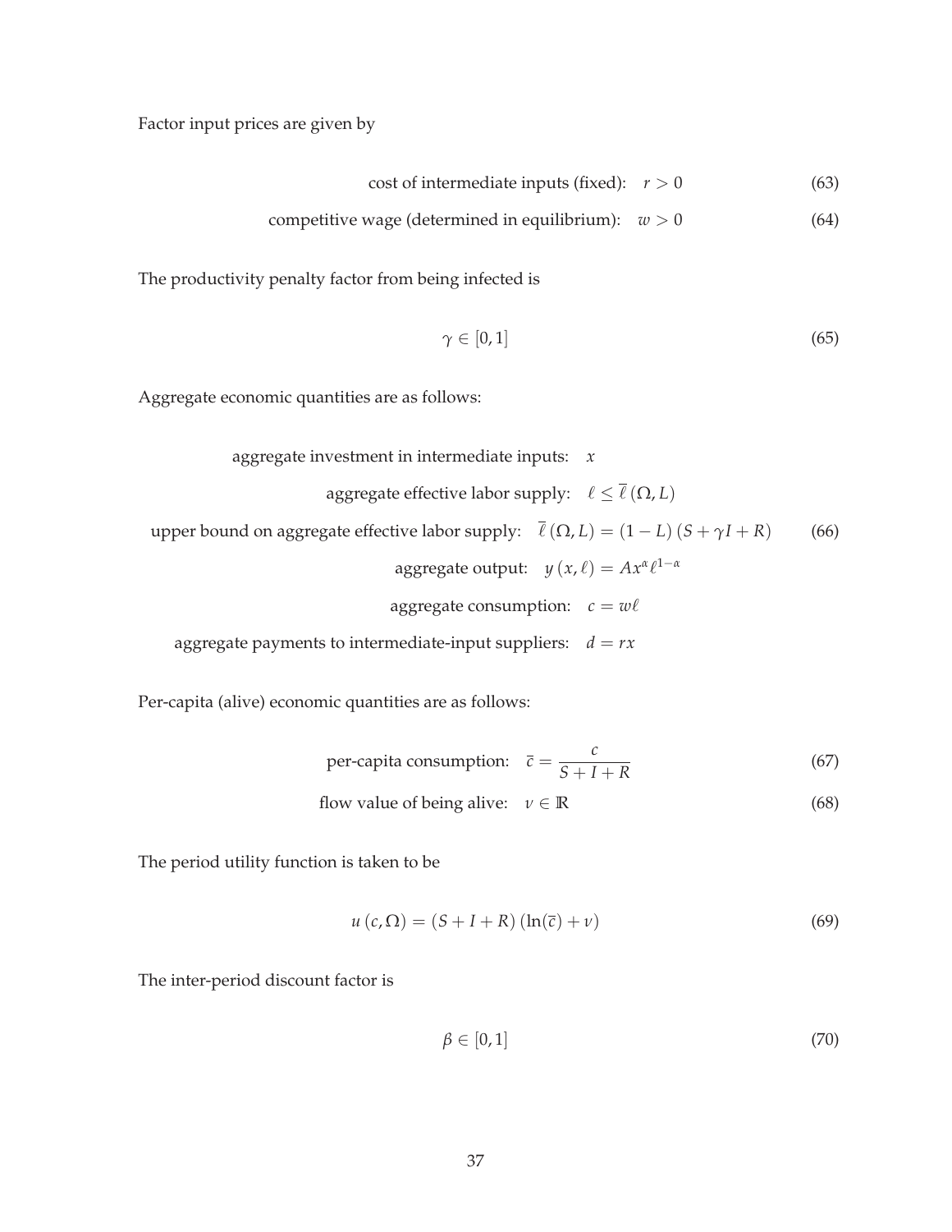Factor input prices are given by

$$\text{cost of intermediate inputs (fixed):} \quad r > 0 \tag{63}$$

$$\text{competitive wage (determined in equilibrium):} \quad w > 0 \tag{64}$$

The productivity penalty factor from being infected is

$$\gamma \in [0, 1] \tag{65}$$

Aggregate economic quantities are as follows:

$$\begin{aligned}
\text{aggregate investment in intermediate inputs:} &\quad x \\
\text{aggregate effective labor supply:} &\quad \ell \leq \overline{\ell}(\Omega, L) \\
\text{upper bound on aggregate effective labor supply:} &\quad \overline{\ell}(\Omega, L) = (1 - L)(S + \gamma I + R) \\
\text{aggregate output:} &\quad y(x, \ell) = Ax^{\alpha}\ell^{1-\alpha} \\
\text{aggregate consumption:} &\quad c = w\ell \\
\text{aggregate payments to intermediate-input suppliers:} &\quad d = rx
\end{aligned} \tag{66}$$

Per-capita (alive) economic quantities are as follows:

$$\text{per-capita consumption:} \quad \bar{c} = \frac{c}{S + I + R} \tag{67}$$

$$\text{flow value of being alive:} \quad \nu \in \mathbb{R} \tag{68}$$

The period utility function is taken to be

$$u(c, \Omega) = (S + I + R)(\ln(\bar{c}) + \nu) \tag{69}$$

The inter-period discount factor is

$$\beta \in [0, 1] \tag{70}$$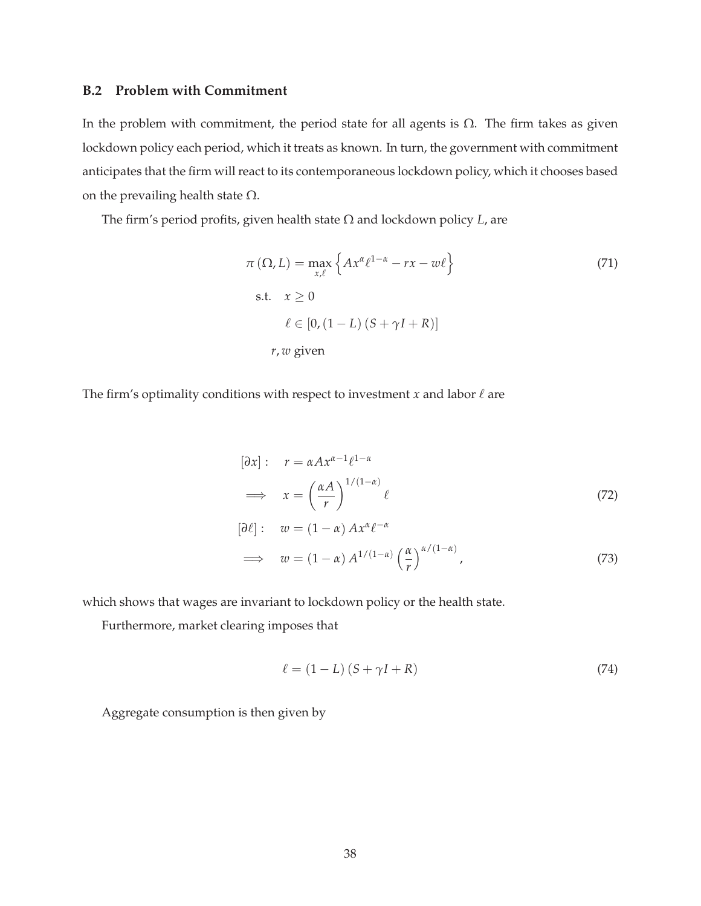### B.2 Problem with Commitment

In the problem with commitment, the period state for all agents is $\Omega$. The firm takes as given lockdown policy each period, which it treats as known. In turn, the government with commitment anticipates that the firm will react to its contemporaneous lockdown policy, which it chooses based on the prevailing health state $\Omega$.

The firm's period profits, given health state $\Omega$ and lockdown policy $L$, are

$$
\begin{aligned}
\pi(\Omega, L) = \max_{x,\ell} & \left\{ A x^{\alpha} \ell^{1-\alpha} - r x - w \ell \right\} \\
\text{s.t.} \quad & x \geq 0 \\
& \ell \in [0, (1-L)(S + \gamma I + R)] \\
& r, w \text{ given}
\end{aligned}
\tag{71}
$$

The firm's optimality conditions with respect to investment $x$ and labor $\ell$ are

$$
\begin{aligned}
[\partial x]: \quad & r = \alpha A x^{\alpha-1} \ell^{1-\alpha} \\
\implies \quad & x = \left( \frac{\alpha A}{r} \right)^{1/(1-\alpha)} \ell
\end{aligned}
\tag{72}
$$

$$
\begin{aligned}
[\partial \ell]: \quad & w = (1-\alpha) A x^{\alpha} \ell^{-\alpha} \\
\implies \quad & w = (1-\alpha) A^{1/(1-\alpha)} \left( \frac{\alpha}{r} \right)^{\alpha/(1-\alpha)},
\end{aligned}
\tag{73}
$$

which shows that wages are invariant to lockdown policy or the health state.

Furthermore, market clearing imposes that

$$
\ell = (1-L)(S + \gamma I + R) \tag{74}
$$

Aggregate consumption is then given by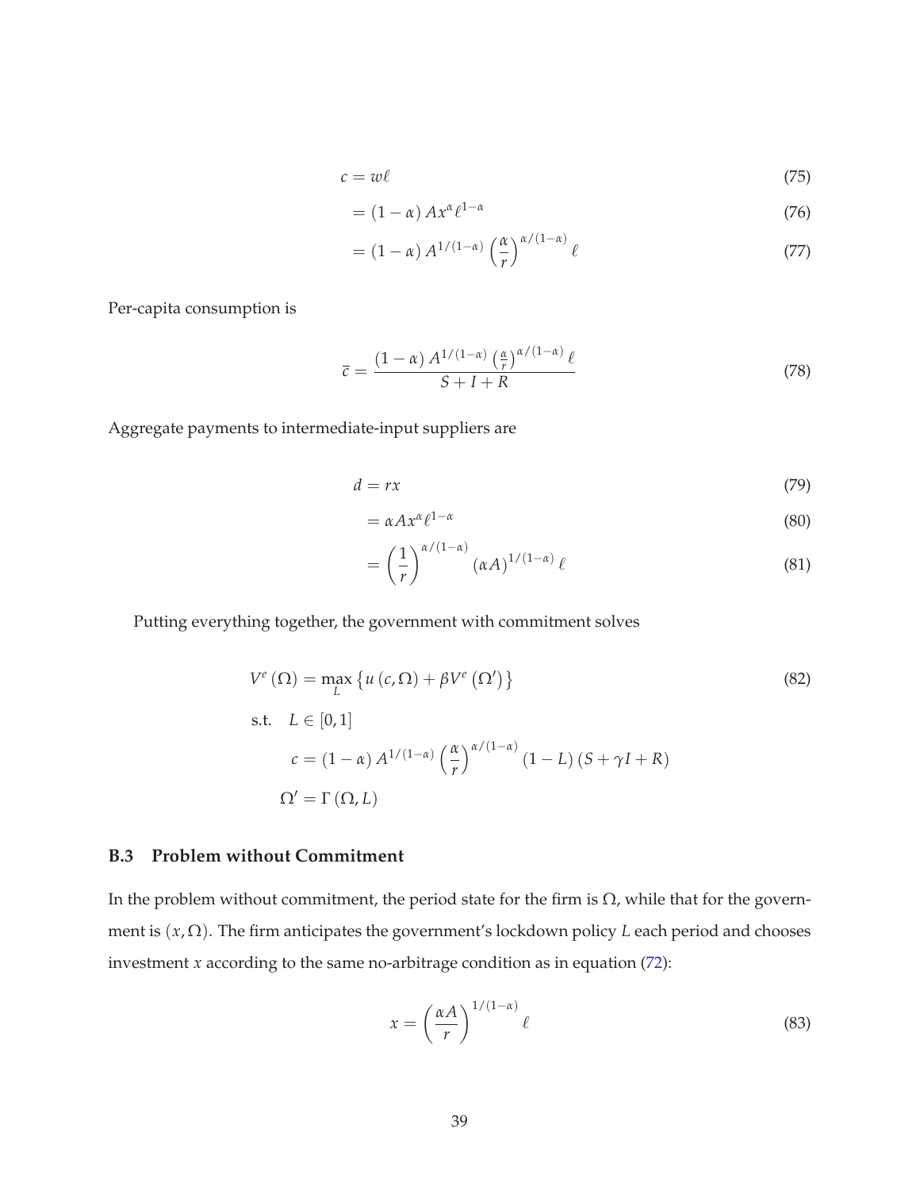$$c = w\ell \tag{75}$$

$$= (1-\alpha) A x^{\alpha} \ell^{1-\alpha} \tag{76}$$

$$= (1-\alpha) A^{1/(1-\alpha)} \left(\frac{\alpha}{r}\right)^{\alpha/(1-\alpha)} \ell \tag{77}$$

Per-capita consumption is

$$\bar{c} = \frac{(1-\alpha) A^{1/(1-\alpha)} \left(\frac{\alpha}{r}\right)^{\alpha/(1-\alpha)} \ell}{S+I+R} \tag{78}$$

Aggregate payments to intermediate-input suppliers are

$$d = rx \tag{79}$$

$$= \alpha A x^{\alpha} \ell^{1-\alpha} \tag{80}$$

$$= \left(\frac{1}{r}\right)^{\alpha/(1-\alpha)} (\alpha A)^{1/(1-\alpha)} \ell \tag{81}$$

Putting everything together, the government with commitment solves

$$V^{e}(\Omega) = \max_{L} \left\{ u(c, \Omega) + \beta V^{e}(\Omega') \right\} \tag{82}$$

$$\text{s.t.} \quad L \in [0,1]$$

$$c = (1-\alpha) A^{1/(1-\alpha)} \left(\frac{\alpha}{r}\right)^{\alpha/(1-\alpha)} (1-L)(S+\gamma I+R)$$

$$\Omega' = \Gamma(\Omega, L)$$

### B.3 Problem without Commitment

In the problem without commitment, the period state for the firm is $\Omega$, while that for the government is $(x, \Omega)$. The firm anticipates the government's lockdown policy $L$ each period and chooses investment $x$ according to the same no-arbitrage condition as in equation (72):

$$x = \left(\frac{\alpha A}{r}\right)^{1/(1-\alpha)} \ell \tag{83}$$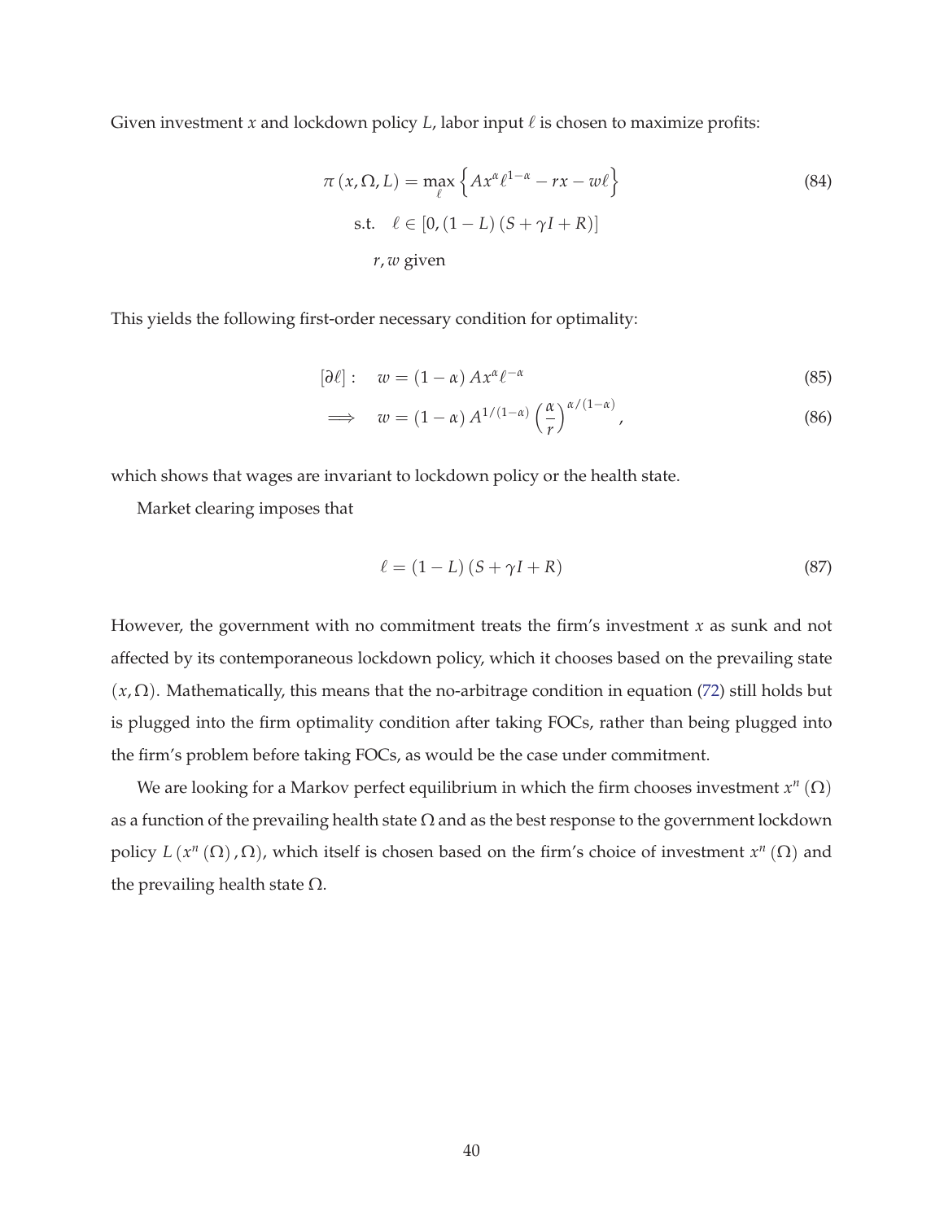Given investment $x$ and lockdown policy $L$, labor input $\ell$ is chosen to maximize profits:

$$
\begin{aligned}
\pi(x, \Omega, L) = \max_{\ell} & \left\{ A x^{\alpha} \ell^{1-\alpha} - r x - w \ell \right\} \\
\text{s.t.} \quad & \ell \in [0, (1-L)(S + \gamma I + R)] \\
& r, w \text{ given}
\end{aligned}
\tag{84}
$$

This yields the following first-order necessary condition for optimality:

$$
[\partial \ell]: \quad w = (1-\alpha) A x^{\alpha} \ell^{-\alpha} \tag{85}
$$

$$
\implies \quad w = (1-\alpha) A^{1/(1-\alpha)} \left( \frac{\alpha}{r} \right)^{\alpha/(1-\alpha)}, \tag{86}
$$

which shows that wages are invariant to lockdown policy or the health state.

Market clearing imposes that

$$
\ell = (1-L)(S + \gamma I + R) \tag{87}
$$

However, the government with no commitment treats the firm's investment $x$ as sunk and not affected by its contemporaneous lockdown policy, which it chooses based on the prevailing state $(x, \Omega)$. Mathematically, this means that the no-arbitrage condition in equation (72) still holds but is plugged into the firm optimality condition after taking FOCs, rather than being plugged into the firm's problem before taking FOCs, as would be the case under commitment.

We are looking for a Markov perfect equilibrium in which the firm chooses investment $x^n(\Omega)$ as a function of the prevailing health state $\Omega$ and as the best response to the government lockdown policy $L(x^n(\Omega), \Omega)$, which itself is chosen based on the firm's choice of investment $x^n(\Omega)$ and the prevailing health state $\Omega$.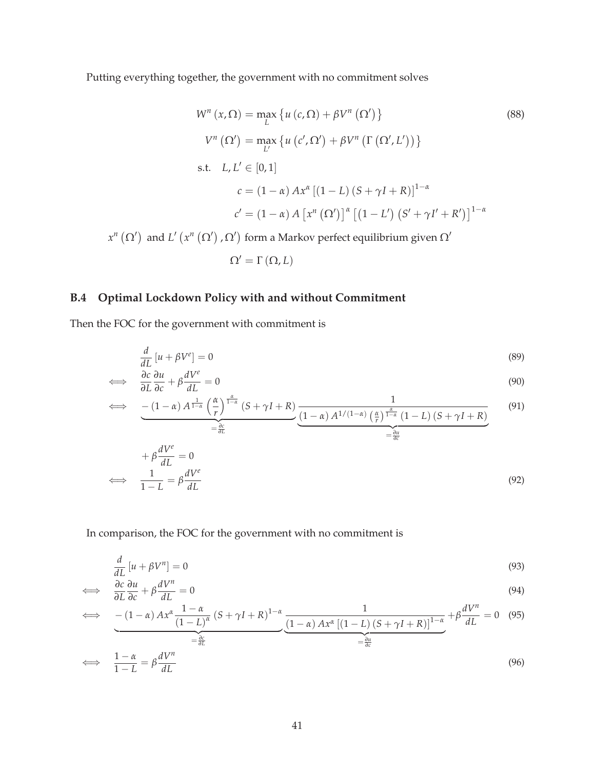Putting everything together, the government with no commitment solves

$$
\begin{aligned}
W^n(x,\Omega) &= \max_L \left\{ u(c,\Omega) + \beta V^n(\Omega') \right\} \\
V^n(\Omega') &= \max_{L'} \left\{ u(c',\Omega') + \beta V^n\left(\Gamma(\Omega',L')\right) \right\} \\
\text{s.t.} \quad & L, L' \in [0,1] \\
c &= (1-\alpha) A x^{\alpha} \left[(1-L)(S+\gamma I+R)\right]^{1-\alpha} \\
c' &= (1-\alpha) A \left[x^n(\Omega')\right]^{\alpha} \left[(1-L')(S'+\gamma I'+R')\right]^{1-\alpha}
\end{aligned}
\tag{88}
$$

$x^n(\Omega')$ and $L'(x^n(\Omega'),\Omega')$ form a Markov perfect equilibrium given $\Omega'$

$$\Omega' = \Gamma(\Omega, L)$$

## B.4 Optimal Lockdown Policy with and without Commitment

Then the FOC for the government with commitment is

$$\frac{d}{dL}\left[u + \beta V^e\right] = 0 \tag{89}$$

$$\iff \quad \frac{\partial c}{\partial L}\frac{\partial u}{\partial c} + \beta \frac{dV^e}{dL} = 0 \tag{90}$$

$$\iff \quad \underbrace{-(1-\alpha) A^{\frac{1}{1-\alpha}} \left(\frac{\alpha}{r}\right)^{\frac{\alpha}{1-\alpha}} (S+\gamma I+R)}_{=\frac{\partial c}{\partial L}} \underbrace{\frac{1}{(1-\alpha) A^{1/(1-\alpha)} \left(\frac{\alpha}{r}\right)^{\frac{\alpha}{1-\alpha}} (1-L)(S+\gamma I+R)}}_{=\frac{\partial u}{\partial c}} \tag{91}$$

$$+ \beta \frac{dV^e}{dL} = 0$$

$$\iff \quad \frac{1}{1-L} = \beta \frac{dV^e}{dL} \tag{92}$$

In comparison, the FOC for the government with no commitment is

$$\frac{d}{dL}\left[u + \beta V^n\right] = 0 \tag{93}$$

$$\iff \quad \frac{\partial c}{\partial L}\frac{\partial u}{\partial c} + \beta \frac{dV^n}{dL} = 0 \tag{94}$$

$$\iff \quad \underbrace{-(1-\alpha) A x^{\alpha} \frac{1-\alpha}{(1-L)^{\alpha}} (S+\gamma I+R)^{1-\alpha}}_{=\frac{\partial c}{\partial L}} \underbrace{\frac{1}{(1-\alpha) A x^{\alpha} \left[(1-L)(S+\gamma I+R)\right]^{1-\alpha}}}_{=\frac{\partial u}{\partial c}} + \beta \frac{dV^n}{dL} = 0 \tag{95}$$

$$\iff \quad \frac{1-\alpha}{1-L} = \beta \frac{dV^n}{dL} \tag{96}$$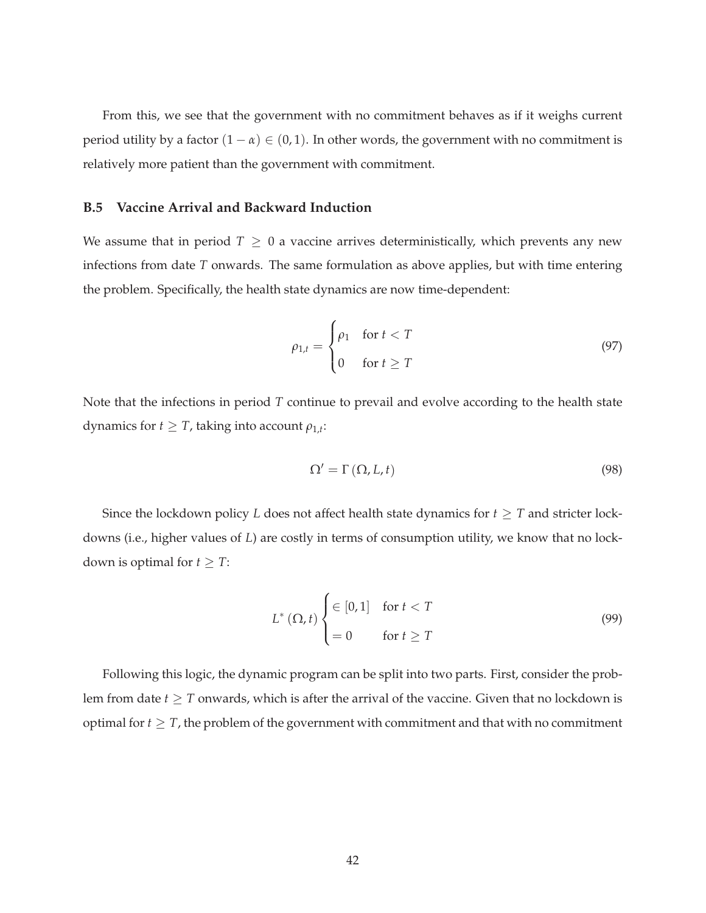From this, we see that the government with no commitment behaves as if it weighs current period utility by a factor $(1-\alpha) \in (0,1)$. In other words, the government with no commitment is relatively more patient than the government with commitment.

### B.5 Vaccine Arrival and Backward Induction

We assume that in period $T \geq 0$ a vaccine arrives deterministically, which prevents any new infections from date $T$ onwards. The same formulation as above applies, but with time entering the problem. Specifically, the health state dynamics are now time-dependent:

$$\rho_{1,t} = \begin{cases} \rho_1 & \text{for } t < T \\ 0 & \text{for } t \geq T \end{cases} \tag{97}$$

Note that the infections in period $T$ continue to prevail and evolve according to the health state dynamics for $t \geq T$, taking into account $\rho_{1,t}$:

$$\Omega' = \Gamma(\Omega, L, t) \tag{98}$$

Since the lockdown policy $L$ does not affect health state dynamics for $t \geq T$ and stricter lockdowns (i.e., higher values of $L$) are costly in terms of consumption utility, we know that no lockdown is optimal for $t \geq T$:

$$L^*(\Omega, t) \begin{cases} \in [0,1] & \text{for } t < T \\ = 0 & \text{for } t \geq T \end{cases} \tag{99}$$

Following this logic, the dynamic program can be split into two parts. First, consider the problem from date $t \geq T$ onwards, which is after the arrival of the vaccine. Given that no lockdown is optimal for $t \geq T$, the problem of the government with commitment and that with no commitment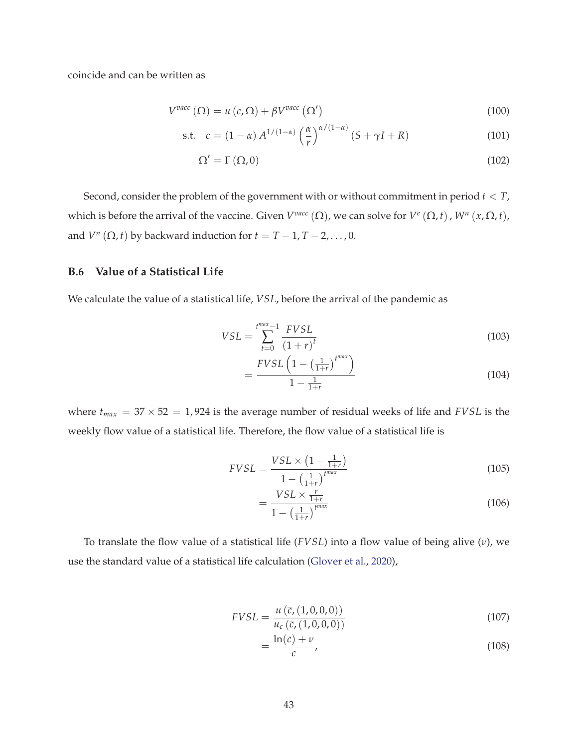coincide and can be written as

$$V^{vacc}(\Omega) = u(c, \Omega) + \beta V^{vacc}(\Omega') \tag{100}$$

$$\text{s.t.} \quad c = (1-\alpha) A^{1/(1-\alpha)} \left(\frac{\alpha}{r}\right)^{\alpha/(1-\alpha)} (S + \gamma I + R) \tag{101}$$

$$\Omega' = \Gamma(\Omega, 0) \tag{102}$$

Second, consider the problem of the government with or without commitment in period $t < T$, which is before the arrival of the vaccine. Given $V^{vacc}(\Omega)$, we can solve for $V^{e}(\Omega, t)$, $W^{n}(x, \Omega, t)$, and $V^{n}(\Omega, t)$ by backward induction for $t = T-1, T-2, \ldots, 0$.

### B.6 Value of a Statistical Life

We calculate the value of a statistical life, $VSL$, before the arrival of the pandemic as

$$VSL = \sum_{t=0}^{t^{max}-1} \frac{FVSL}{(1+r)^{t}} \tag{103}$$

$$= \frac{FVSL\left(1 - \left(\frac{1}{1+r}\right)^{t^{max}}\right)}{1 - \frac{1}{1+r}} \tag{104}$$

where $t_{max} = 37 \times 52 = 1{,}924$ is the average number of residual weeks of life and $FVSL$ is the weekly flow value of a statistical life. Therefore, the flow value of a statistical life is

$$FVSL = \frac{VSL \times \left(1 - \frac{1}{1+r}\right)}{1 - \left(\frac{1}{1+r}\right)^{t^{max}}} \tag{105}$$

$$= \frac{VSL \times \frac{r}{1+r}}{1 - \left(\frac{1}{1+r}\right)^{t^{max}}} \tag{106}$$

To translate the flow value of a statistical life ($FVSL$) into a flow value of being alive ($\nu$), we use the standard value of a statistical life calculation (Glover et al., 2020),

$$FVSL = \frac{u(\bar{c}, (1,0,0,0))}{u_c(\bar{c}, (1,0,0,0))} \tag{107}$$

$$= \frac{\ln(\bar{c}) + \nu}{\bar{c}}, \tag{108}$$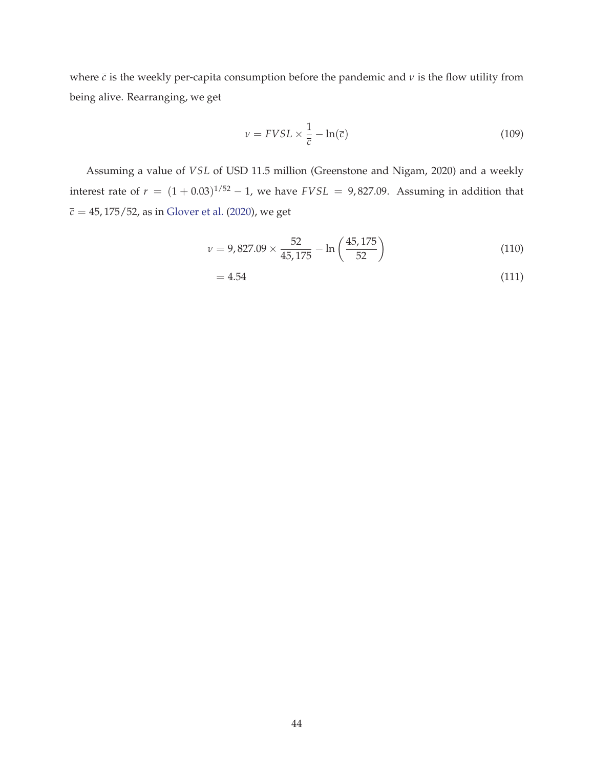where $\overline{c}$ is the weekly per-capita consumption before the pandemic and $\nu$ is the flow utility from being alive. Rearranging, we get

$$\nu = FVSL \times \frac{1}{\overline{c}} - \ln(\overline{c}) \tag{109}$$

Assuming a value of $VSL$ of USD 11.5 million (Greenstone and Nigam, 2020) and a weekly interest rate of $r = (1 + 0.03)^{1/52} - 1$, we have $FVSL = 9,827.09$. Assuming in addition that $\overline{c} = 45,175/52$, as in Glover et al. (2020), we get

$$\nu = 9,827.09 \times \frac{52}{45,175} - \ln\left(\frac{45,175}{52}\right) \tag{110}$$

$$= 4.54 \tag{111}$$